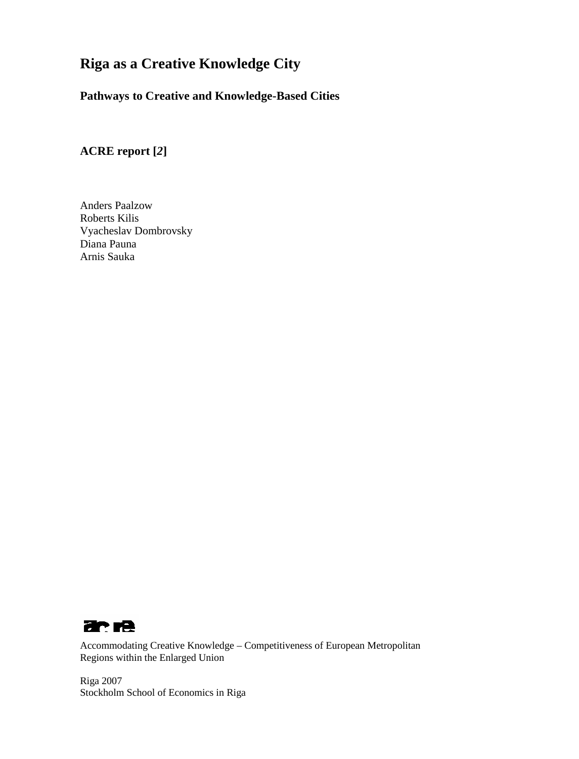# Riga as a Creative Knowledge City

## Pathways to Creative and Knowledge-Based Cities

## ACRE report [*2*]

Anders Paalzow
Roberts Kilis
Vyacheslav Dombrovsky
Diana Pauna
Arnis Sauka

Accommodating Creative Knowledge – Competitiveness of European Metropolitan Regions within the Enlarged Union

Riga 2007
Stockholm School of Economics in Riga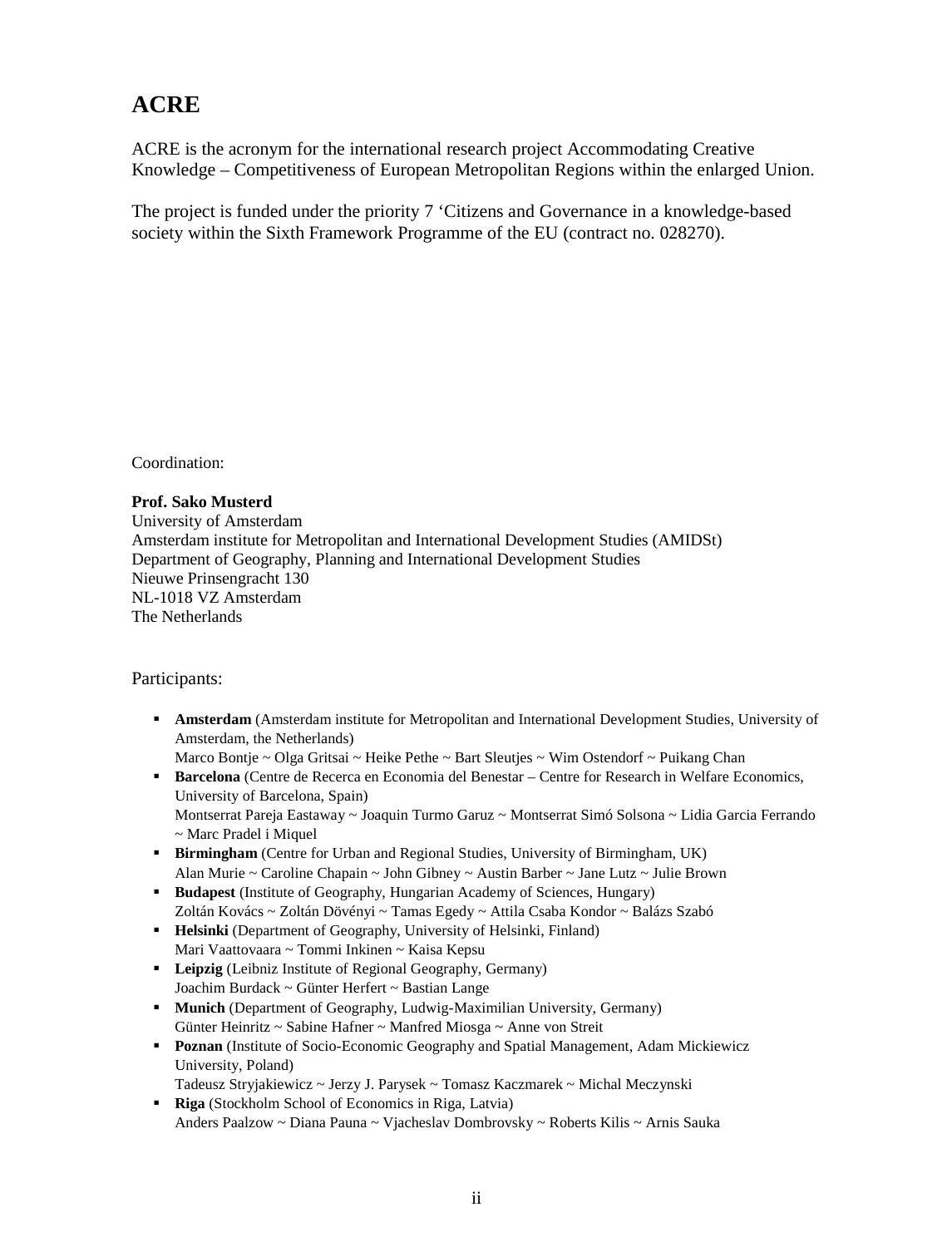# ACRE

ACRE is the acronym for the international research project Accommodating Creative Knowledge – Competitiveness of European Metropolitan Regions within the enlarged Union.

The project is funded under the priority 7 'Citizens and Governance in a knowledge-based society within the Sixth Framework Programme of the EU (contract no. 028270).

Coordination:

**Prof. Sako Musterd**
University of Amsterdam
Amsterdam institute for Metropolitan and International Development Studies (AMIDSt)
Department of Geography, Planning and International Development Studies
Nieuwe Prinsengracht 130
NL-1018 VZ Amsterdam
The Netherlands

Participants:

- **Amsterdam** (Amsterdam institute for Metropolitan and International Development Studies, University of Amsterdam, the Netherlands)
  Marco Bontje ~ Olga Gritsai ~ Heike Pethe ~ Bart Sleutjes ~ Wim Ostendorf ~ Puikang Chan
- **Barcelona** (Centre de Recerca en Economia del Benestar – Centre for Research in Welfare Economics, University of Barcelona, Spain)
  Montserrat Pareja Eastaway ~ Joaquin Turmo Garuz ~ Montserrat Simó Solsona ~ Lidia Garcia Ferrando ~ Marc Pradel i Miquel
- **Birmingham** (Centre for Urban and Regional Studies, University of Birmingham, UK)
  Alan Murie ~ Caroline Chapain ~ John Gibney ~ Austin Barber ~ Jane Lutz ~ Julie Brown
- **Budapest** (Institute of Geography, Hungarian Academy of Sciences, Hungary)
  Zoltán Kovács ~ Zoltán Dövényi ~ Tamas Egedy ~ Attila Csaba Kondor ~ Balázs Szabó
- **Helsinki** (Department of Geography, University of Helsinki, Finland)
  Mari Vaattovaara ~ Tommi Inkinen ~ Kaisa Kepsu
- **Leipzig** (Leibniz Institute of Regional Geography, Germany)
  Joachim Burdack ~ Günter Herfert ~ Bastian Lange
- **Munich** (Department of Geography, Ludwig-Maximilian University, Germany)
  Günter Heinritz ~ Sabine Hafner ~ Manfred Miosga ~ Anne von Streit
- **Poznan** (Institute of Socio-Economic Geography and Spatial Management, Adam Mickiewicz University, Poland)
  Tadeusz Stryjakiewicz ~ Jerzy J. Parysek ~ Tomasz Kaczmarek ~ Michal Meczynski
- **Riga** (Stockholm School of Economics in Riga, Latvia)
  Anders Paalzow ~ Diana Pauna ~ Vjacheslav Dombrovsky ~ Roberts Kilis ~ Arnis Sauka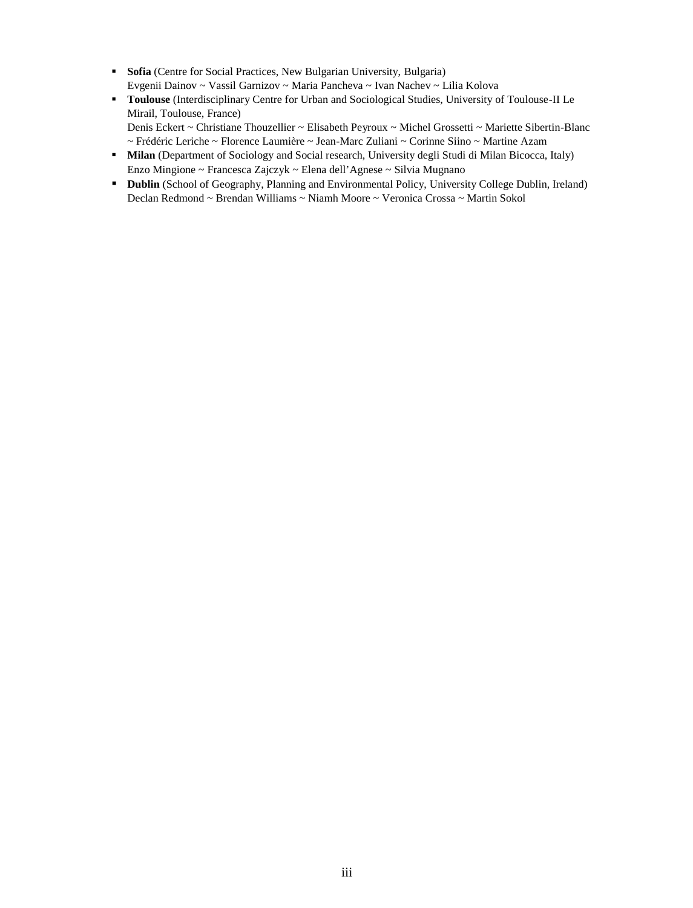- **Sofia** (Centre for Social Practices, New Bulgarian University, Bulgaria)
  Evgenii Dainov ~ Vassil Garnizov ~ Maria Pancheva ~ Ivan Nachev ~ Lilia Kolova
- **Toulouse** (Interdisciplinary Centre for Urban and Sociological Studies, University of Toulouse-II Le Mirail, Toulouse, France)
  Denis Eckert ~ Christiane Thouzellier ~ Elisabeth Peyroux ~ Michel Grossetti ~ Mariette Sibertin-Blanc ~ Frédéric Leriche ~ Florence Laumière ~ Jean-Marc Zuliani ~ Corinne Siino ~ Martine Azam
- **Milan** (Department of Sociology and Social research, University degli Studi di Milan Bicocca, Italy)
  Enzo Mingione ~ Francesca Zajczyk ~ Elena dell'Agnese ~ Silvia Mugnano
- **Dublin** (School of Geography, Planning and Environmental Policy, University College Dublin, Ireland)
  Declan Redmond ~ Brendan Williams ~ Niamh Moore ~ Veronica Crossa ~ Martin Sokol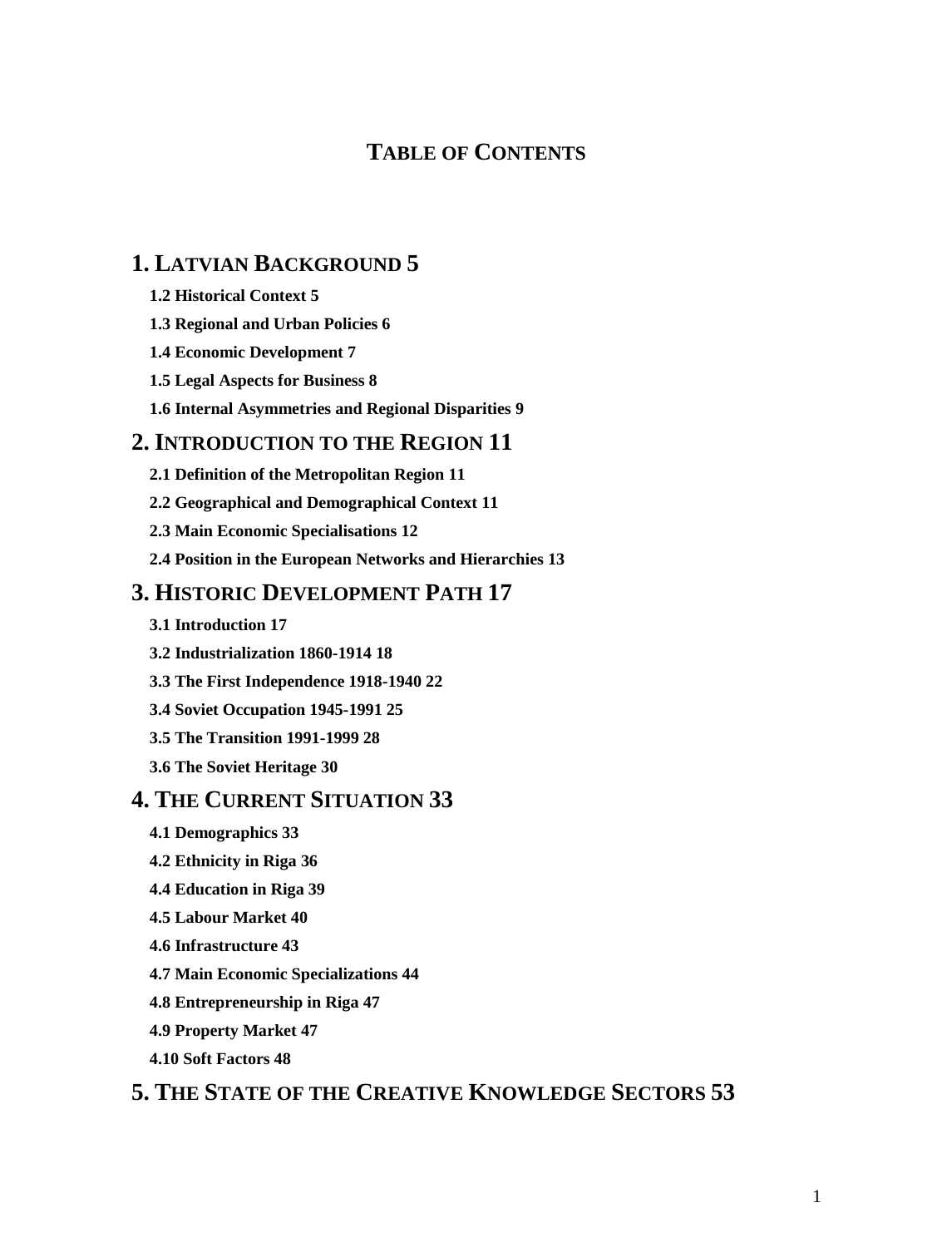# TABLE OF CONTENTS

## 1. LATVIAN BACKGROUND 5

**1.2 Historical Context 5**

**1.3 Regional and Urban Policies 6**

**1.4 Economic Development 7**

**1.5 Legal Aspects for Business 8**

**1.6 Internal Asymmetries and Regional Disparities 9**

## 2. INTRODUCTION TO THE REGION 11

**2.1 Definition of the Metropolitan Region 11**

**2.2 Geographical and Demographical Context 11**

**2.3 Main Economic Specialisations 12**

**2.4 Position in the European Networks and Hierarchies 13**

## 3. HISTORIC DEVELOPMENT PATH 17

**3.1 Introduction 17**

**3.2 Industrialization 1860-1914 18**

**3.3 The First Independence 1918-1940 22**

**3.4 Soviet Occupation 1945-1991 25**

**3.5 The Transition 1991-1999 28**

**3.6 The Soviet Heritage 30**

## 4. THE CURRENT SITUATION 33

**4.1 Demographics 33**

**4.2 Ethnicity in Riga 36**

**4.4 Education in Riga 39**

**4.5 Labour Market 40**

**4.6 Infrastructure 43**

**4.7 Main Economic Specializations 44**

**4.8 Entrepreneurship in Riga 47**

**4.9 Property Market 47**

**4.10 Soft Factors 48**

## 5. THE STATE OF THE CREATIVE KNOWLEDGE SECTORS 53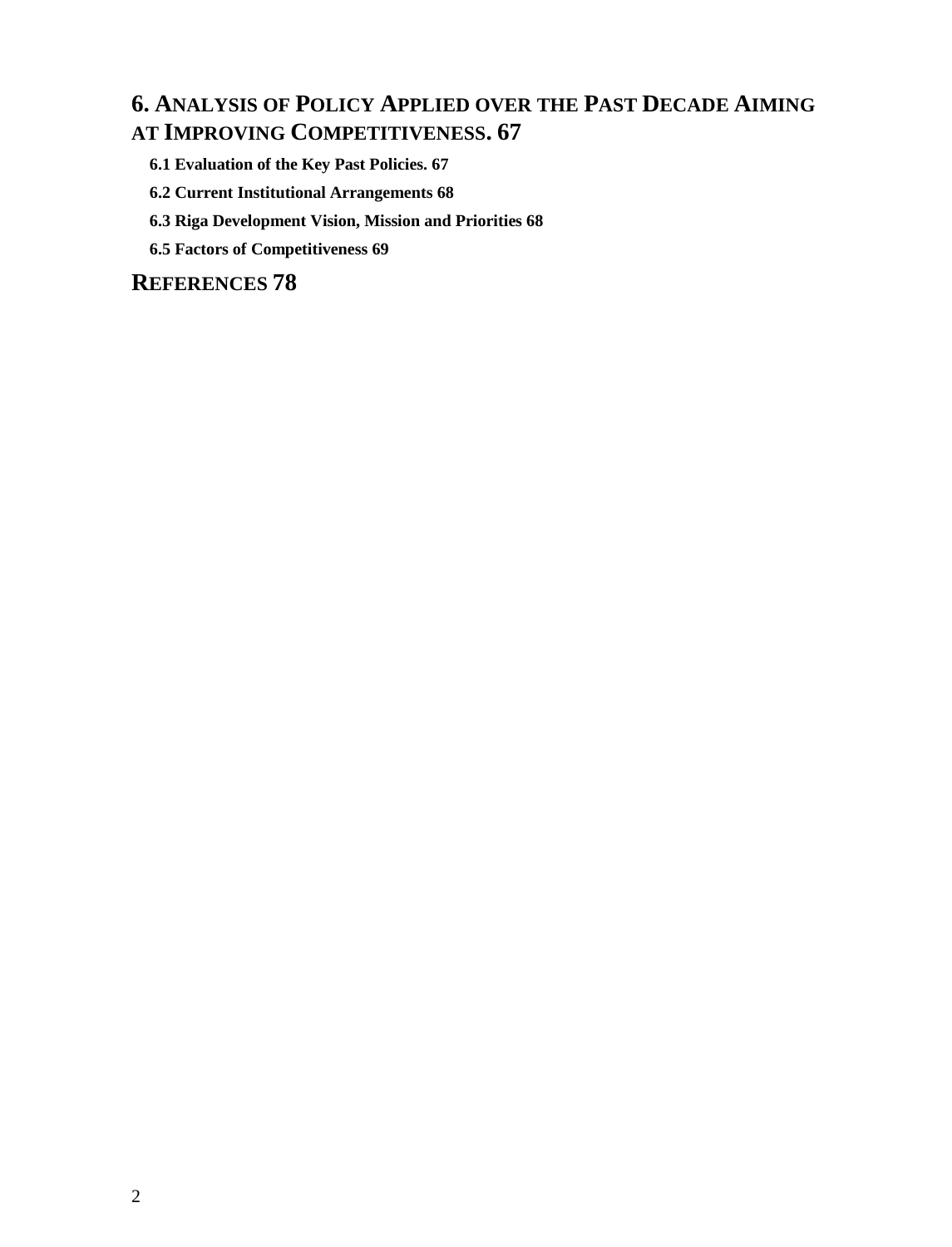**6. ANALYSIS OF POLICY APPLIED OVER THE PAST DECADE AIMING AT IMPROVING COMPETITIVENESS. 67**

**6.1 Evaluation of the Key Past Policies. 67**

**6.2 Current Institutional Arrangements 68**

**6.3 Riga Development Vision, Mission and Priorities 68**

**6.5 Factors of Competitiveness 69**

**REFERENCES 78**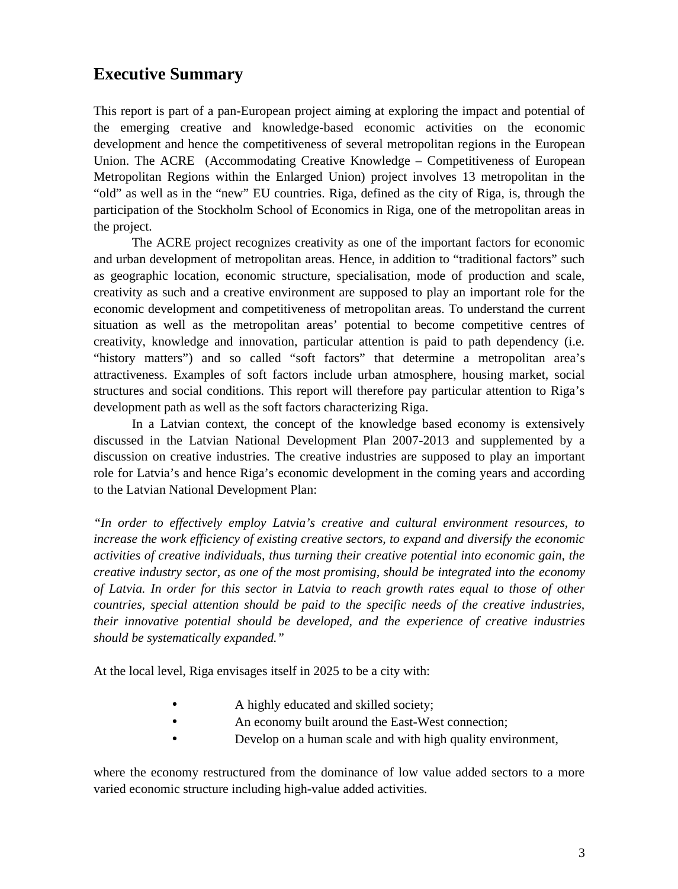## Executive Summary

This report is part of a pan-European project aiming at exploring the impact and potential of the emerging creative and knowledge-based economic activities on the economic development and hence the competitiveness of several metropolitan regions in the European Union. The ACRE (Accommodating Creative Knowledge – Competitiveness of European Metropolitan Regions within the Enlarged Union) project involves 13 metropolitan in the "old" as well as in the "new" EU countries. Riga, defined as the city of Riga, is, through the participation of the Stockholm School of Economics in Riga, one of the metropolitan areas in the project.

The ACRE project recognizes creativity as one of the important factors for economic and urban development of metropolitan areas. Hence, in addition to "traditional factors" such as geographic location, economic structure, specialisation, mode of production and scale, creativity as such and a creative environment are supposed to play an important role for the economic development and competitiveness of metropolitan areas. To understand the current situation as well as the metropolitan areas' potential to become competitive centres of creativity, knowledge and innovation, particular attention is paid to path dependency (i.e. "history matters") and so called "soft factors" that determine a metropolitan area's attractiveness. Examples of soft factors include urban atmosphere, housing market, social structures and social conditions. This report will therefore pay particular attention to Riga's development path as well as the soft factors characterizing Riga.

In a Latvian context, the concept of the knowledge based economy is extensively discussed in the Latvian National Development Plan 2007-2013 and supplemented by a discussion on creative industries. The creative industries are supposed to play an important role for Latvia's and hence Riga's economic development in the coming years and according to the Latvian National Development Plan:

*"In order to effectively employ Latvia's creative and cultural environment resources, to increase the work efficiency of existing creative sectors, to expand and diversify the economic activities of creative individuals, thus turning their creative potential into economic gain, the creative industry sector, as one of the most promising, should be integrated into the economy of Latvia. In order for this sector in Latvia to reach growth rates equal to those of other countries, special attention should be paid to the specific needs of the creative industries, their innovative potential should be developed, and the experience of creative industries should be systematically expanded."*

At the local level, Riga envisages itself in 2025 to be a city with:

- A highly educated and skilled society;
- An economy built around the East-West connection;
- Develop on a human scale and with high quality environment,

where the economy restructured from the dominance of low value added sectors to a more varied economic structure including high-value added activities.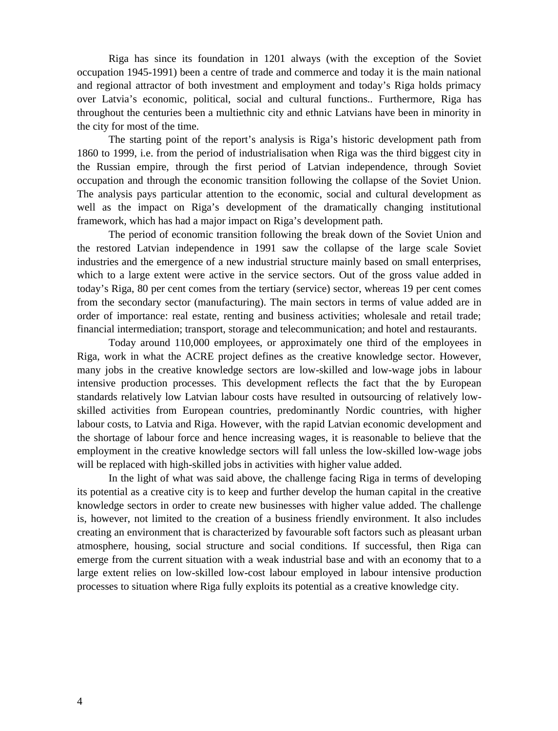Riga has since its foundation in 1201 always (with the exception of the Soviet occupation 1945-1991) been a centre of trade and commerce and today it is the main national and regional attractor of both investment and employment and today's Riga holds primacy over Latvia's economic, political, social and cultural functions.. Furthermore, Riga has throughout the centuries been a multiethnic city and ethnic Latvians have been in minority in the city for most of the time.

The starting point of the report's analysis is Riga's historic development path from 1860 to 1999, i.e. from the period of industrialisation when Riga was the third biggest city in the Russian empire, through the first period of Latvian independence, through Soviet occupation and through the economic transition following the collapse of the Soviet Union. The analysis pays particular attention to the economic, social and cultural development as well as the impact on Riga's development of the dramatically changing institutional framework, which has had a major impact on Riga's development path.

The period of economic transition following the break down of the Soviet Union and the restored Latvian independence in 1991 saw the collapse of the large scale Soviet industries and the emergence of a new industrial structure mainly based on small enterprises, which to a large extent were active in the service sectors. Out of the gross value added in today's Riga, 80 per cent comes from the tertiary (service) sector, whereas 19 per cent comes from the secondary sector (manufacturing). The main sectors in terms of value added are in order of importance: real estate, renting and business activities; wholesale and retail trade; financial intermediation; transport, storage and telecommunication; and hotel and restaurants.

Today around 110,000 employees, or approximately one third of the employees in Riga, work in what the ACRE project defines as the creative knowledge sector. However, many jobs in the creative knowledge sectors are low-skilled and low-wage jobs in labour intensive production processes. This development reflects the fact that the by European standards relatively low Latvian labour costs have resulted in outsourcing of relatively low-skilled activities from European countries, predominantly Nordic countries, with higher labour costs, to Latvia and Riga. However, with the rapid Latvian economic development and the shortage of labour force and hence increasing wages, it is reasonable to believe that the employment in the creative knowledge sectors will fall unless the low-skilled low-wage jobs will be replaced with high-skilled jobs in activities with higher value added.

In the light of what was said above, the challenge facing Riga in terms of developing its potential as a creative city is to keep and further develop the human capital in the creative knowledge sectors in order to create new businesses with higher value added. The challenge is, however, not limited to the creation of a business friendly environment. It also includes creating an environment that is characterized by favourable soft factors such as pleasant urban atmosphere, housing, social structure and social conditions. If successful, then Riga can emerge from the current situation with a weak industrial base and with an economy that to a large extent relies on low-skilled low-cost labour employed in labour intensive production processes to situation where Riga fully exploits its potential as a creative knowledge city.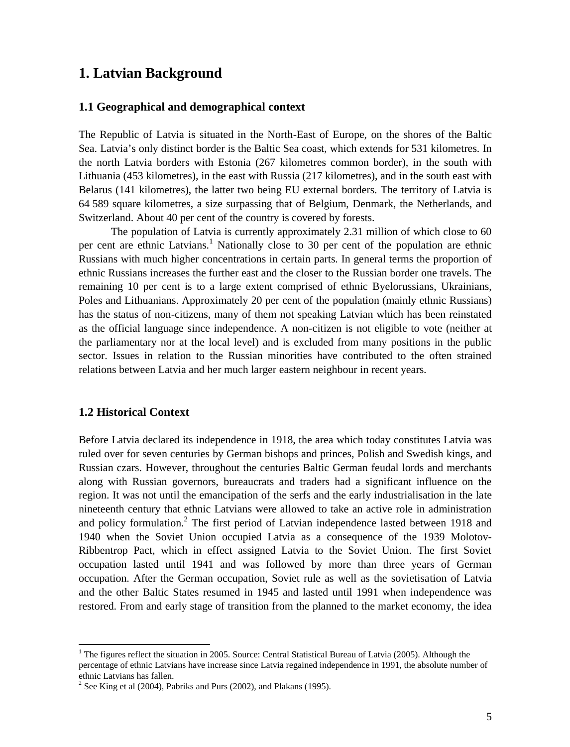# 1. Latvian Background

## 1.1 Geographical and demographical context

The Republic of Latvia is situated in the North-East of Europe, on the shores of the Baltic Sea. Latvia's only distinct border is the Baltic Sea coast, which extends for 531 kilometres. In the north Latvia borders with Estonia (267 kilometres common border), in the south with Lithuania (453 kilometres), in the east with Russia (217 kilometres), and in the south east with Belarus (141 kilometres), the latter two being EU external borders. The territory of Latvia is 64 589 square kilometres, a size surpassing that of Belgium, Denmark, the Netherlands, and Switzerland. About 40 per cent of the country is covered by forests.

The population of Latvia is currently approximately 2.31 million of which close to 60 per cent are ethnic Latvians.[1] Nationally close to 30 per cent of the population are ethnic Russians with much higher concentrations in certain parts. In general terms the proportion of ethnic Russians increases the further east and the closer to the Russian border one travels. The remaining 10 per cent is to a large extent comprised of ethnic Byelorussians, Ukrainians, Poles and Lithuanians. Approximately 20 per cent of the population (mainly ethnic Russians) has the status of non-citizens, many of them not speaking Latvian which has been reinstated as the official language since independence. A non-citizen is not eligible to vote (neither at the parliamentary nor at the local level) and is excluded from many positions in the public sector. Issues in relation to the Russian minorities have contributed to the often strained relations between Latvia and her much larger eastern neighbour in recent years.

## 1.2 Historical Context

Before Latvia declared its independence in 1918, the area which today constitutes Latvia was ruled over for seven centuries by German bishops and princes, Polish and Swedish kings, and Russian czars. However, throughout the centuries Baltic German feudal lords and merchants along with Russian governors, bureaucrats and traders had a significant influence on the region. It was not until the emancipation of the serfs and the early industrialisation in the late nineteenth century that ethnic Latvians were allowed to take an active role in administration and policy formulation.[2] The first period of Latvian independence lasted between 1918 and 1940 when the Soviet Union occupied Latvia as a consequence of the 1939 Molotov-Ribbentrop Pact, which in effect assigned Latvia to the Soviet Union. The first Soviet occupation lasted until 1941 and was followed by more than three years of German occupation. After the German occupation, Soviet rule as well as the sovietisation of Latvia and the other Baltic States resumed in 1945 and lasted until 1991 when independence was restored. From and early stage of transition from the planned to the market economy, the idea

---

[1] The figures reflect the situation in 2005. Source: Central Statistical Bureau of Latvia (2005). Although the percentage of ethnic Latvians have increase since Latvia regained independence in 1991, the absolute number of ethnic Latvians has fallen.

[2] See King et al (2004), Pabriks and Purs (2002), and Plakans (1995).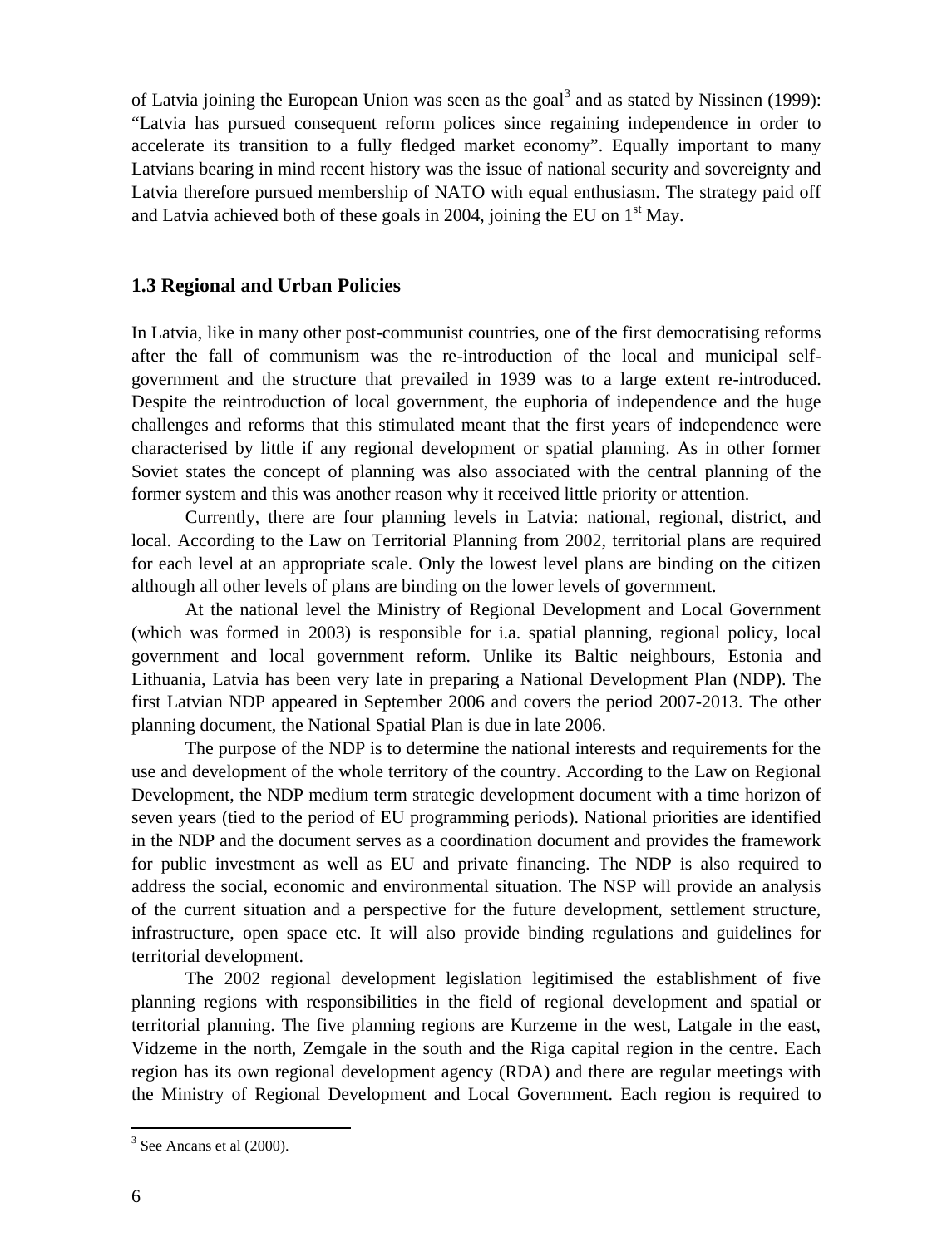of Latvia joining the European Union was seen as the goal[3] and as stated by Nissinen (1999): "Latvia has pursued consequent reform polices since regaining independence in order to accelerate its transition to a fully fledged market economy". Equally important to many Latvians bearing in mind recent history was the issue of national security and sovereignty and Latvia therefore pursued membership of NATO with equal enthusiasm. The strategy paid off and Latvia achieved both of these goals in 2004, joining the EU on 1st May.

### 1.3 Regional and Urban Policies

In Latvia, like in many other post-communist countries, one of the first democratising reforms after the fall of communism was the re-introduction of the local and municipal self-government and the structure that prevailed in 1939 was to a large extent re-introduced. Despite the reintroduction of local government, the euphoria of independence and the huge challenges and reforms that this stimulated meant that the first years of independence were characterised by little if any regional development or spatial planning. As in other former Soviet states the concept of planning was also associated with the central planning of the former system and this was another reason why it received little priority or attention.

Currently, there are four planning levels in Latvia: national, regional, district, and local. According to the Law on Territorial Planning from 2002, territorial plans are required for each level at an appropriate scale. Only the lowest level plans are binding on the citizen although all other levels of plans are binding on the lower levels of government.

At the national level the Ministry of Regional Development and Local Government (which was formed in 2003) is responsible for i.a. spatial planning, regional policy, local government and local government reform. Unlike its Baltic neighbours, Estonia and Lithuania, Latvia has been very late in preparing a National Development Plan (NDP). The first Latvian NDP appeared in September 2006 and covers the period 2007-2013. The other planning document, the National Spatial Plan is due in late 2006.

The purpose of the NDP is to determine the national interests and requirements for the use and development of the whole territory of the country. According to the Law on Regional Development, the NDP medium term strategic development document with a time horizon of seven years (tied to the period of EU programming periods). National priorities are identified in the NDP and the document serves as a coordination document and provides the framework for public investment as well as EU and private financing. The NDP is also required to address the social, economic and environmental situation. The NSP will provide an analysis of the current situation and a perspective for the future development, settlement structure, infrastructure, open space etc. It will also provide binding regulations and guidelines for territorial development.

The 2002 regional development legislation legitimised the establishment of five planning regions with responsibilities in the field of regional development and spatial or territorial planning. The five planning regions are Kurzeme in the west, Latgale in the east, Vidzeme in the north, Zemgale in the south and the Riga capital region in the centre. Each region has its own regional development agency (RDA) and there are regular meetings with the Ministry of Regional Development and Local Government. Each region is required to

[3] See Ancans et al (2000).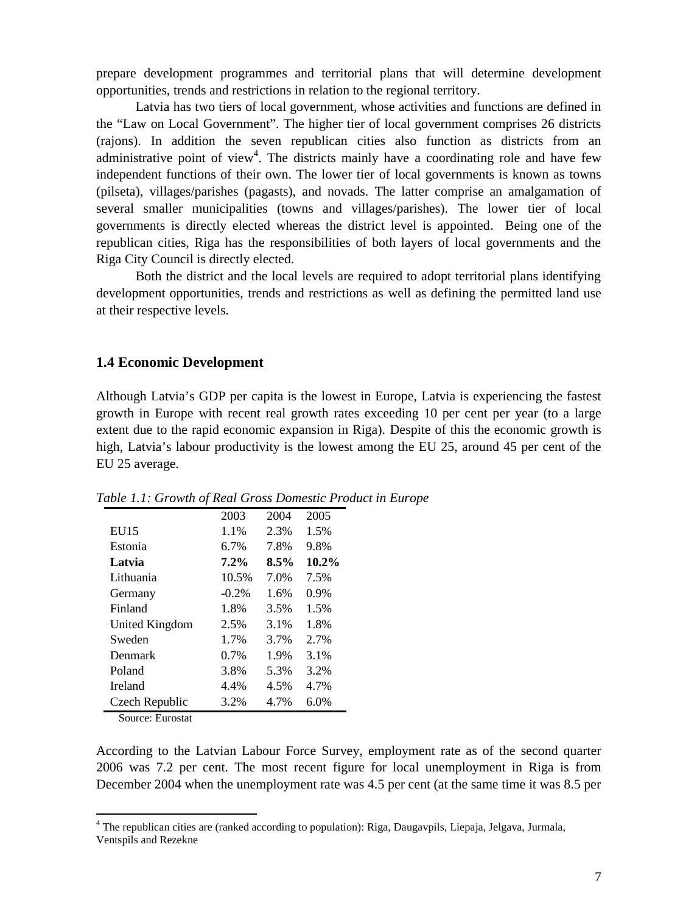prepare development programmes and territorial plans that will determine development opportunities, trends and restrictions in relation to the regional territory.

Latvia has two tiers of local government, whose activities and functions are defined in the "Law on Local Government". The higher tier of local government comprises 26 districts (rajons). In addition the seven republican cities also function as districts from an administrative point of view[4]. The districts mainly have a coordinating role and have few independent functions of their own. The lower tier of local governments is known as towns (pilseta), villages/parishes (pagasts), and novads. The latter comprise an amalgamation of several smaller municipalities (towns and villages/parishes). The lower tier of local governments is directly elected whereas the district level is appointed. Being one of the republican cities, Riga has the responsibilities of both layers of local governments and the Riga City Council is directly elected.

Both the district and the local levels are required to adopt territorial plans identifying development opportunities, trends and restrictions as well as defining the permitted land use at their respective levels.

### 1.4 Economic Development

Although Latvia's GDP per capita is the lowest in Europe, Latvia is experiencing the fastest growth in Europe with recent real growth rates exceeding 10 per cent per year (to a large extent due to the rapid economic expansion in Riga). Despite of this the economic growth is high, Latvia's labour productivity is the lowest among the EU 25, around 45 per cent of the EU 25 average.

*Table 1.1: Growth of Real Gross Domestic Product in Europe*

| | 2003 | 2004 | 2005 |
|---|---|---|---|
| EU15 | 1.1% | 2.3% | 1.5% |
| Estonia | 6.7% | 7.8% | 9.8% |
| **Latvia** | **7.2%** | **8.5%** | **10.2%** |
| Lithuania | 10.5% | 7.0% | 7.5% |
| Germany | -0.2% | 1.6% | 0.9% |
| Finland | 1.8% | 3.5% | 1.5% |
| United Kingdom | 2.5% | 3.1% | 1.8% |
| Sweden | 1.7% | 3.7% | 2.7% |
| Denmark | 0.7% | 1.9% | 3.1% |
| Poland | 3.8% | 5.3% | 3.2% |
| Ireland | 4.4% | 4.5% | 4.7% |
| Czech Republic | 3.2% | 4.7% | 6.0% |

Source: Eurostat

According to the Latvian Labour Force Survey, employment rate as of the second quarter 2006 was 7.2 per cent. The most recent figure for local unemployment in Riga is from December 2004 when the unemployment rate was 4.5 per cent (at the same time it was 8.5 per

[4] The republican cities are (ranked according to population): Riga, Daugavpils, Liepaja, Jelgava, Jurmala, Ventspils and Rezekne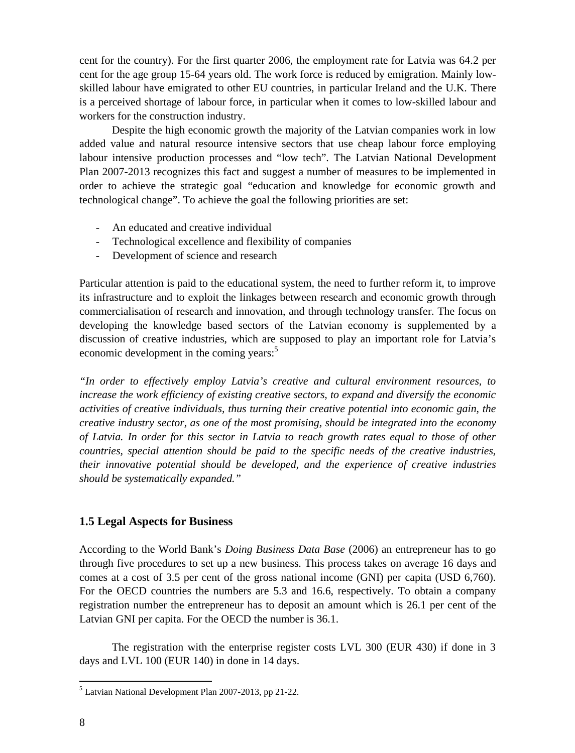cent for the country). For the first quarter 2006, the employment rate for Latvia was 64.2 per cent for the age group 15-64 years old. The work force is reduced by emigration. Mainly low-skilled labour have emigrated to other EU countries, in particular Ireland and the U.K. There is a perceived shortage of labour force, in particular when it comes to low-skilled labour and workers for the construction industry.

Despite the high economic growth the majority of the Latvian companies work in low added value and natural resource intensive sectors that use cheap labour force employing labour intensive production processes and "low tech". The Latvian National Development Plan 2007-2013 recognizes this fact and suggest a number of measures to be implemented in order to achieve the strategic goal "education and knowledge for economic growth and technological change". To achieve the goal the following priorities are set:

- An educated and creative individual
- Technological excellence and flexibility of companies
- Development of science and research

Particular attention is paid to the educational system, the need to further reform it, to improve its infrastructure and to exploit the linkages between research and economic growth through commercialisation of research and innovation, and through technology transfer. The focus on developing the knowledge based sectors of the Latvian economy is supplemented by a discussion of creative industries, which are supposed to play an important role for Latvia's economic development in the coming years:[5]

*"In order to effectively employ Latvia's creative and cultural environment resources, to increase the work efficiency of existing creative sectors, to expand and diversify the economic activities of creative individuals, thus turning their creative potential into economic gain, the creative industry sector, as one of the most promising, should be integrated into the economy of Latvia. In order for this sector in Latvia to reach growth rates equal to those of other countries, special attention should be paid to the specific needs of the creative industries, their innovative potential should be developed, and the experience of creative industries should be systematically expanded."*

## 1.5 Legal Aspects for Business

According to the World Bank's *Doing Business Data Base* (2006) an entrepreneur has to go through five procedures to set up a new business. This process takes on average 16 days and comes at a cost of 3.5 per cent of the gross national income (GNI) per capita (USD 6,760). For the OECD countries the numbers are 5.3 and 16.6, respectively. To obtain a company registration number the entrepreneur has to deposit an amount which is 26.1 per cent of the Latvian GNI per capita. For the OECD the number is 36.1.

The registration with the enterprise register costs LVL 300 (EUR 430) if done in 3 days and LVL 100 (EUR 140) in done in 14 days.

[5] Latvian National Development Plan 2007-2013, pp 21-22.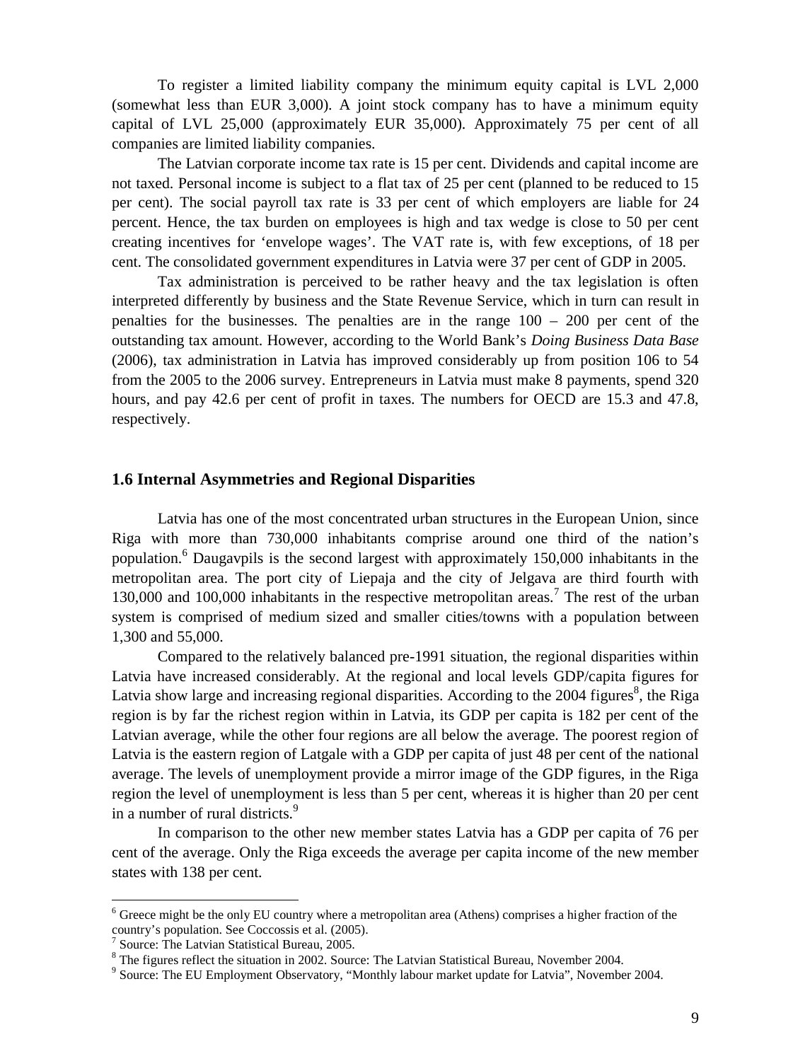To register a limited liability company the minimum equity capital is LVL 2,000 (somewhat less than EUR 3,000). A joint stock company has to have a minimum equity capital of LVL 25,000 (approximately EUR 35,000). Approximately 75 per cent of all companies are limited liability companies.

The Latvian corporate income tax rate is 15 per cent. Dividends and capital income are not taxed. Personal income is subject to a flat tax of 25 per cent (planned to be reduced to 15 per cent). The social payroll tax rate is 33 per cent of which employers are liable for 24 percent. Hence, the tax burden on employees is high and tax wedge is close to 50 per cent creating incentives for 'envelope wages'. The VAT rate is, with few exceptions, of 18 per cent. The consolidated government expenditures in Latvia were 37 per cent of GDP in 2005.

Tax administration is perceived to be rather heavy and the tax legislation is often interpreted differently by business and the State Revenue Service, which in turn can result in penalties for the businesses. The penalties are in the range 100 – 200 per cent of the outstanding tax amount. However, according to the World Bank's *Doing Business Data Base* (2006), tax administration in Latvia has improved considerably up from position 106 to 54 from the 2005 to the 2006 survey. Entrepreneurs in Latvia must make 8 payments, spend 320 hours, and pay 42.6 per cent of profit in taxes. The numbers for OECD are 15.3 and 47.8, respectively.

## 1.6 Internal Asymmetries and Regional Disparities

Latvia has one of the most concentrated urban structures in the European Union, since Riga with more than 730,000 inhabitants comprise around one third of the nation's population.[6] Daugavpils is the second largest with approximately 150,000 inhabitants in the metropolitan area. The port city of Liepaja and the city of Jelgava are third fourth with 130,000 and 100,000 inhabitants in the respective metropolitan areas.[7] The rest of the urban system is comprised of medium sized and smaller cities/towns with a population between 1,300 and 55,000.

Compared to the relatively balanced pre-1991 situation, the regional disparities within Latvia have increased considerably. At the regional and local levels GDP/capita figures for Latvia show large and increasing regional disparities. According to the 2004 figures[8], the Riga region is by far the richest region within in Latvia, its GDP per capita is 182 per cent of the Latvian average, while the other four regions are all below the average. The poorest region of Latvia is the eastern region of Latgale with a GDP per capita of just 48 per cent of the national average. The levels of unemployment provide a mirror image of the GDP figures, in the Riga region the level of unemployment is less than 5 per cent, whereas it is higher than 20 per cent in a number of rural districts.[9]

In comparison to the other new member states Latvia has a GDP per capita of 76 per cent of the average. Only the Riga exceeds the average per capita income of the new member states with 138 per cent.

---

[6] Greece might be the only EU country where a metropolitan area (Athens) comprises a higher fraction of the country's population. See Coccossis et al. (2005).

[7] Source: The Latvian Statistical Bureau, 2005.

[8] The figures reflect the situation in 2002. Source: The Latvian Statistical Bureau, November 2004.

[9] Source: The EU Employment Observatory, "Monthly labour market update for Latvia", November 2004.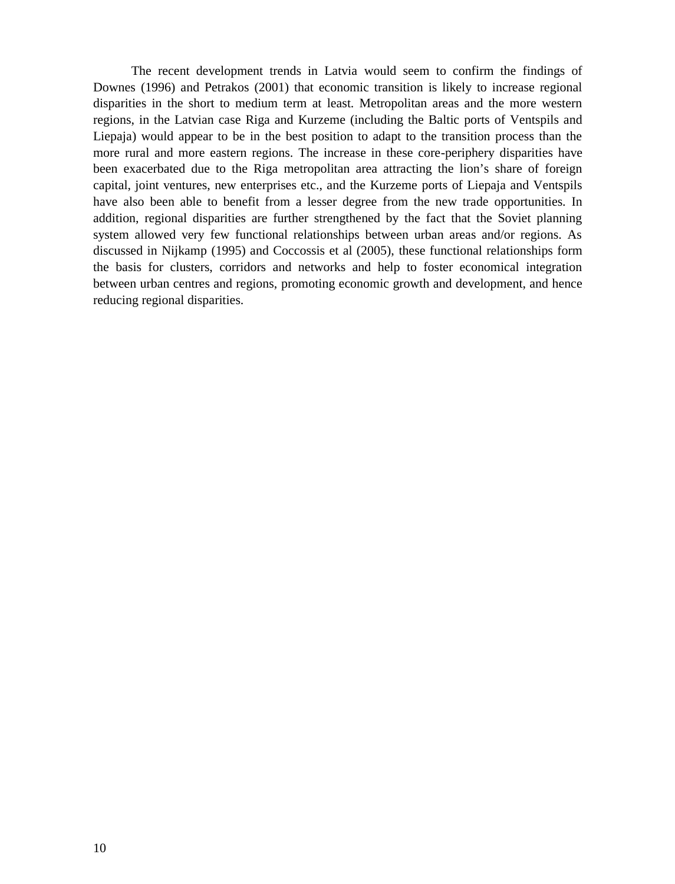The recent development trends in Latvia would seem to confirm the findings of Downes (1996) and Petrakos (2001) that economic transition is likely to increase regional disparities in the short to medium term at least. Metropolitan areas and the more western regions, in the Latvian case Riga and Kurzeme (including the Baltic ports of Ventspils and Liepaja) would appear to be in the best position to adapt to the transition process than the more rural and more eastern regions. The increase in these core-periphery disparities have been exacerbated due to the Riga metropolitan area attracting the lion's share of foreign capital, joint ventures, new enterprises etc., and the Kurzeme ports of Liepaja and Ventspils have also been able to benefit from a lesser degree from the new trade opportunities. In addition, regional disparities are further strengthened by the fact that the Soviet planning system allowed very few functional relationships between urban areas and/or regions. As discussed in Nijkamp (1995) and Coccossis et al (2005), these functional relationships form the basis for clusters, corridors and networks and help to foster economical integration between urban centres and regions, promoting economic growth and development, and hence reducing regional disparities.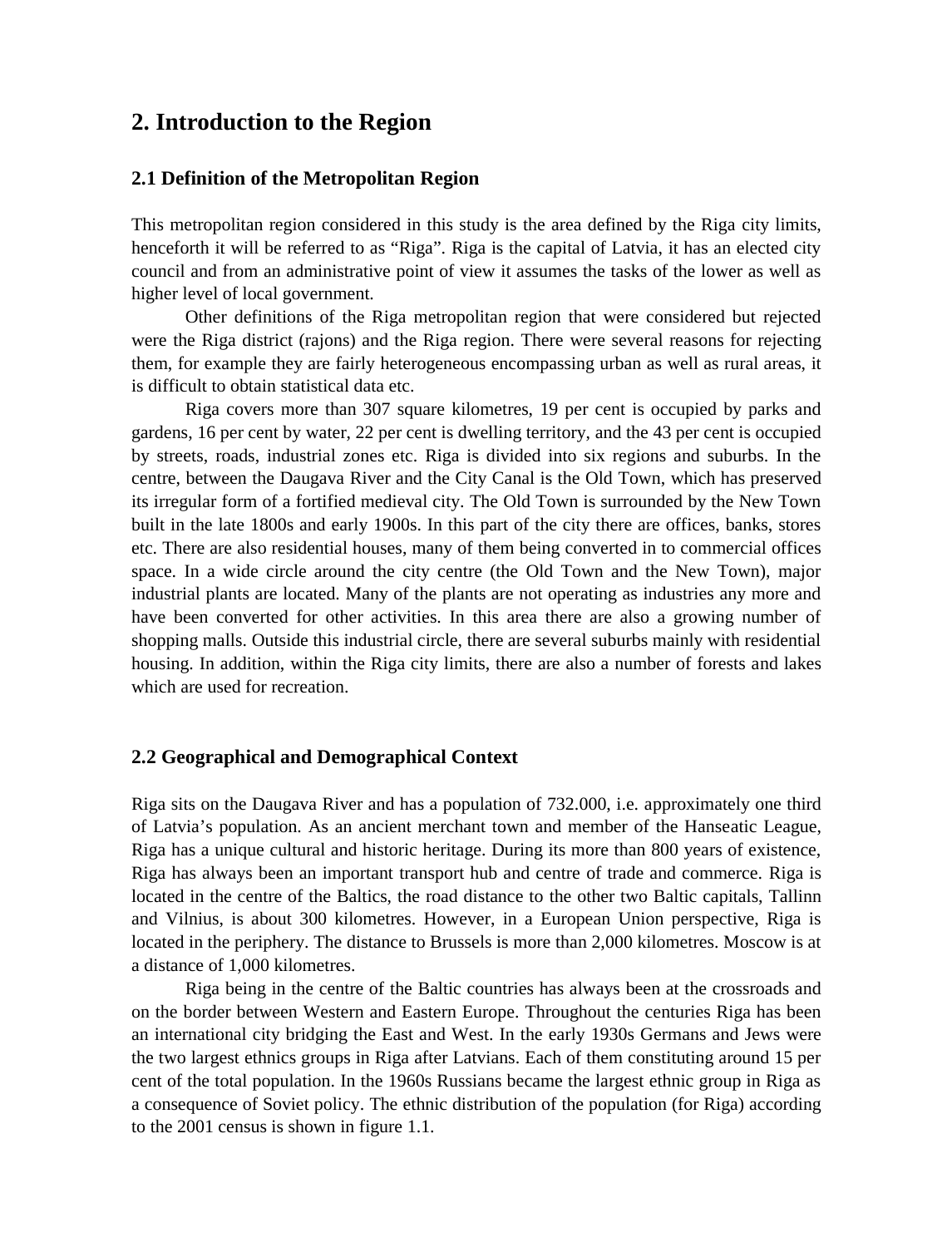# 2. Introduction to the Region

## 2.1 Definition of the Metropolitan Region

This metropolitan region considered in this study is the area defined by the Riga city limits, henceforth it will be referred to as "Riga". Riga is the capital of Latvia, it has an elected city council and from an administrative point of view it assumes the tasks of the lower as well as higher level of local government.

Other definitions of the Riga metropolitan region that were considered but rejected were the Riga district (rajons) and the Riga region. There were several reasons for rejecting them, for example they are fairly heterogeneous encompassing urban as well as rural areas, it is difficult to obtain statistical data etc.

Riga covers more than 307 square kilometres, 19 per cent is occupied by parks and gardens, 16 per cent by water, 22 per cent is dwelling territory, and the 43 per cent is occupied by streets, roads, industrial zones etc. Riga is divided into six regions and suburbs. In the centre, between the Daugava River and the City Canal is the Old Town, which has preserved its irregular form of a fortified medieval city. The Old Town is surrounded by the New Town built in the late 1800s and early 1900s. In this part of the city there are offices, banks, stores etc. There are also residential houses, many of them being converted in to commercial offices space. In a wide circle around the city centre (the Old Town and the New Town), major industrial plants are located. Many of the plants are not operating as industries any more and have been converted for other activities. In this area there are also a growing number of shopping malls. Outside this industrial circle, there are several suburbs mainly with residential housing. In addition, within the Riga city limits, there are also a number of forests and lakes which are used for recreation.

## 2.2 Geographical and Demographical Context

Riga sits on the Daugava River and has a population of 732.000, i.e. approximately one third of Latvia's population. As an ancient merchant town and member of the Hanseatic League, Riga has a unique cultural and historic heritage. During its more than 800 years of existence, Riga has always been an important transport hub and centre of trade and commerce. Riga is located in the centre of the Baltics, the road distance to the other two Baltic capitals, Tallinn and Vilnius, is about 300 kilometres. However, in a European Union perspective, Riga is located in the periphery. The distance to Brussels is more than 2,000 kilometres. Moscow is at a distance of 1,000 kilometres.

Riga being in the centre of the Baltic countries has always been at the crossroads and on the border between Western and Eastern Europe. Throughout the centuries Riga has been an international city bridging the East and West. In the early 1930s Germans and Jews were the two largest ethnics groups in Riga after Latvians. Each of them constituting around 15 per cent of the total population. In the 1960s Russians became the largest ethnic group in Riga as a consequence of Soviet policy. The ethnic distribution of the population (for Riga) according to the 2001 census is shown in figure 1.1.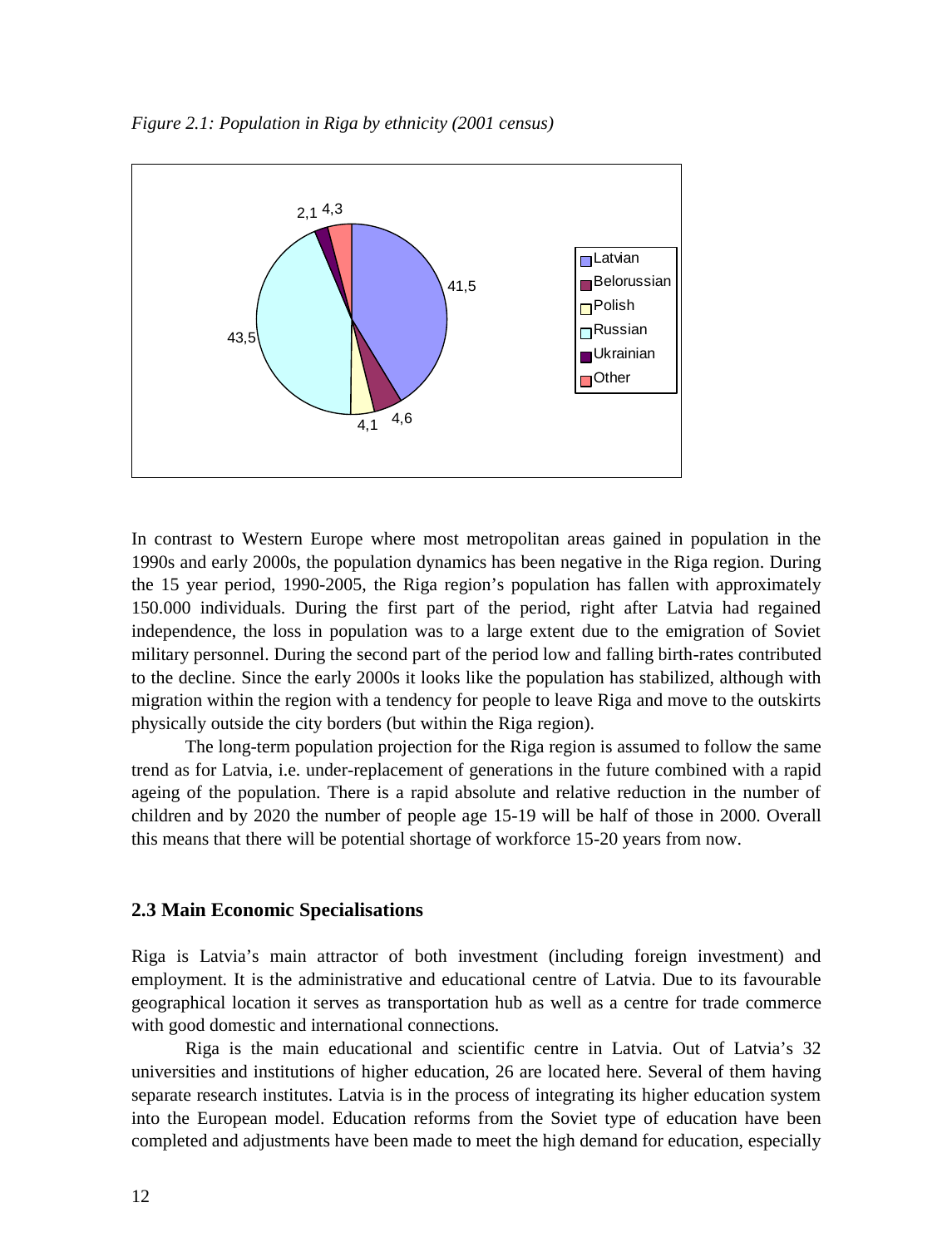*Figure 2.1: Population in Riga by ethnicity (2001 census)*

In contrast to Western Europe where most metropolitan areas gained in population in the 1990s and early 2000s, the population dynamics has been negative in the Riga region. During the 15 year period, 1990-2005, the Riga region's population has fallen with approximately 150.000 individuals. During the first part of the period, right after Latvia had regained independence, the loss in population was to a large extent due to the emigration of Soviet military personnel. During the second part of the period low and falling birth-rates contributed to the decline. Since the early 2000s it looks like the population has stabilized, although with migration within the region with a tendency for people to leave Riga and move to the outskirts physically outside the city borders (but within the Riga region).

The long-term population projection for the Riga region is assumed to follow the same trend as for Latvia, i.e. under-replacement of generations in the future combined with a rapid ageing of the population. There is a rapid absolute and relative reduction in the number of children and by 2020 the number of people age 15-19 will be half of those in 2000. Overall this means that there will be potential shortage of workforce 15-20 years from now.

### 2.3 Main Economic Specialisations

Riga is Latvia's main attractor of both investment (including foreign investment) and employment. It is the administrative and educational centre of Latvia. Due to its favourable geographical location it serves as transportation hub as well as a centre for trade commerce with good domestic and international connections.

Riga is the main educational and scientific centre in Latvia. Out of Latvia's 32 universities and institutions of higher education, 26 are located here. Several of them having separate research institutes. Latvia is in the process of integrating its higher education system into the European model. Education reforms from the Soviet type of education have been completed and adjustments have been made to meet the high demand for education, especially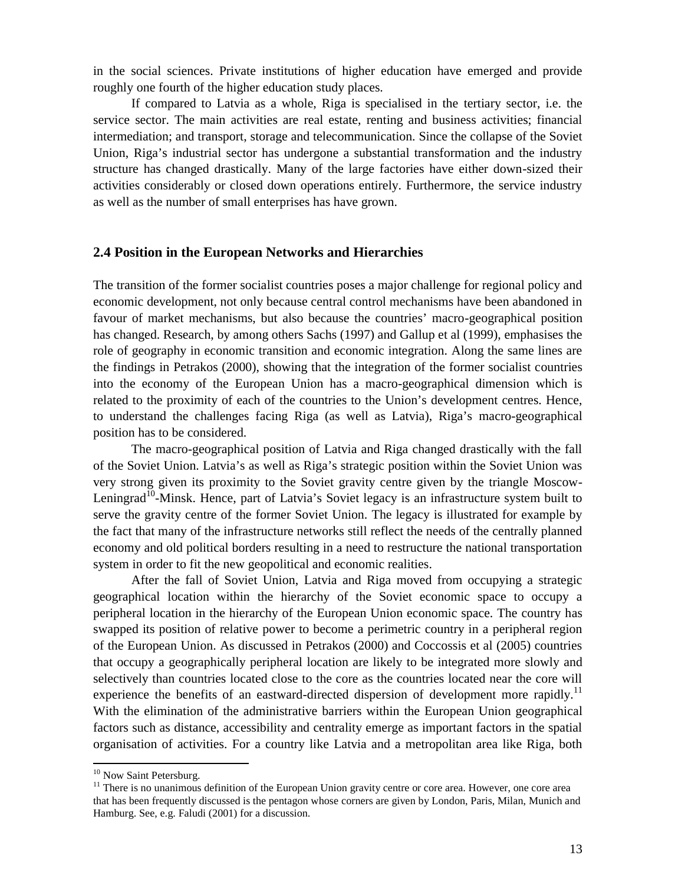in the social sciences. Private institutions of higher education have emerged and provide roughly one fourth of the higher education study places.

If compared to Latvia as a whole, Riga is specialised in the tertiary sector, i.e. the service sector. The main activities are real estate, renting and business activities; financial intermediation; and transport, storage and telecommunication. Since the collapse of the Soviet Union, Riga's industrial sector has undergone a substantial transformation and the industry structure has changed drastically. Many of the large factories have either down-sized their activities considerably or closed down operations entirely. Furthermore, the service industry as well as the number of small enterprises has have grown.

## 2.4 Position in the European Networks and Hierarchies

The transition of the former socialist countries poses a major challenge for regional policy and economic development, not only because central control mechanisms have been abandoned in favour of market mechanisms, but also because the countries' macro-geographical position has changed. Research, by among others Sachs (1997) and Gallup et al (1999), emphasises the role of geography in economic transition and economic integration. Along the same lines are the findings in Petrakos (2000), showing that the integration of the former socialist countries into the economy of the European Union has a macro-geographical dimension which is related to the proximity of each of the countries to the Union's development centres. Hence, to understand the challenges facing Riga (as well as Latvia), Riga's macro-geographical position has to be considered.

The macro-geographical position of Latvia and Riga changed drastically with the fall of the Soviet Union. Latvia's as well as Riga's strategic position within the Soviet Union was very strong given its proximity to the Soviet gravity centre given by the triangle Moscow-Leningrad[10]-Minsk. Hence, part of Latvia's Soviet legacy is an infrastructure system built to serve the gravity centre of the former Soviet Union. The legacy is illustrated for example by the fact that many of the infrastructure networks still reflect the needs of the centrally planned economy and old political borders resulting in a need to restructure the national transportation system in order to fit the new geopolitical and economic realities.

After the fall of Soviet Union, Latvia and Riga moved from occupying a strategic geographical location within the hierarchy of the Soviet economic space to occupy a peripheral location in the hierarchy of the European Union economic space. The country has swapped its position of relative power to become a perimetric country in a peripheral region of the European Union. As discussed in Petrakos (2000) and Coccossis et al (2005) countries that occupy a geographically peripheral location are likely to be integrated more slowly and selectively than countries located close to the core as the countries located near the core will experience the benefits of an eastward-directed dispersion of development more rapidly.[11] With the elimination of the administrative barriers within the European Union geographical factors such as distance, accessibility and centrality emerge as important factors in the spatial organisation of activities. For a country like Latvia and a metropolitan area like Riga, both

[10] Now Saint Petersburg.

[11] There is no unanimous definition of the European Union gravity centre or core area. However, one core area that has been frequently discussed is the pentagon whose corners are given by London, Paris, Milan, Munich and Hamburg. See, e.g. Faludi (2001) for a discussion.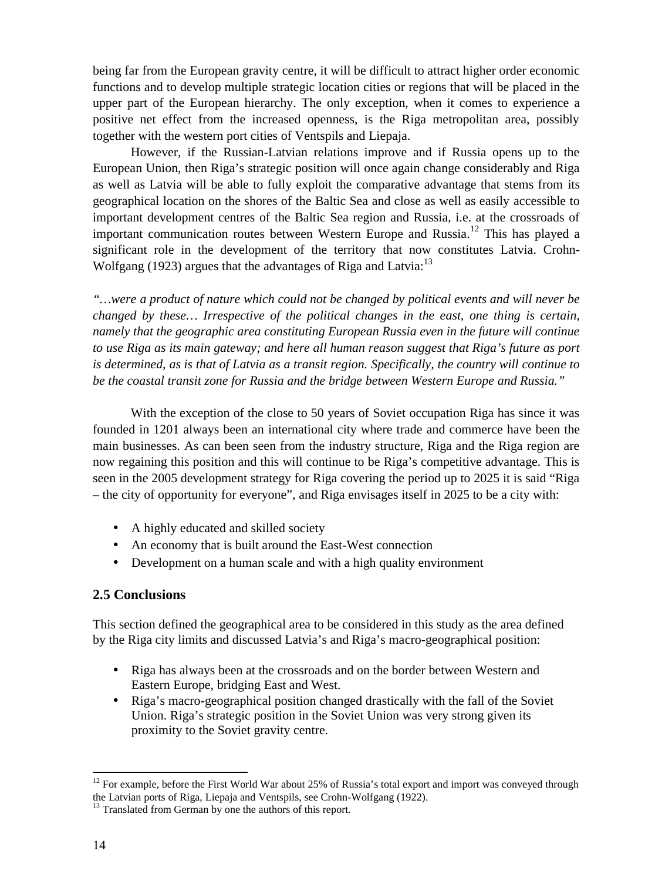being far from the European gravity centre, it will be difficult to attract higher order economic functions and to develop multiple strategic location cities or regions that will be placed in the upper part of the European hierarchy. The only exception, when it comes to experience a positive net effect from the increased openness, is the Riga metropolitan area, possibly together with the western port cities of Ventspils and Liepaja.

However, if the Russian-Latvian relations improve and if Russia opens up to the European Union, then Riga's strategic position will once again change considerably and Riga as well as Latvia will be able to fully exploit the comparative advantage that stems from its geographical location on the shores of the Baltic Sea and close as well as easily accessible to important development centres of the Baltic Sea region and Russia, i.e. at the crossroads of important communication routes between Western Europe and Russia.[12] This has played a significant role in the development of the territory that now constitutes Latvia. Crohn-Wolfgang (1923) argues that the advantages of Riga and Latvia:[13]

*"…were a product of nature which could not be changed by political events and will never be changed by these… Irrespective of the political changes in the east, one thing is certain, namely that the geographic area constituting European Russia even in the future will continue to use Riga as its main gateway; and here all human reason suggest that Riga's future as port is determined, as is that of Latvia as a transit region. Specifically, the country will continue to be the coastal transit zone for Russia and the bridge between Western Europe and Russia."*

With the exception of the close to 50 years of Soviet occupation Riga has since it was founded in 1201 always been an international city where trade and commerce have been the main businesses. As can been seen from the industry structure, Riga and the Riga region are now regaining this position and this will continue to be Riga's competitive advantage. This is seen in the 2005 development strategy for Riga covering the period up to 2025 it is said "Riga – the city of opportunity for everyone", and Riga envisages itself in 2025 to be a city with:

- A highly educated and skilled society
- An economy that is built around the East-West connection
- Development on a human scale and with a high quality environment

## 2.5 Conclusions

This section defined the geographical area to be considered in this study as the area defined by the Riga city limits and discussed Latvia's and Riga's macro-geographical position:

- Riga has always been at the crossroads and on the border between Western and Eastern Europe, bridging East and West.
- Riga's macro-geographical position changed drastically with the fall of the Soviet Union. Riga's strategic position in the Soviet Union was very strong given its proximity to the Soviet gravity centre.

---

[12] For example, before the First World War about 25% of Russia's total export and import was conveyed through the Latvian ports of Riga, Liepaja and Ventspils, see Crohn-Wolfgang (1922).

[13] Translated from German by one the authors of this report.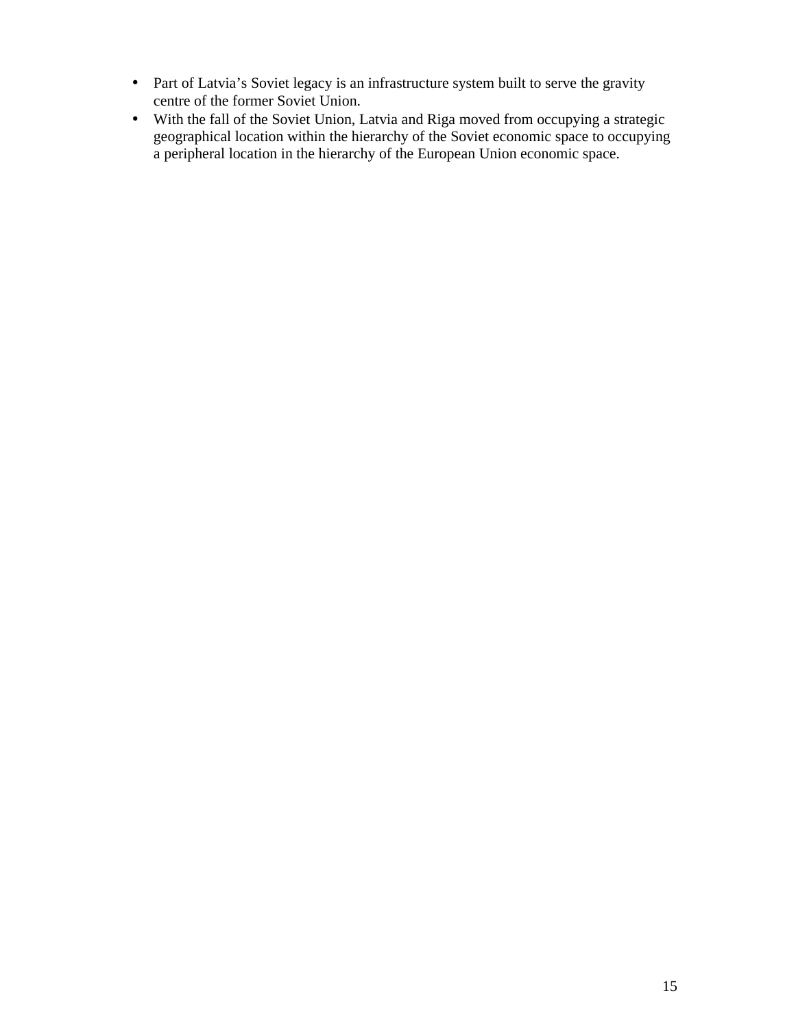- Part of Latvia’s Soviet legacy is an infrastructure system built to serve the gravity centre of the former Soviet Union.
- With the fall of the Soviet Union, Latvia and Riga moved from occupying a strategic geographical location within the hierarchy of the Soviet economic space to occupying a peripheral location in the hierarchy of the European Union economic space.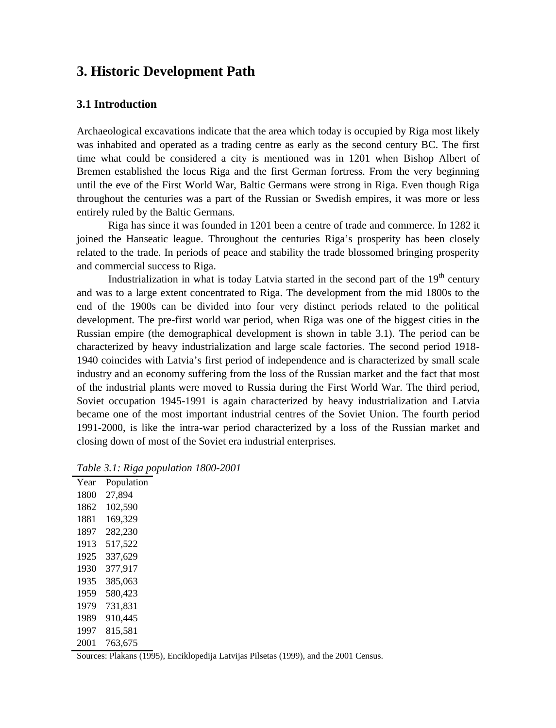# 3. Historic Development Path

## 3.1 Introduction

Archaeological excavations indicate that the area which today is occupied by Riga most likely was inhabited and operated as a trading centre as early as the second century BC. The first time what could be considered a city is mentioned was in 1201 when Bishop Albert of Bremen established the locus Riga and the first German fortress. From the very beginning until the eve of the First World War, Baltic Germans were strong in Riga. Even though Riga throughout the centuries was a part of the Russian or Swedish empires, it was more or less entirely ruled by the Baltic Germans.

Riga has since it was founded in 1201 been a centre of trade and commerce. In 1282 it joined the Hanseatic league. Throughout the centuries Riga's prosperity has been closely related to the trade. In periods of peace and stability the trade blossomed bringing prosperity and commercial success to Riga.

Industrialization in what is today Latvia started in the second part of the 19$^{th}$ century and was to a large extent concentrated to Riga. The development from the mid 1800s to the end of the 1900s can be divided into four very distinct periods related to the political development. The pre-first world war period, when Riga was one of the biggest cities in the Russian empire (the demographical development is shown in table 3.1). The period can be characterized by heavy industrialization and large scale factories. The second period 1918-1940 coincides with Latvia's first period of independence and is characterized by small scale industry and an economy suffering from the loss of the Russian market and the fact that most of the industrial plants were moved to Russia during the First World War. The third period, Soviet occupation 1945-1991 is again characterized by heavy industrialization and Latvia became one of the most important industrial centres of the Soviet Union. The fourth period 1991-2000, is like the intra-war period characterized by a loss of the Russian market and closing down of most of the Soviet era industrial enterprises.

*Table 3.1: Riga population 1800-2001*

| Year | Population |
|---|---|
| 1800 | 27,894 |
| 1862 | 102,590 |
| 1881 | 169,329 |
| 1897 | 282,230 |
| 1913 | 517,522 |
| 1925 | 337,629 |
| 1930 | 377,917 |
| 1935 | 385,063 |
| 1959 | 580,423 |
| 1979 | 731,831 |
| 1989 | 910,445 |
| 1997 | 815,581 |
| 2001 | 763,675 |

Sources: Plakans (1995), Enciklopedija Latvijas Pilsetas (1999), and the 2001 Census.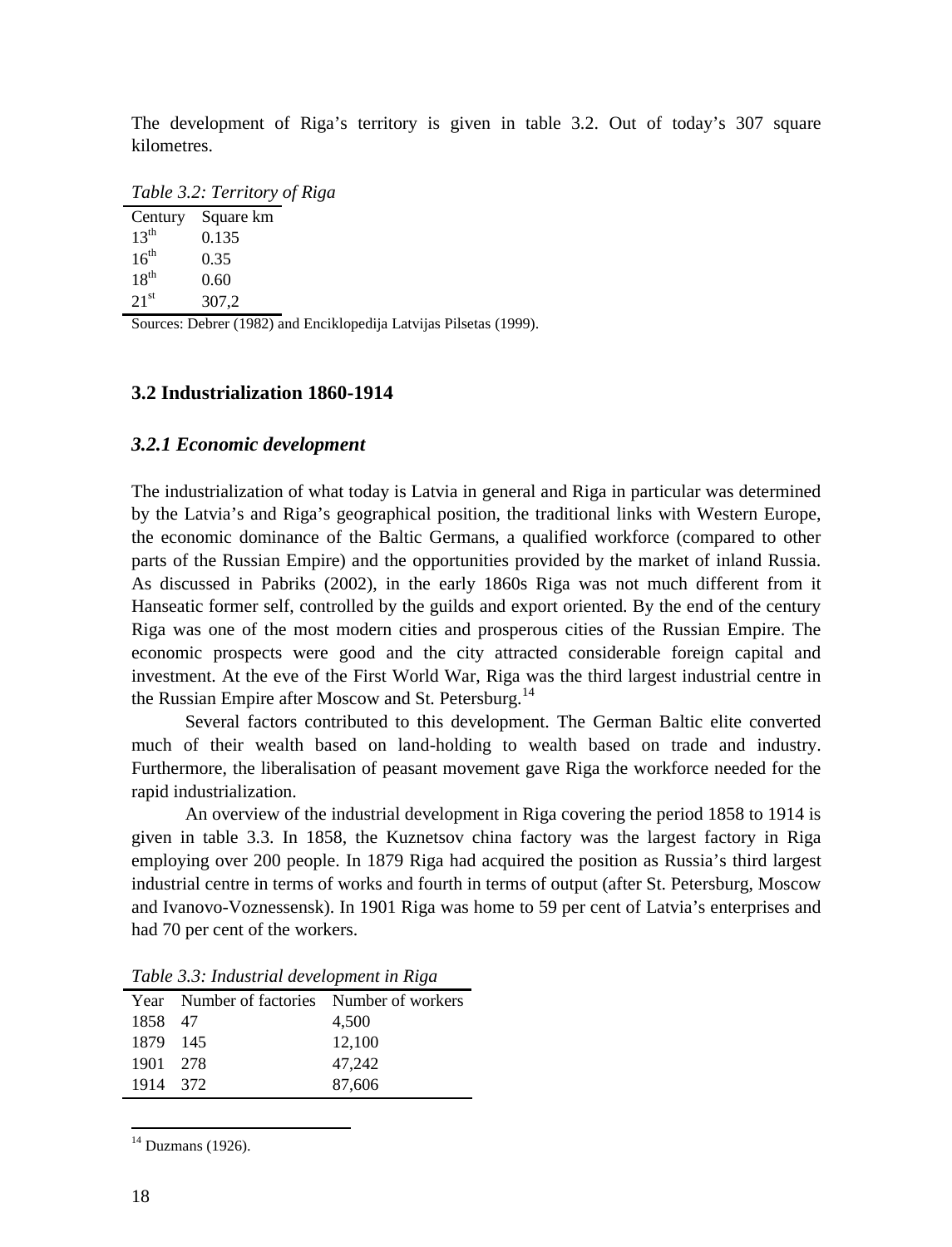The development of Riga's territory is given in table 3.2. Out of today's 307 square kilometres.

*Table 3.2: Territory of Riga*

| Century | Square km |
|---|---|
| 13th | 0.135 |
| 16th | 0.35 |
| 18th | 0.60 |
| 21st | 307,2 |

Sources: Debrer (1982) and Enciklopedija Latvijas Pilsetas (1999).

## 3.2 Industrialization 1860-1914

### *3.2.1 Economic development*

The industrialization of what today is Latvia in general and Riga in particular was determined by the Latvia's and Riga's geographical position, the traditional links with Western Europe, the economic dominance of the Baltic Germans, a qualified workforce (compared to other parts of the Russian Empire) and the opportunities provided by the market of inland Russia. As discussed in Pabriks (2002), in the early 1860s Riga was not much different from it Hanseatic former self, controlled by the guilds and export oriented. By the end of the century Riga was one of the most modern cities and prosperous cities of the Russian Empire. The economic prospects were good and the city attracted considerable foreign capital and investment. At the eve of the First World War, Riga was the third largest industrial centre in the Russian Empire after Moscow and St. Petersburg.[14]

Several factors contributed to this development. The German Baltic elite converted much of their wealth based on land-holding to wealth based on trade and industry. Furthermore, the liberalisation of peasant movement gave Riga the workforce needed for the rapid industrialization.

An overview of the industrial development in Riga covering the period 1858 to 1914 is given in table 3.3. In 1858, the Kuznetsov china factory was the largest factory in Riga employing over 200 people. In 1879 Riga had acquired the position as Russia's third largest industrial centre in terms of works and fourth in terms of output (after St. Petersburg, Moscow and Ivanovo-Voznessensk). In 1901 Riga was home to 59 per cent of Latvia's enterprises and had 70 per cent of the workers.

*Table 3.3: Industrial development in Riga*

| Year | Number of factories | Number of workers |
|---|---|---|
| 1858 | 47 | 4,500 |
| 1879 | 145 | 12,100 |
| 1901 | 278 | 47,242 |
| 1914 | 372 | 87,606 |

[14] Duzmans (1926).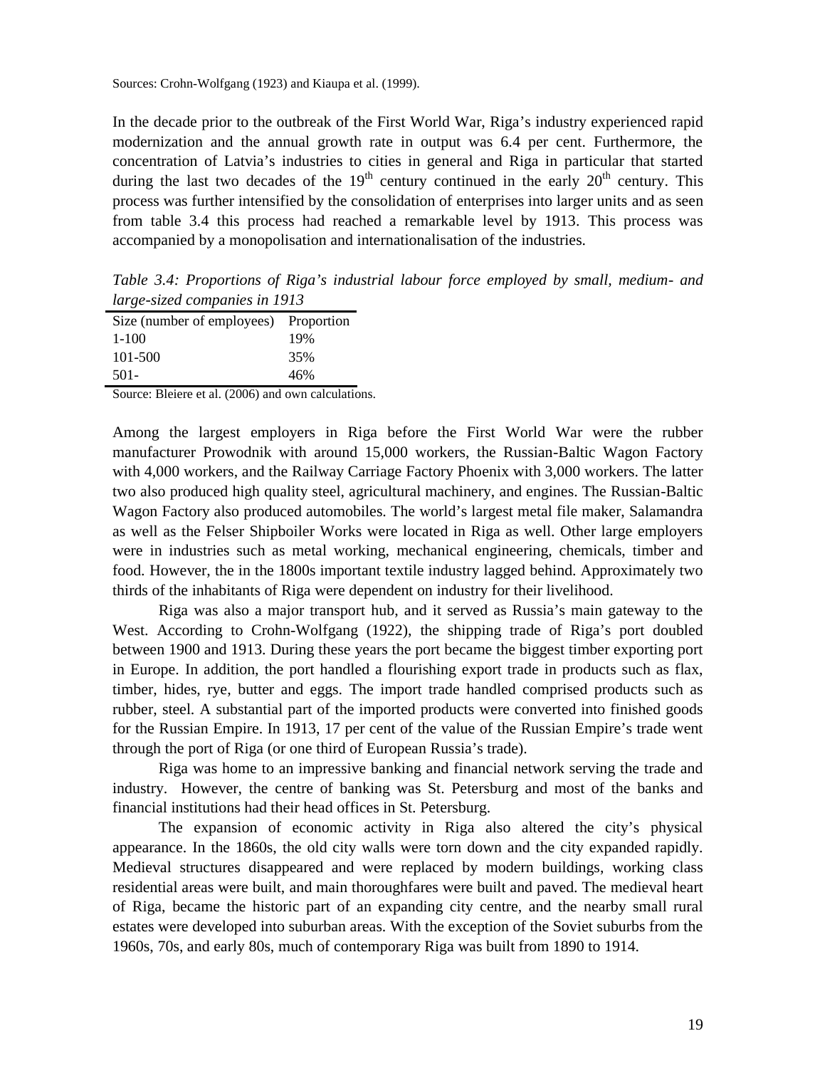Sources: Crohn-Wolfgang (1923) and Kiaupa et al. (1999).

In the decade prior to the outbreak of the First World War, Riga's industry experienced rapid modernization and the annual growth rate in output was 6.4 per cent. Furthermore, the concentration of Latvia's industries to cities in general and Riga in particular that started during the last two decades of the 19th century continued in the early 20th century. This process was further intensified by the consolidation of enterprises into larger units and as seen from table 3.4 this process had reached a remarkable level by 1913. This process was accompanied by a monopolisation and internationalisation of the industries.

*Table 3.4: Proportions of Riga's industrial labour force employed by small, medium- and large-sized companies in 1913*

| Size (number of employees) | Proportion |
|---|---|
| 1-100 | 19% |
| 101-500 | 35% |
| 501- | 46% |

Source: Bleiere et al. (2006) and own calculations.

Among the largest employers in Riga before the First World War were the rubber manufacturer Prowodnik with around 15,000 workers, the Russian-Baltic Wagon Factory with 4,000 workers, and the Railway Carriage Factory Phoenix with 3,000 workers. The latter two also produced high quality steel, agricultural machinery, and engines. The Russian-Baltic Wagon Factory also produced automobiles. The world's largest metal file maker, Salamandra as well as the Felser Shipboiler Works were located in Riga as well. Other large employers were in industries such as metal working, mechanical engineering, chemicals, timber and food. However, the in the 1800s important textile industry lagged behind. Approximately two thirds of the inhabitants of Riga were dependent on industry for their livelihood.

Riga was also a major transport hub, and it served as Russia's main gateway to the West. According to Crohn-Wolfgang (1922), the shipping trade of Riga's port doubled between 1900 and 1913. During these years the port became the biggest timber exporting port in Europe. In addition, the port handled a flourishing export trade in products such as flax, timber, hides, rye, butter and eggs. The import trade handled comprised products such as rubber, steel. A substantial part of the imported products were converted into finished goods for the Russian Empire. In 1913, 17 per cent of the value of the Russian Empire's trade went through the port of Riga (or one third of European Russia's trade).

Riga was home to an impressive banking and financial network serving the trade and industry. However, the centre of banking was St. Petersburg and most of the banks and financial institutions had their head offices in St. Petersburg.

The expansion of economic activity in Riga also altered the city's physical appearance. In the 1860s, the old city walls were torn down and the city expanded rapidly. Medieval structures disappeared and were replaced by modern buildings, working class residential areas were built, and main thoroughfares were built and paved. The medieval heart of Riga, became the historic part of an expanding city centre, and the nearby small rural estates were developed into suburban areas. With the exception of the Soviet suburbs from the 1960s, 70s, and early 80s, much of contemporary Riga was built from 1890 to 1914.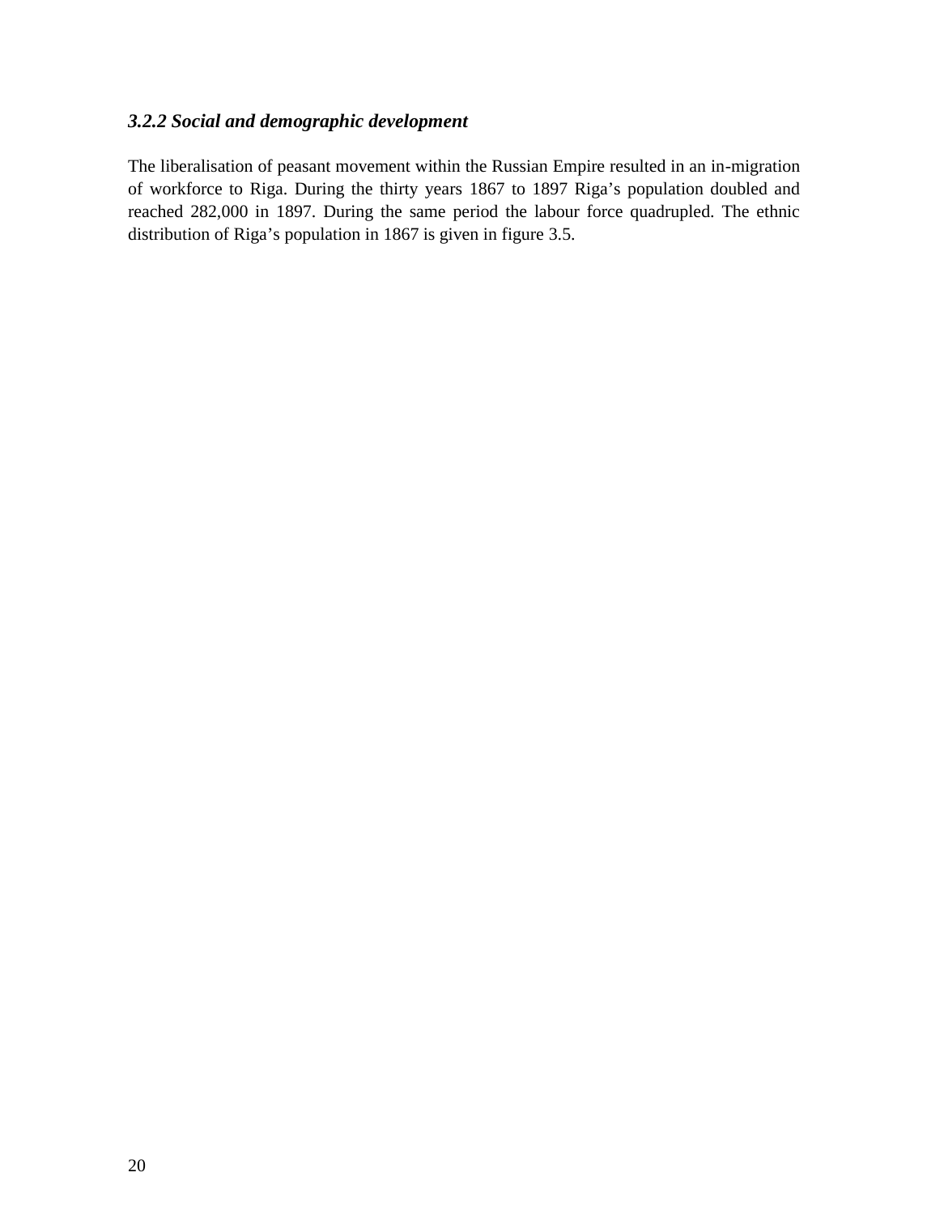### *3.2.2 Social and demographic development*

The liberalisation of peasant movement within the Russian Empire resulted in an in-migration of workforce to Riga. During the thirty years 1867 to 1897 Riga's population doubled and reached 282,000 in 1897. During the same period the labour force quadrupled. The ethnic distribution of Riga's population in 1867 is given in figure 3.5.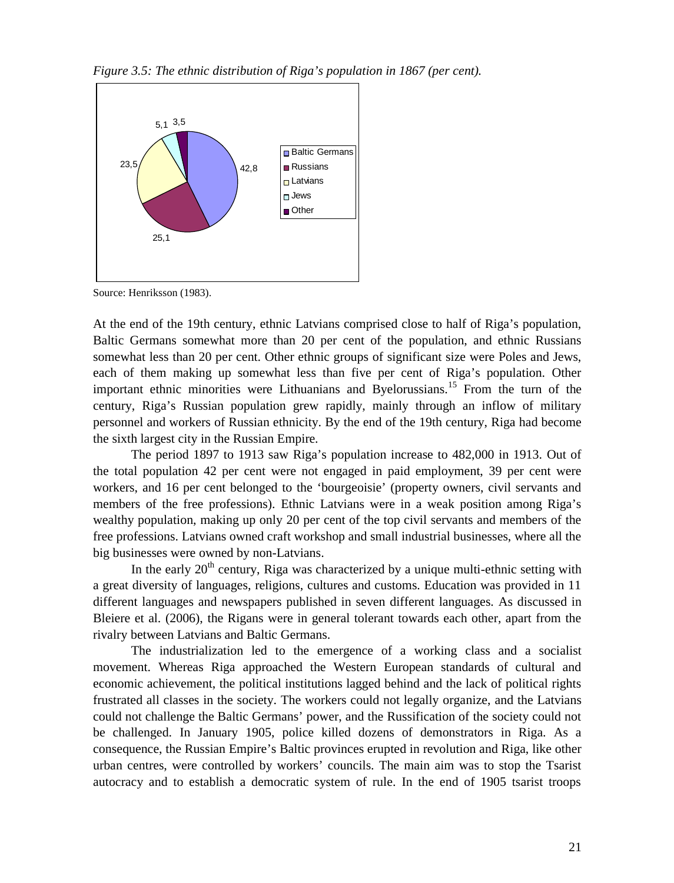*Figure 3.5: The ethnic distribution of Riga's population in 1867 (per cent).*

| Group | Per cent |
|---|---|
| Baltic Germans | 42,8 |
| Russians | 25,1 |
| Latvians | 23,5 |
| Jews | 5,1 |
| Other | 3,5 |

Source: Henriksson (1983).

At the end of the 19th century, ethnic Latvians comprised close to half of Riga's population, Baltic Germans somewhat more than 20 per cent of the population, and ethnic Russians somewhat less than 20 per cent. Other ethnic groups of significant size were Poles and Jews, each of them making up somewhat less than five per cent of Riga's population. Other important ethnic minorities were Lithuanians and Byelorussians.[15] From the turn of the century, Riga's Russian population grew rapidly, mainly through an inflow of military personnel and workers of Russian ethnicity. By the end of the 19th century, Riga had become the sixth largest city in the Russian Empire.

The period 1897 to 1913 saw Riga's population increase to 482,000 in 1913. Out of the total population 42 per cent were not engaged in paid employment, 39 per cent were workers, and 16 per cent belonged to the 'bourgeoisie' (property owners, civil servants and members of the free professions). Ethnic Latvians were in a weak position among Riga's wealthy population, making up only 20 per cent of the top civil servants and members of the free professions. Latvians owned craft workshop and small industrial businesses, where all the big businesses were owned by non-Latvians.

In the early 20th century, Riga was characterized by a unique multi-ethnic setting with a great diversity of languages, religions, cultures and customs. Education was provided in 11 different languages and newspapers published in seven different languages. As discussed in Bleiere et al. (2006), the Rigans were in general tolerant towards each other, apart from the rivalry between Latvians and Baltic Germans.

The industrialization led to the emergence of a working class and a socialist movement. Whereas Riga approached the Western European standards of cultural and economic achievement, the political institutions lagged behind and the lack of political rights frustrated all classes in the society. The workers could not legally organize, and the Latvians could not challenge the Baltic Germans' power, and the Russification of the society could not be challenged. In January 1905, police killed dozens of demonstrators in Riga. As a consequence, the Russian Empire's Baltic provinces erupted in revolution and Riga, like other urban centres, were controlled by workers' councils. The main aim was to stop the Tsarist autocracy and to establish a democratic system of rule. In the end of 1905 tsarist troops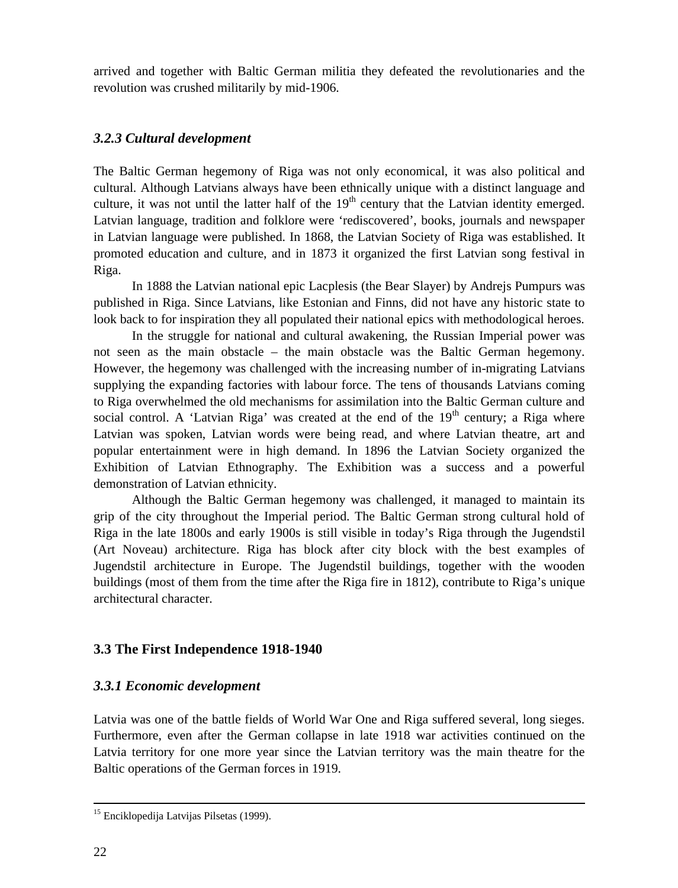arrived and together with Baltic German militia they defeated the revolutionaries and the revolution was crushed militarily by mid-1906.

### *3.2.3 Cultural development*

The Baltic German hegemony of Riga was not only economical, it was also political and cultural. Although Latvians always have been ethnically unique with a distinct language and culture, it was not until the latter half of the 19th century that the Latvian identity emerged. Latvian language, tradition and folklore were 'rediscovered', books, journals and newspaper in Latvian language were published. In 1868, the Latvian Society of Riga was established. It promoted education and culture, and in 1873 it organized the first Latvian song festival in Riga.

In 1888 the Latvian national epic Lacplesis (the Bear Slayer) by Andrejs Pumpurs was published in Riga. Since Latvians, like Estonian and Finns, did not have any historic state to look back to for inspiration they all populated their national epics with methodological heroes.

In the struggle for national and cultural awakening, the Russian Imperial power was not seen as the main obstacle – the main obstacle was the Baltic German hegemony. However, the hegemony was challenged with the increasing number of in-migrating Latvians supplying the expanding factories with labour force. The tens of thousands Latvians coming to Riga overwhelmed the old mechanisms for assimilation into the Baltic German culture and social control. A 'Latvian Riga' was created at the end of the 19th century; a Riga where Latvian was spoken, Latvian words were being read, and where Latvian theatre, art and popular entertainment were in high demand. In 1896 the Latvian Society organized the Exhibition of Latvian Ethnography. The Exhibition was a success and a powerful demonstration of Latvian ethnicity.

Although the Baltic German hegemony was challenged, it managed to maintain its grip of the city throughout the Imperial period. The Baltic German strong cultural hold of Riga in the late 1800s and early 1900s is still visible in today's Riga through the Jugendstil (Art Noveau) architecture. Riga has block after city block with the best examples of Jugendstil architecture in Europe. The Jugendstil buildings, together with the wooden buildings (most of them from the time after the Riga fire in 1812), contribute to Riga's unique architectural character.

## 3.3 The First Independence 1918-1940

### *3.3.1 Economic development*

Latvia was one of the battle fields of World War One and Riga suffered several, long sieges. Furthermore, even after the German collapse in late 1918 war activities continued on the Latvia territory for one more year since the Latvian territory was the main theatre for the Baltic operations of the German forces in 1919.

---

[15] Enciklopedija Latvijas Pilsetas (1999).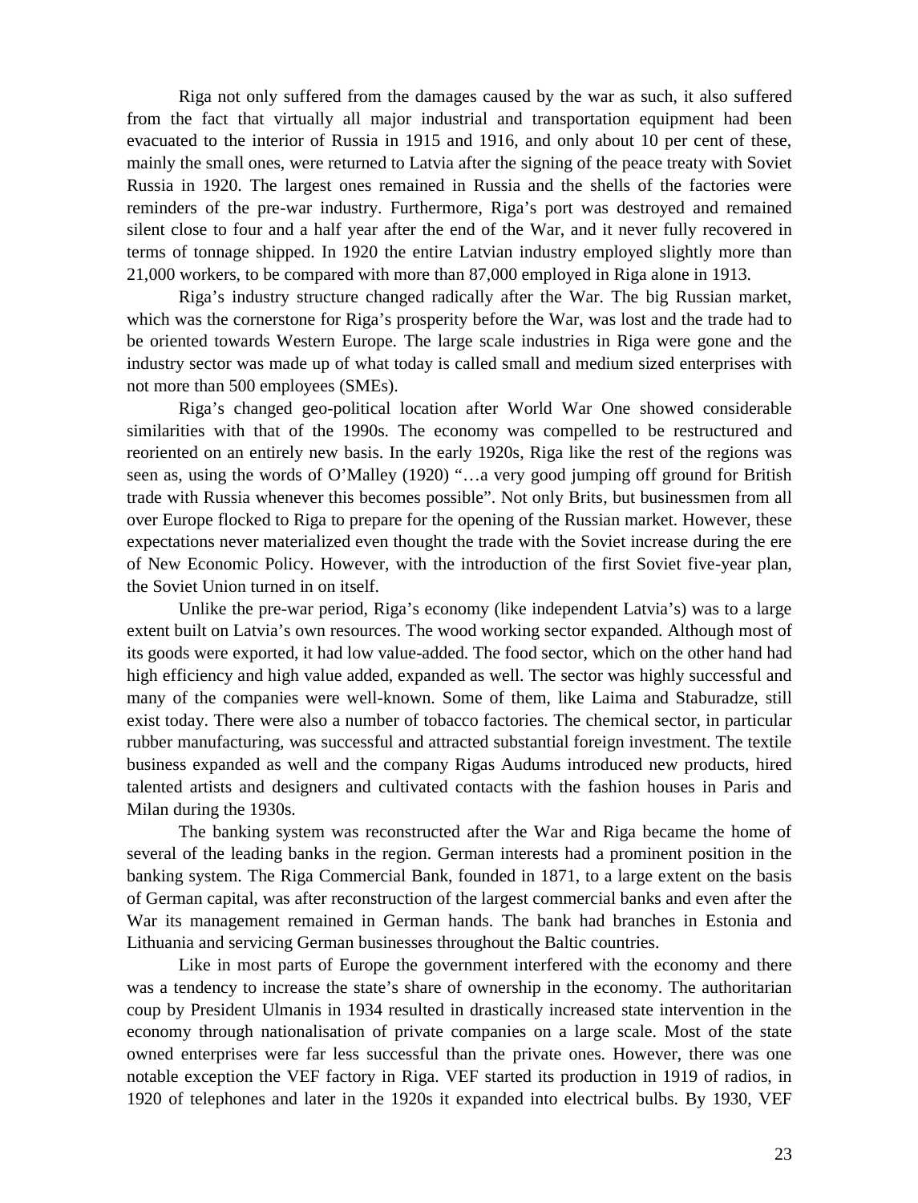Riga not only suffered from the damages caused by the war as such, it also suffered from the fact that virtually all major industrial and transportation equipment had been evacuated to the interior of Russia in 1915 and 1916, and only about 10 per cent of these, mainly the small ones, were returned to Latvia after the signing of the peace treaty with Soviet Russia in 1920. The largest ones remained in Russia and the shells of the factories were reminders of the pre-war industry. Furthermore, Riga's port was destroyed and remained silent close to four and a half year after the end of the War, and it never fully recovered in terms of tonnage shipped. In 1920 the entire Latvian industry employed slightly more than 21,000 workers, to be compared with more than 87,000 employed in Riga alone in 1913.

Riga's industry structure changed radically after the War. The big Russian market, which was the cornerstone for Riga's prosperity before the War, was lost and the trade had to be oriented towards Western Europe. The large scale industries in Riga were gone and the industry sector was made up of what today is called small and medium sized enterprises with not more than 500 employees (SMEs).

Riga's changed geo-political location after World War One showed considerable similarities with that of the 1990s. The economy was compelled to be restructured and reoriented on an entirely new basis. In the early 1920s, Riga like the rest of the regions was seen as, using the words of O'Malley (1920) "…a very good jumping off ground for British trade with Russia whenever this becomes possible". Not only Brits, but businessmen from all over Europe flocked to Riga to prepare for the opening of the Russian market. However, these expectations never materialized even thought the trade with the Soviet increase during the ere of New Economic Policy. However, with the introduction of the first Soviet five-year plan, the Soviet Union turned in on itself.

Unlike the pre-war period, Riga's economy (like independent Latvia's) was to a large extent built on Latvia's own resources. The wood working sector expanded. Although most of its goods were exported, it had low value-added. The food sector, which on the other hand had high efficiency and high value added, expanded as well. The sector was highly successful and many of the companies were well-known. Some of them, like Laima and Staburadze, still exist today. There were also a number of tobacco factories. The chemical sector, in particular rubber manufacturing, was successful and attracted substantial foreign investment. The textile business expanded as well and the company Rigas Audums introduced new products, hired talented artists and designers and cultivated contacts with the fashion houses in Paris and Milan during the 1930s.

The banking system was reconstructed after the War and Riga became the home of several of the leading banks in the region. German interests had a prominent position in the banking system. The Riga Commercial Bank, founded in 1871, to a large extent on the basis of German capital, was after reconstruction of the largest commercial banks and even after the War its management remained in German hands. The bank had branches in Estonia and Lithuania and servicing German businesses throughout the Baltic countries.

Like in most parts of Europe the government interfered with the economy and there was a tendency to increase the state's share of ownership in the economy. The authoritarian coup by President Ulmanis in 1934 resulted in drastically increased state intervention in the economy through nationalisation of private companies on a large scale. Most of the state owned enterprises were far less successful than the private ones. However, there was one notable exception the VEF factory in Riga. VEF started its production in 1919 of radios, in 1920 of telephones and later in the 1920s it expanded into electrical bulbs. By 1930, VEF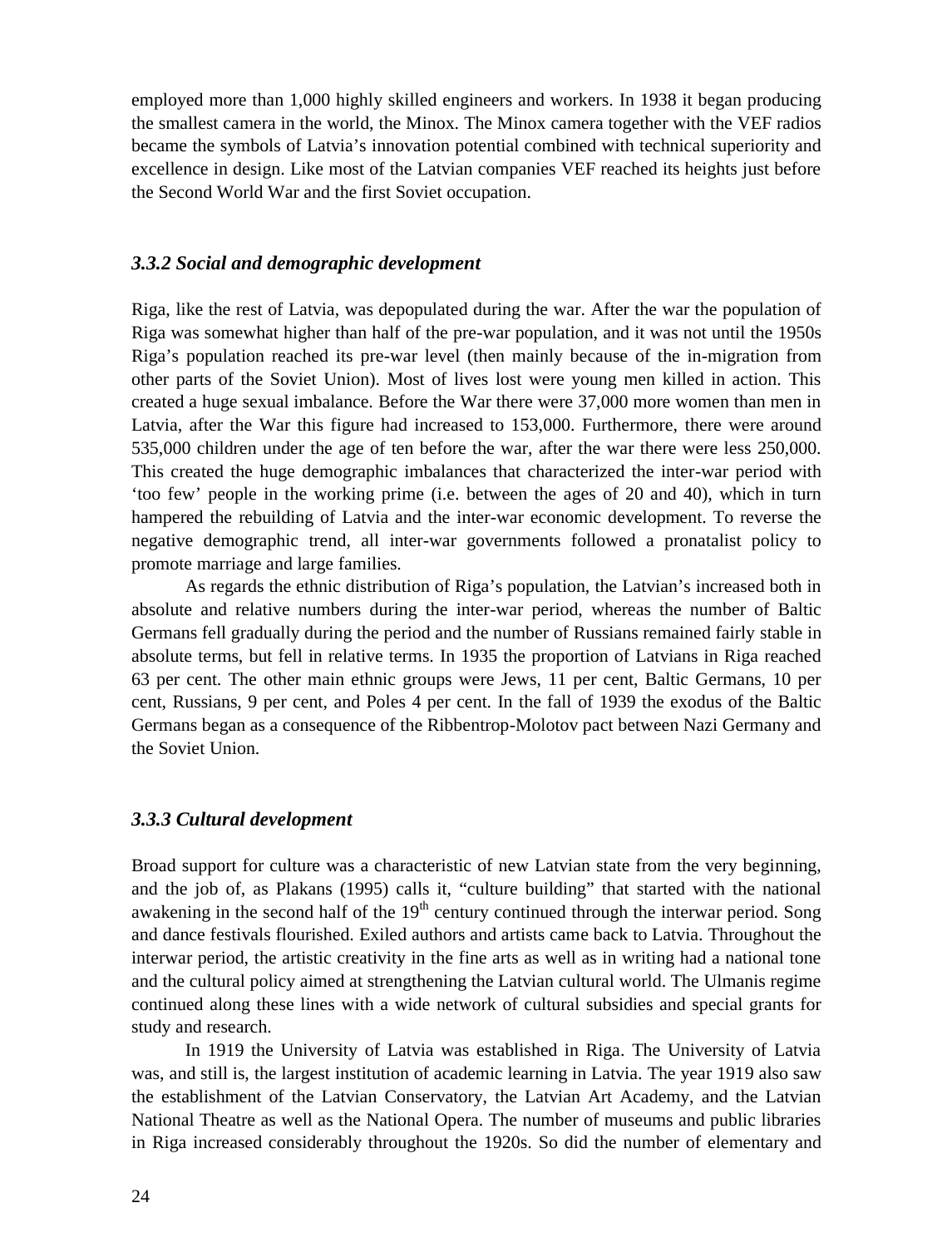employed more than 1,000 highly skilled engineers and workers. In 1938 it began producing the smallest camera in the world, the Minox. The Minox camera together with the VEF radios became the symbols of Latvia's innovation potential combined with technical superiority and excellence in design. Like most of the Latvian companies VEF reached its heights just before the Second World War and the first Soviet occupation.

### *3.3.2 Social and demographic development*

Riga, like the rest of Latvia, was depopulated during the war. After the war the population of Riga was somewhat higher than half of the pre-war population, and it was not until the 1950s Riga's population reached its pre-war level (then mainly because of the in-migration from other parts of the Soviet Union). Most of lives lost were young men killed in action. This created a huge sexual imbalance. Before the War there were 37,000 more women than men in Latvia, after the War this figure had increased to 153,000. Furthermore, there were around 535,000 children under the age of ten before the war, after the war there were less 250,000. This created the huge demographic imbalances that characterized the inter-war period with 'too few' people in the working prime (i.e. between the ages of 20 and 40), which in turn hampered the rebuilding of Latvia and the inter-war economic development. To reverse the negative demographic trend, all inter-war governments followed a pronatalist policy to promote marriage and large families.

As regards the ethnic distribution of Riga's population, the Latvian's increased both in absolute and relative numbers during the inter-war period, whereas the number of Baltic Germans fell gradually during the period and the number of Russians remained fairly stable in absolute terms, but fell in relative terms. In 1935 the proportion of Latvians in Riga reached 63 per cent. The other main ethnic groups were Jews, 11 per cent, Baltic Germans, 10 per cent, Russians, 9 per cent, and Poles 4 per cent. In the fall of 1939 the exodus of the Baltic Germans began as a consequence of the Ribbentrop-Molotov pact between Nazi Germany and the Soviet Union.

### *3.3.3 Cultural development*

Broad support for culture was a characteristic of new Latvian state from the very beginning, and the job of, as Plakans (1995) calls it, "culture building" that started with the national awakening in the second half of the 19th century continued through the interwar period. Song and dance festivals flourished. Exiled authors and artists came back to Latvia. Throughout the interwar period, the artistic creativity in the fine arts as well as in writing had a national tone and the cultural policy aimed at strengthening the Latvian cultural world. The Ulmanis regime continued along these lines with a wide network of cultural subsidies and special grants for study and research.

In 1919 the University of Latvia was established in Riga. The University of Latvia was, and still is, the largest institution of academic learning in Latvia. The year 1919 also saw the establishment of the Latvian Conservatory, the Latvian Art Academy, and the Latvian National Theatre as well as the National Opera. The number of museums and public libraries in Riga increased considerably throughout the 1920s. So did the number of elementary and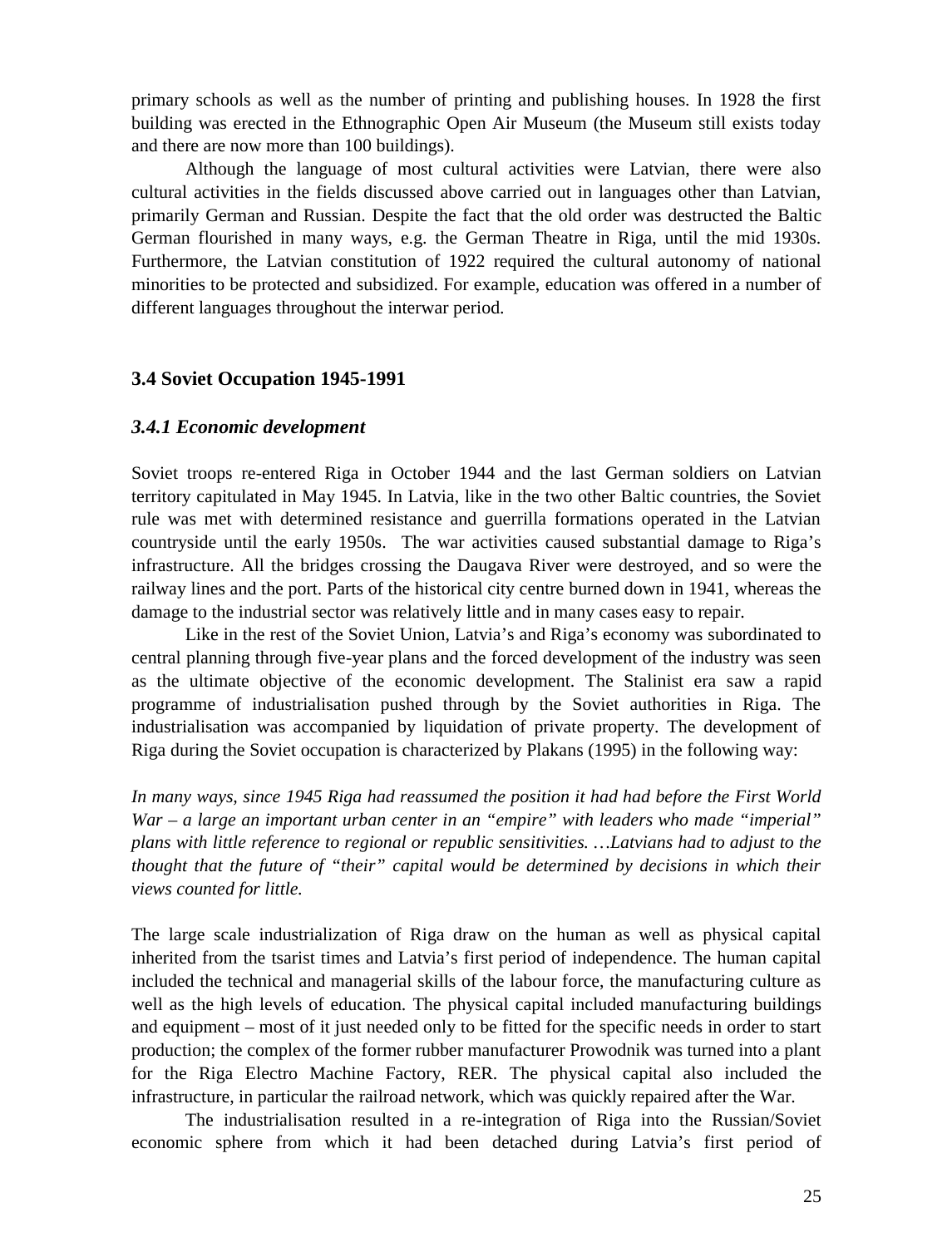primary schools as well as the number of printing and publishing houses. In 1928 the first building was erected in the Ethnographic Open Air Museum (the Museum still exists today and there are now more than 100 buildings).

Although the language of most cultural activities were Latvian, there were also cultural activities in the fields discussed above carried out in languages other than Latvian, primarily German and Russian. Despite the fact that the old order was destructed the Baltic German flourished in many ways, e.g. the German Theatre in Riga, until the mid 1930s. Furthermore, the Latvian constitution of 1922 required the cultural autonomy of national minorities to be protected and subsidized. For example, education was offered in a number of different languages throughout the interwar period.

### 3.4 Soviet Occupation 1945-1991

#### *3.4.1 Economic development*

Soviet troops re-entered Riga in October 1944 and the last German soldiers on Latvian territory capitulated in May 1945. In Latvia, like in the two other Baltic countries, the Soviet rule was met with determined resistance and guerrilla formations operated in the Latvian countryside until the early 1950s. The war activities caused substantial damage to Riga's infrastructure. All the bridges crossing the Daugava River were destroyed, and so were the railway lines and the port. Parts of the historical city centre burned down in 1941, whereas the damage to the industrial sector was relatively little and in many cases easy to repair.

Like in the rest of the Soviet Union, Latvia's and Riga's economy was subordinated to central planning through five-year plans and the forced development of the industry was seen as the ultimate objective of the economic development. The Stalinist era saw a rapid programme of industrialisation pushed through by the Soviet authorities in Riga. The industrialisation was accompanied by liquidation of private property. The development of Riga during the Soviet occupation is characterized by Plakans (1995) in the following way:

*In many ways, since 1945 Riga had reassumed the position it had had before the First World War – a large an important urban center in an "empire" with leaders who made "imperial" plans with little reference to regional or republic sensitivities. …Latvians had to adjust to the thought that the future of "their" capital would be determined by decisions in which their views counted for little.*

The large scale industrialization of Riga draw on the human as well as physical capital inherited from the tsarist times and Latvia's first period of independence. The human capital included the technical and managerial skills of the labour force, the manufacturing culture as well as the high levels of education. The physical capital included manufacturing buildings and equipment – most of it just needed only to be fitted for the specific needs in order to start production; the complex of the former rubber manufacturer Prowodnik was turned into a plant for the Riga Electro Machine Factory, RER. The physical capital also included the infrastructure, in particular the railroad network, which was quickly repaired after the War.

The industrialisation resulted in a re-integration of Riga into the Russian/Soviet economic sphere from which it had been detached during Latvia's first period of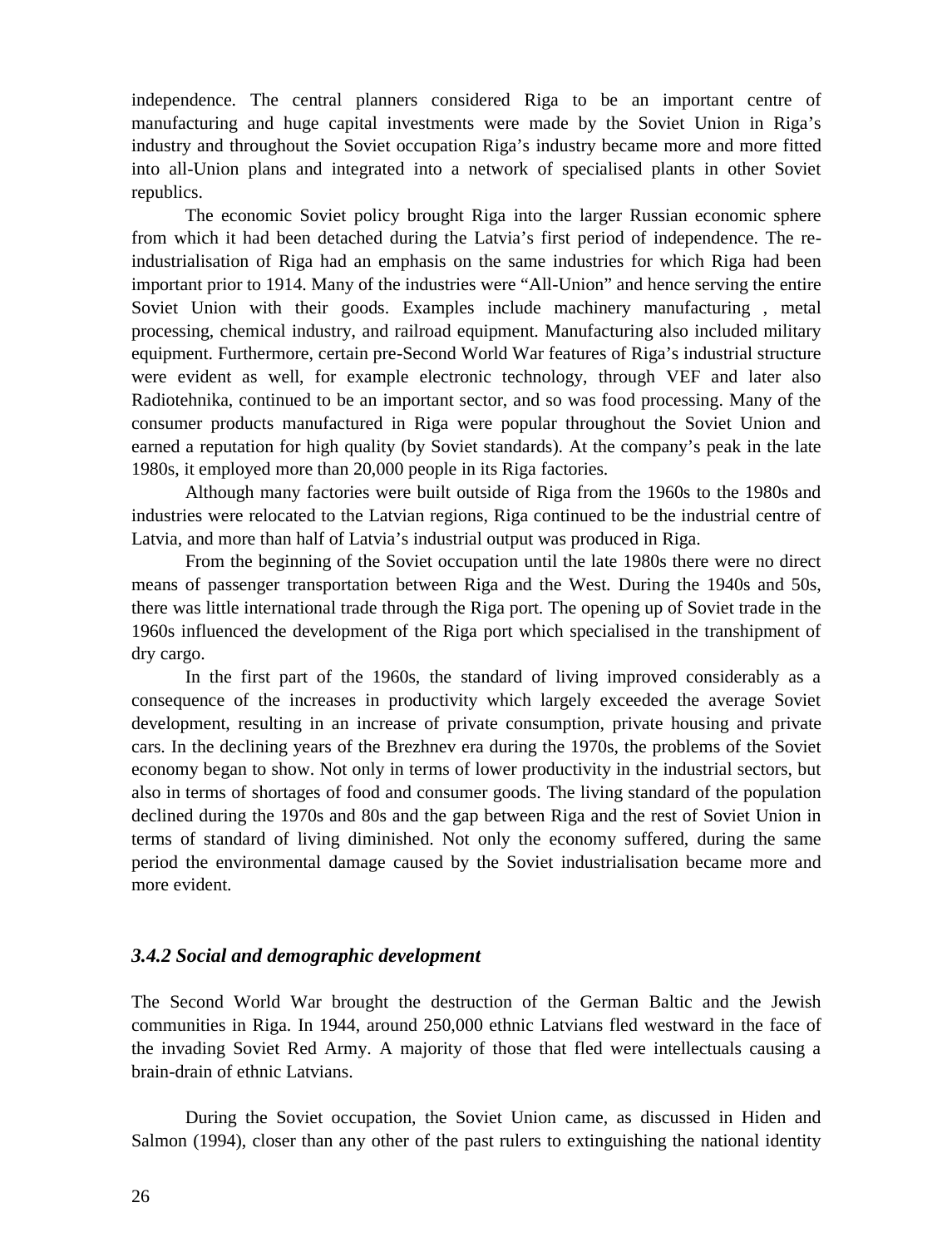independence. The central planners considered Riga to be an important centre of manufacturing and huge capital investments were made by the Soviet Union in Riga's industry and throughout the Soviet occupation Riga's industry became more and more fitted into all-Union plans and integrated into a network of specialised plants in other Soviet republics.

The economic Soviet policy brought Riga into the larger Russian economic sphere from which it had been detached during the Latvia's first period of independence. The re-industrialisation of Riga had an emphasis on the same industries for which Riga had been important prior to 1914. Many of the industries were "All-Union" and hence serving the entire Soviet Union with their goods. Examples include machinery manufacturing , metal processing, chemical industry, and railroad equipment. Manufacturing also included military equipment. Furthermore, certain pre-Second World War features of Riga's industrial structure were evident as well, for example electronic technology, through VEF and later also Radiotehnika, continued to be an important sector, and so was food processing. Many of the consumer products manufactured in Riga were popular throughout the Soviet Union and earned a reputation for high quality (by Soviet standards). At the company's peak in the late 1980s, it employed more than 20,000 people in its Riga factories.

Although many factories were built outside of Riga from the 1960s to the 1980s and industries were relocated to the Latvian regions, Riga continued to be the industrial centre of Latvia, and more than half of Latvia's industrial output was produced in Riga.

From the beginning of the Soviet occupation until the late 1980s there were no direct means of passenger transportation between Riga and the West. During the 1940s and 50s, there was little international trade through the Riga port. The opening up of Soviet trade in the 1960s influenced the development of the Riga port which specialised in the transhipment of dry cargo.

In the first part of the 1960s, the standard of living improved considerably as a consequence of the increases in productivity which largely exceeded the average Soviet development, resulting in an increase of private consumption, private housing and private cars. In the declining years of the Brezhnev era during the 1970s, the problems of the Soviet economy began to show. Not only in terms of lower productivity in the industrial sectors, but also in terms of shortages of food and consumer goods. The living standard of the population declined during the 1970s and 80s and the gap between Riga and the rest of Soviet Union in terms of standard of living diminished. Not only the economy suffered, during the same period the environmental damage caused by the Soviet industrialisation became more and more evident.

### *3.4.2 Social and demographic development*

The Second World War brought the destruction of the German Baltic and the Jewish communities in Riga. In 1944, around 250,000 ethnic Latvians fled westward in the face of the invading Soviet Red Army. A majority of those that fled were intellectuals causing a brain-drain of ethnic Latvians.

During the Soviet occupation, the Soviet Union came, as discussed in Hiden and Salmon (1994), closer than any other of the past rulers to extinguishing the national identity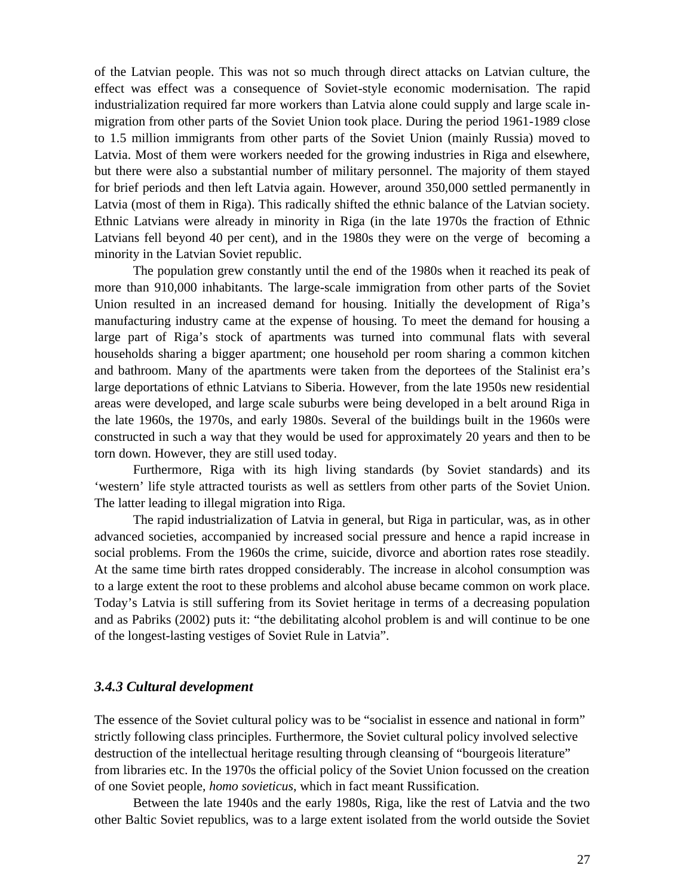of the Latvian people. This was not so much through direct attacks on Latvian culture, the effect was effect was a consequence of Soviet-style economic modernisation. The rapid industrialization required far more workers than Latvia alone could supply and large scale in-migration from other parts of the Soviet Union took place. During the period 1961-1989 close to 1.5 million immigrants from other parts of the Soviet Union (mainly Russia) moved to Latvia. Most of them were workers needed for the growing industries in Riga and elsewhere, but there were also a substantial number of military personnel. The majority of them stayed for brief periods and then left Latvia again. However, around 350,000 settled permanently in Latvia (most of them in Riga). This radically shifted the ethnic balance of the Latvian society. Ethnic Latvians were already in minority in Riga (in the late 1970s the fraction of Ethnic Latvians fell beyond 40 per cent), and in the 1980s they were on the verge of becoming a minority in the Latvian Soviet republic.

The population grew constantly until the end of the 1980s when it reached its peak of more than 910,000 inhabitants. The large-scale immigration from other parts of the Soviet Union resulted in an increased demand for housing. Initially the development of Riga's manufacturing industry came at the expense of housing. To meet the demand for housing a large part of Riga's stock of apartments was turned into communal flats with several households sharing a bigger apartment; one household per room sharing a common kitchen and bathroom. Many of the apartments were taken from the deportees of the Stalinist era's large deportations of ethnic Latvians to Siberia. However, from the late 1950s new residential areas were developed, and large scale suburbs were being developed in a belt around Riga in the late 1960s, the 1970s, and early 1980s. Several of the buildings built in the 1960s were constructed in such a way that they would be used for approximately 20 years and then to be torn down. However, they are still used today.

Furthermore, Riga with its high living standards (by Soviet standards) and its 'western' life style attracted tourists as well as settlers from other parts of the Soviet Union. The latter leading to illegal migration into Riga.

The rapid industrialization of Latvia in general, but Riga in particular, was, as in other advanced societies, accompanied by increased social pressure and hence a rapid increase in social problems. From the 1960s the crime, suicide, divorce and abortion rates rose steadily. At the same time birth rates dropped considerably. The increase in alcohol consumption was to a large extent the root to these problems and alcohol abuse became common on work place. Today's Latvia is still suffering from its Soviet heritage in terms of a decreasing population and as Pabriks (2002) puts it: "the debilitating alcohol problem is and will continue to be one of the longest-lasting vestiges of Soviet Rule in Latvia".

### *3.4.3 Cultural development*

The essence of the Soviet cultural policy was to be "socialist in essence and national in form" strictly following class principles. Furthermore, the Soviet cultural policy involved selective destruction of the intellectual heritage resulting through cleansing of "bourgeois literature" from libraries etc. In the 1970s the official policy of the Soviet Union focussed on the creation of one Soviet people, *homo sovieticus*, which in fact meant Russification.

Between the late 1940s and the early 1980s, Riga, like the rest of Latvia and the two other Baltic Soviet republics, was to a large extent isolated from the world outside the Soviet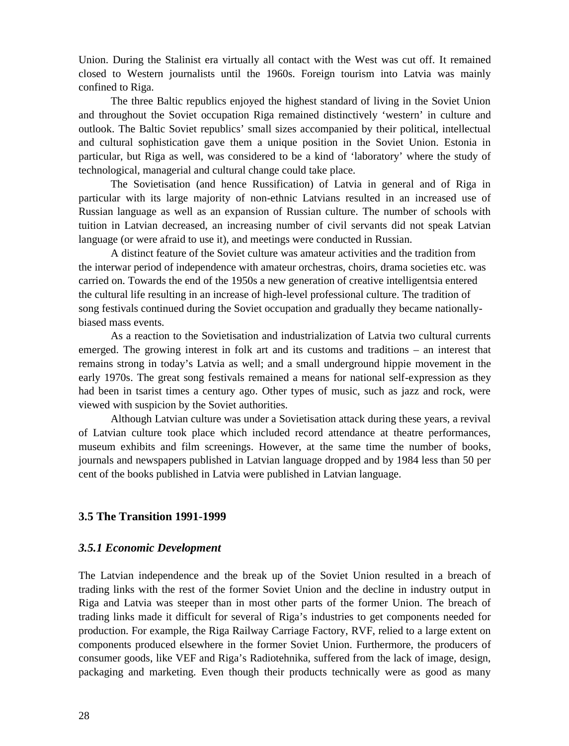Union. During the Stalinist era virtually all contact with the West was cut off. It remained closed to Western journalists until the 1960s. Foreign tourism into Latvia was mainly confined to Riga.

The three Baltic republics enjoyed the highest standard of living in the Soviet Union and throughout the Soviet occupation Riga remained distinctively 'western' in culture and outlook. The Baltic Soviet republics' small sizes accompanied by their political, intellectual and cultural sophistication gave them a unique position in the Soviet Union. Estonia in particular, but Riga as well, was considered to be a kind of 'laboratory' where the study of technological, managerial and cultural change could take place.

The Sovietisation (and hence Russification) of Latvia in general and of Riga in particular with its large majority of non-ethnic Latvians resulted in an increased use of Russian language as well as an expansion of Russian culture. The number of schools with tuition in Latvian decreased, an increasing number of civil servants did not speak Latvian language (or were afraid to use it), and meetings were conducted in Russian.

A distinct feature of the Soviet culture was amateur activities and the tradition from the interwar period of independence with amateur orchestras, choirs, drama societies etc. was carried on. Towards the end of the 1950s a new generation of creative intelligentsia entered the cultural life resulting in an increase of high-level professional culture. The tradition of song festivals continued during the Soviet occupation and gradually they became nationally-biased mass events.

As a reaction to the Sovietisation and industrialization of Latvia two cultural currents emerged. The growing interest in folk art and its customs and traditions – an interest that remains strong in today's Latvia as well; and a small underground hippie movement in the early 1970s. The great song festivals remained a means for national self-expression as they had been in tsarist times a century ago. Other types of music, such as jazz and rock, were viewed with suspicion by the Soviet authorities.

Although Latvian culture was under a Sovietisation attack during these years, a revival of Latvian culture took place which included record attendance at theatre performances, museum exhibits and film screenings. However, at the same time the number of books, journals and newspapers published in Latvian language dropped and by 1984 less than 50 per cent of the books published in Latvia were published in Latvian language.

## 3.5 The Transition 1991-1999

### *3.5.1 Economic Development*

The Latvian independence and the break up of the Soviet Union resulted in a breach of trading links with the rest of the former Soviet Union and the decline in industry output in Riga and Latvia was steeper than in most other parts of the former Union. The breach of trading links made it difficult for several of Riga's industries to get components needed for production. For example, the Riga Railway Carriage Factory, RVF, relied to a large extent on components produced elsewhere in the former Soviet Union. Furthermore, the producers of consumer goods, like VEF and Riga's Radiotehnika, suffered from the lack of image, design, packaging and marketing. Even though their products technically were as good as many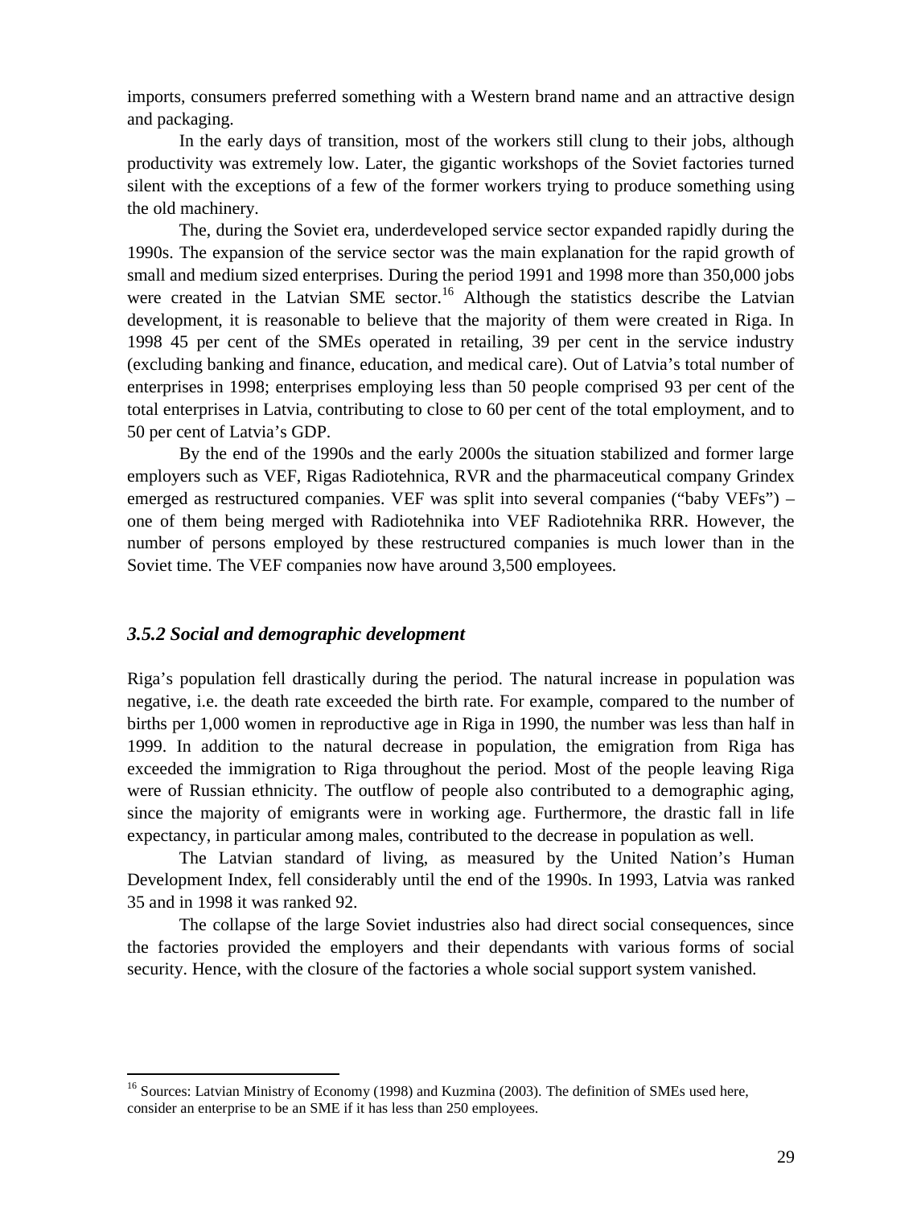imports, consumers preferred something with a Western brand name and an attractive design and packaging.

In the early days of transition, most of the workers still clung to their jobs, although productivity was extremely low. Later, the gigantic workshops of the Soviet factories turned silent with the exceptions of a few of the former workers trying to produce something using the old machinery.

The, during the Soviet era, underdeveloped service sector expanded rapidly during the 1990s. The expansion of the service sector was the main explanation for the rapid growth of small and medium sized enterprises. During the period 1991 and 1998 more than 350,000 jobs were created in the Latvian SME sector.[16] Although the statistics describe the Latvian development, it is reasonable to believe that the majority of them were created in Riga. In 1998 45 per cent of the SMEs operated in retailing, 39 per cent in the service industry (excluding banking and finance, education, and medical care). Out of Latvia's total number of enterprises in 1998; enterprises employing less than 50 people comprised 93 per cent of the total enterprises in Latvia, contributing to close to 60 per cent of the total employment, and to 50 per cent of Latvia's GDP.

By the end of the 1990s and the early 2000s the situation stabilized and former large employers such as VEF, Rigas Radiotehnica, RVR and the pharmaceutical company Grindex emerged as restructured companies. VEF was split into several companies ("baby VEFs") – one of them being merged with Radiotehnika into VEF Radiotehnika RRR. However, the number of persons employed by these restructured companies is much lower than in the Soviet time. The VEF companies now have around 3,500 employees.

### *3.5.2 Social and demographic development*

Riga's population fell drastically during the period. The natural increase in population was negative, i.e. the death rate exceeded the birth rate. For example, compared to the number of births per 1,000 women in reproductive age in Riga in 1990, the number was less than half in 1999. In addition to the natural decrease in population, the emigration from Riga has exceeded the immigration to Riga throughout the period. Most of the people leaving Riga were of Russian ethnicity. The outflow of people also contributed to a demographic aging, since the majority of emigrants were in working age. Furthermore, the drastic fall in life expectancy, in particular among males, contributed to the decrease in population as well.

The Latvian standard of living, as measured by the United Nation's Human Development Index, fell considerably until the end of the 1990s. In 1993, Latvia was ranked 35 and in 1998 it was ranked 92.

The collapse of the large Soviet industries also had direct social consequences, since the factories provided the employers and their dependants with various forms of social security. Hence, with the closure of the factories a whole social support system vanished.

---

[16] Sources: Latvian Ministry of Economy (1998) and Kuzmina (2003). The definition of SMEs used here, consider an enterprise to be an SME if it has less than 250 employees.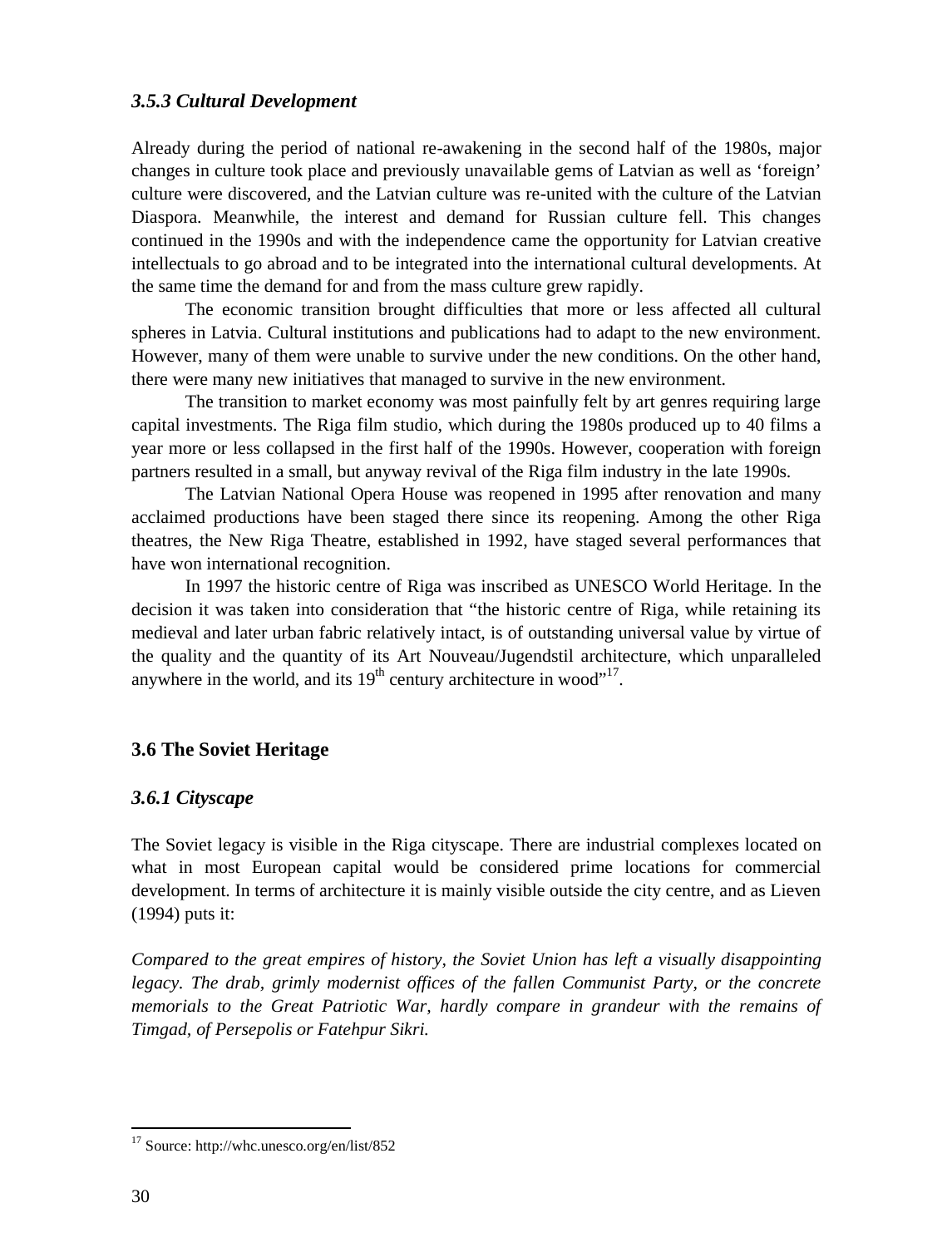### *3.5.3 Cultural Development*

Already during the period of national re-awakening in the second half of the 1980s, major changes in culture took place and previously unavailable gems of Latvian as well as 'foreign' culture were discovered, and the Latvian culture was re-united with the culture of the Latvian Diaspora. Meanwhile, the interest and demand for Russian culture fell. This changes continued in the 1990s and with the independence came the opportunity for Latvian creative intellectuals to go abroad and to be integrated into the international cultural developments. At the same time the demand for and from the mass culture grew rapidly.

The economic transition brought difficulties that more or less affected all cultural spheres in Latvia. Cultural institutions and publications had to adapt to the new environment. However, many of them were unable to survive under the new conditions. On the other hand, there were many new initiatives that managed to survive in the new environment.

The transition to market economy was most painfully felt by art genres requiring large capital investments. The Riga film studio, which during the 1980s produced up to 40 films a year more or less collapsed in the first half of the 1990s. However, cooperation with foreign partners resulted in a small, but anyway revival of the Riga film industry in the late 1990s.

The Latvian National Opera House was reopened in 1995 after renovation and many acclaimed productions have been staged there since its reopening. Among the other Riga theatres, the New Riga Theatre, established in 1992, have staged several performances that have won international recognition.

In 1997 the historic centre of Riga was inscribed as UNESCO World Heritage. In the decision it was taken into consideration that "the historic centre of Riga, while retaining its medieval and later urban fabric relatively intact, is of outstanding universal value by virtue of the quality and the quantity of its Art Nouveau/Jugendstil architecture, which unparalleled anywhere in the world, and its 19th century architecture in wood"[17].

## 3.6 The Soviet Heritage

### *3.6.1 Cityscape*

The Soviet legacy is visible in the Riga cityscape. There are industrial complexes located on what in most European capital would be considered prime locations for commercial development. In terms of architecture it is mainly visible outside the city centre, and as Lieven (1994) puts it:

*Compared to the great empires of history, the Soviet Union has left a visually disappointing legacy. The drab, grimly modernist offices of the fallen Communist Party, or the concrete memorials to the Great Patriotic War, hardly compare in grandeur with the remains of Timgad, of Persepolis or Fatehpur Sikri.*

---

[17] Source: http://whc.unesco.org/en/list/852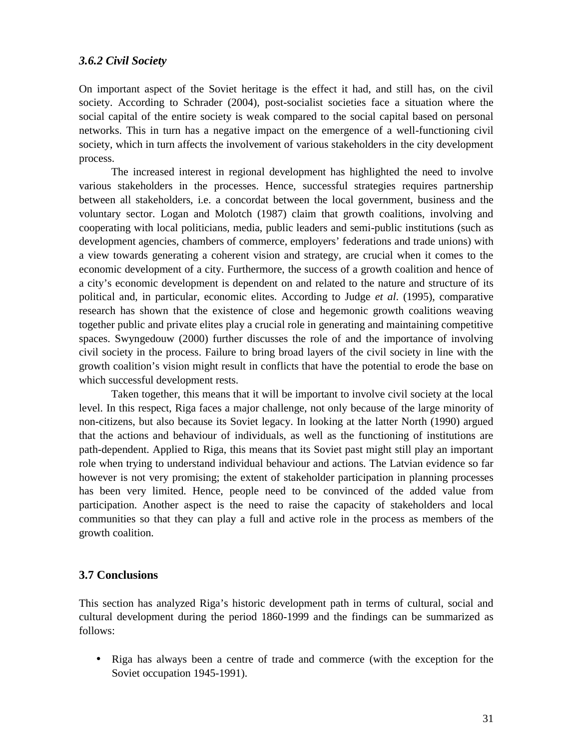### *3.6.2 Civil Society*

On important aspect of the Soviet heritage is the effect it had, and still has, on the civil society. According to Schrader (2004), post-socialist societies face a situation where the social capital of the entire society is weak compared to the social capital based on personal networks. This in turn has a negative impact on the emergence of a well-functioning civil society, which in turn affects the involvement of various stakeholders in the city development process.

The increased interest in regional development has highlighted the need to involve various stakeholders in the processes. Hence, successful strategies requires partnership between all stakeholders, i.e. a concordat between the local government, business and the voluntary sector. Logan and Molotch (1987) claim that growth coalitions, involving and cooperating with local politicians, media, public leaders and semi-public institutions (such as development agencies, chambers of commerce, employers' federations and trade unions) with a view towards generating a coherent vision and strategy, are crucial when it comes to the economic development of a city. Furthermore, the success of a growth coalition and hence of a city's economic development is dependent on and related to the nature and structure of its political and, in particular, economic elites. According to Judge *et al*. (1995), comparative research has shown that the existence of close and hegemonic growth coalitions weaving together public and private elites play a crucial role in generating and maintaining competitive spaces. Swyngedouw (2000) further discusses the role of and the importance of involving civil society in the process. Failure to bring broad layers of the civil society in line with the growth coalition's vision might result in conflicts that have the potential to erode the base on which successful development rests.

Taken together, this means that it will be important to involve civil society at the local level. In this respect, Riga faces a major challenge, not only because of the large minority of non-citizens, but also because its Soviet legacy. In looking at the latter North (1990) argued that the actions and behaviour of individuals, as well as the functioning of institutions are path-dependent. Applied to Riga, this means that its Soviet past might still play an important role when trying to understand individual behaviour and actions. The Latvian evidence so far however is not very promising; the extent of stakeholder participation in planning processes has been very limited. Hence, people need to be convinced of the added value from participation. Another aspect is the need to raise the capacity of stakeholders and local communities so that they can play a full and active role in the process as members of the growth coalition.

## 3.7 Conclusions

This section has analyzed Riga's historic development path in terms of cultural, social and cultural development during the period 1860-1999 and the findings can be summarized as follows:

- Riga has always been a centre of trade and commerce (with the exception for the Soviet occupation 1945-1991).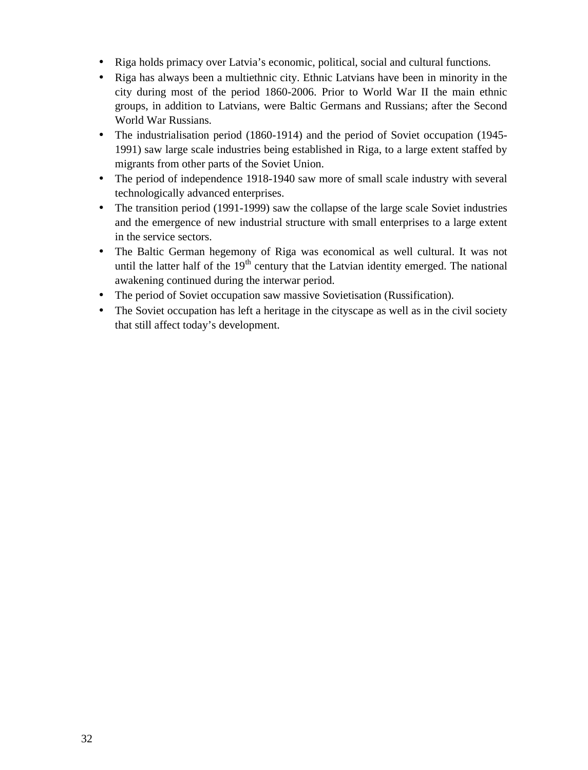- Riga holds primacy over Latvia's economic, political, social and cultural functions.
- Riga has always been a multiethnic city. Ethnic Latvians have been in minority in the city during most of the period 1860-2006. Prior to World War II the main ethnic groups, in addition to Latvians, were Baltic Germans and Russians; after the Second World War Russians.
- The industrialisation period (1860-1914) and the period of Soviet occupation (1945-1991) saw large scale industries being established in Riga, to a large extent staffed by migrants from other parts of the Soviet Union.
- The period of independence 1918-1940 saw more of small scale industry with several technologically advanced enterprises.
- The transition period (1991-1999) saw the collapse of the large scale Soviet industries and the emergence of new industrial structure with small enterprises to a large extent in the service sectors.
- The Baltic German hegemony of Riga was economical as well cultural. It was not until the latter half of the 19th century that the Latvian identity emerged. The national awakening continued during the interwar period.
- The period of Soviet occupation saw massive Sovietisation (Russification).
- The Soviet occupation has left a heritage in the cityscape as well as in the civil society that still affect today's development.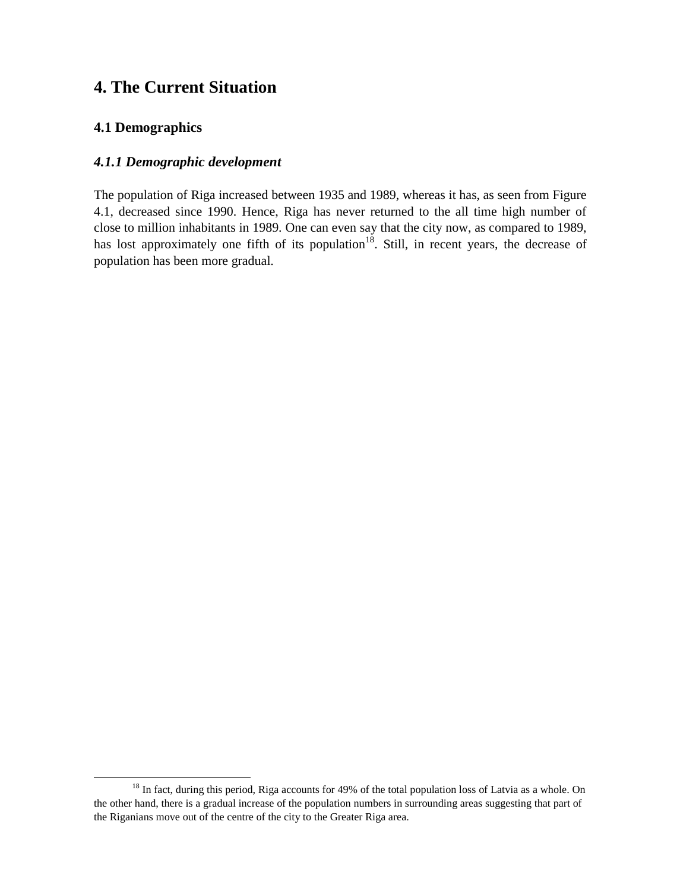# 4. The Current Situation

## 4.1 Demographics

### *4.1.1 Demographic development*

The population of Riga increased between 1935 and 1989, whereas it has, as seen from Figure 4.1, decreased since 1990. Hence, Riga has never returned to the all time high number of close to million inhabitants in 1989. One can even say that the city now, as compared to 1989, has lost approximately one fifth of its population[18]. Still, in recent years, the decrease of population has been more gradual.

---

[18] In fact, during this period, Riga accounts for 49% of the total population loss of Latvia as a whole. On the other hand, there is a gradual increase of the population numbers in surrounding areas suggesting that part of the Riganians move out of the centre of the city to the Greater Riga area.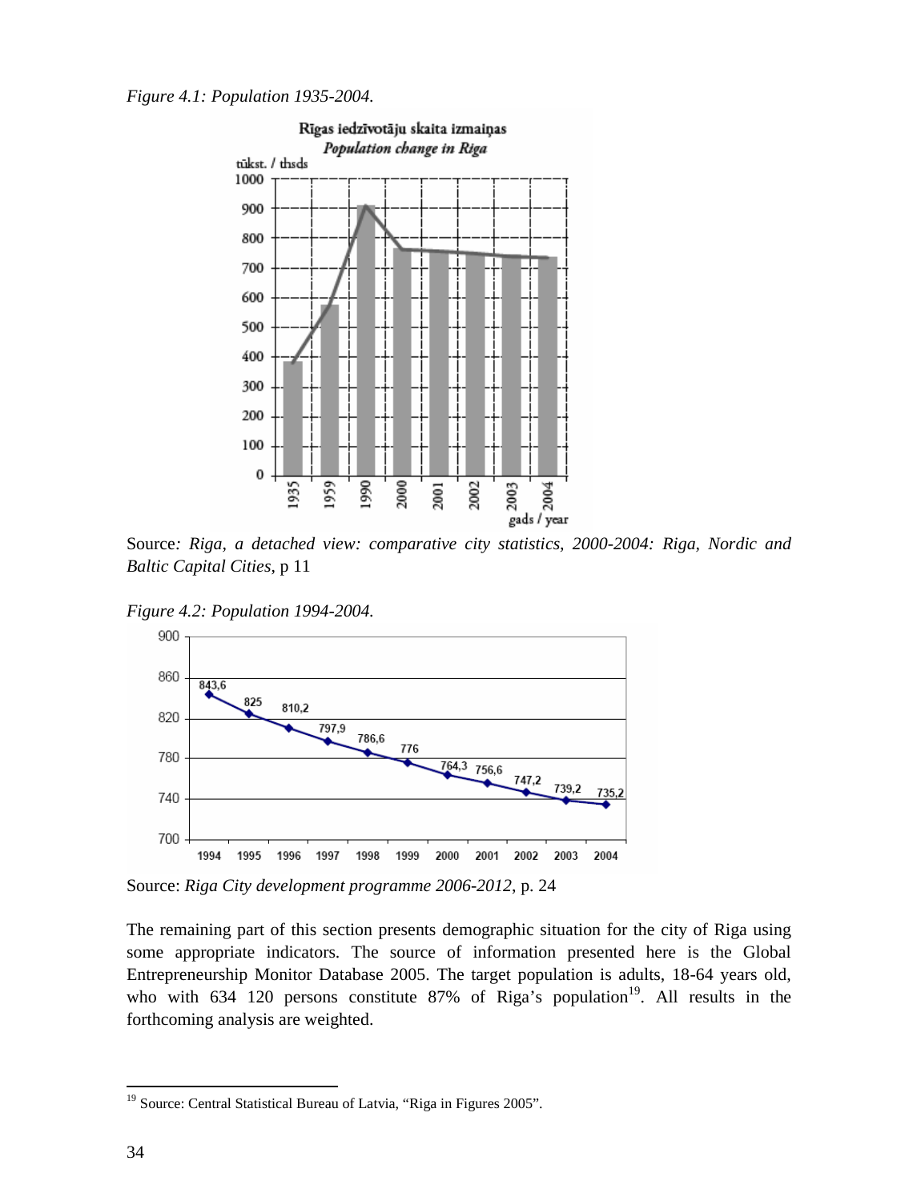*Figure 4.1: Population 1935-2004.*

Source*: Riga, a detached view: comparative city statistics, 2000-2004: Riga, Nordic and Baltic Capital Cities*, p 11

*Figure 4.2: Population 1994-2004.*

Source: *Riga City development programme 2006-2012*, p. 24

The remaining part of this section presents demographic situation for the city of Riga using some appropriate indicators. The source of information presented here is the Global Entrepreneurship Monitor Database 2005. The target population is adults, 18-64 years old, who with 634 120 persons constitute 87% of Riga's population[19]. All results in the forthcoming analysis are weighted.

[19] Source: Central Statistical Bureau of Latvia, "Riga in Figures 2005".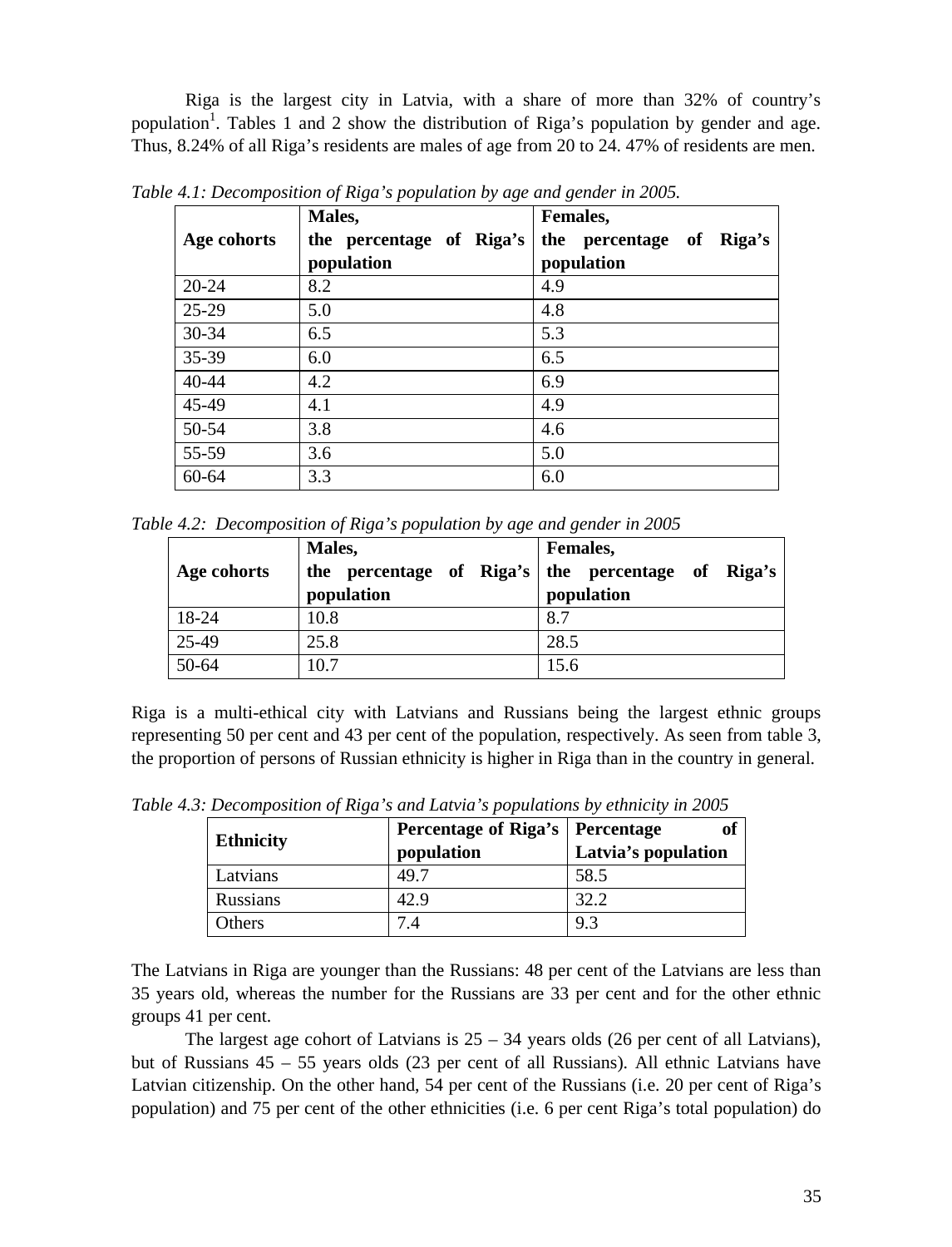Riga is the largest city in Latvia, with a share of more than 32% of country's population[1]. Tables 1 and 2 show the distribution of Riga's population by gender and age. Thus, 8.24% of all Riga's residents are males of age from 20 to 24. 47% of residents are men.

*Table 4.1: Decomposition of Riga's population by age and gender in 2005.*

| Age cohorts | Males, the percentage of Riga's population | Females, the percentage of Riga's population |
|---|---|---|
| 20-24 | 8.2 | 4.9 |
| 25-29 | 5.0 | 4.8 |
| 30-34 | 6.5 | 5.3 |
| 35-39 | 6.0 | 6.5 |
| 40-44 | 4.2 | 6.9 |
| 45-49 | 4.1 | 4.9 |
| 50-54 | 3.8 | 4.6 |
| 55-59 | 3.6 | 5.0 |
| 60-64 | 3.3 | 6.0 |

*Table 4.2: Decomposition of Riga's population by age and gender in 2005*

| Age cohorts | Males, the percentage of Riga's population | Females, the percentage of Riga's population |
|---|---|---|
| 18-24 | 10.8 | 8.7 |
| 25-49 | 25.8 | 28.5 |
| 50-64 | 10.7 | 15.6 |

Riga is a multi-ethical city with Latvians and Russians being the largest ethnic groups representing 50 per cent and 43 per cent of the population, respectively. As seen from table 3, the proportion of persons of Russian ethnicity is higher in Riga than in the country in general.

*Table 4.3: Decomposition of Riga's and Latvia's populations by ethnicity in 2005*

| Ethnicity | Percentage of Riga's population | Percentage of Latvia's population |
|---|---|---|
| Latvians | 49.7 | 58.5 |
| Russians | 42.9 | 32.2 |
| Others | 7.4 | 9.3 |

The Latvians in Riga are younger than the Russians: 48 per cent of the Latvians are less than 35 years old, whereas the number for the Russians are 33 per cent and for the other ethnic groups 41 per cent.

The largest age cohort of Latvians is 25 – 34 years olds (26 per cent of all Latvians), but of Russians 45 – 55 years olds (23 per cent of all Russians). All ethnic Latvians have Latvian citizenship. On the other hand, 54 per cent of the Russians (i.e. 20 per cent of Riga's population) and 75 per cent of the other ethnicities (i.e. 6 per cent Riga's total population) do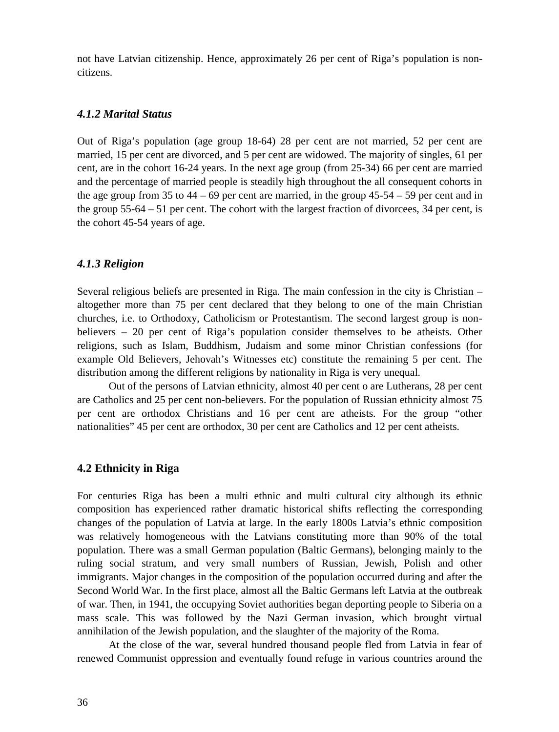not have Latvian citizenship. Hence, approximately 26 per cent of Riga's population is non-citizens.

### *4.1.2 Marital Status*

Out of Riga's population (age group 18-64) 28 per cent are not married, 52 per cent are married, 15 per cent are divorced, and 5 per cent are widowed. The majority of singles, 61 per cent, are in the cohort 16-24 years. In the next age group (from 25-34) 66 per cent are married and the percentage of married people is steadily high throughout the all consequent cohorts in the age group from 35 to 44 – 69 per cent are married, in the group 45-54 – 59 per cent and in the group 55-64 – 51 per cent. The cohort with the largest fraction of divorcees, 34 per cent, is the cohort 45-54 years of age.

### *4.1.3 Religion*

Several religious beliefs are presented in Riga. The main confession in the city is Christian – altogether more than 75 per cent declared that they belong to one of the main Christian churches, i.e. to Orthodoxy, Catholicism or Protestantism. The second largest group is non-believers – 20 per cent of Riga's population consider themselves to be atheists. Other religions, such as Islam, Buddhism, Judaism and some minor Christian confessions (for example Old Believers, Jehovah's Witnesses etc) constitute the remaining 5 per cent. The distribution among the different religions by nationality in Riga is very unequal.

Out of the persons of Latvian ethnicity, almost 40 per cent o are Lutherans, 28 per cent are Catholics and 25 per cent non-believers. For the population of Russian ethnicity almost 75 per cent are orthodox Christians and 16 per cent are atheists. For the group "other nationalities" 45 per cent are orthodox, 30 per cent are Catholics and 12 per cent atheists.

## 4.2 Ethnicity in Riga

For centuries Riga has been a multi ethnic and multi cultural city although its ethnic composition has experienced rather dramatic historical shifts reflecting the corresponding changes of the population of Latvia at large. In the early 1800s Latvia's ethnic composition was relatively homogeneous with the Latvians constituting more than 90% of the total population. There was a small German population (Baltic Germans), belonging mainly to the ruling social stratum, and very small numbers of Russian, Jewish, Polish and other immigrants. Major changes in the composition of the population occurred during and after the Second World War. In the first place, almost all the Baltic Germans left Latvia at the outbreak of war. Then, in 1941, the occupying Soviet authorities began deporting people to Siberia on a mass scale. This was followed by the Nazi German invasion, which brought virtual annihilation of the Jewish population, and the slaughter of the majority of the Roma.

At the close of the war, several hundred thousand people fled from Latvia in fear of renewed Communist oppression and eventually found refuge in various countries around the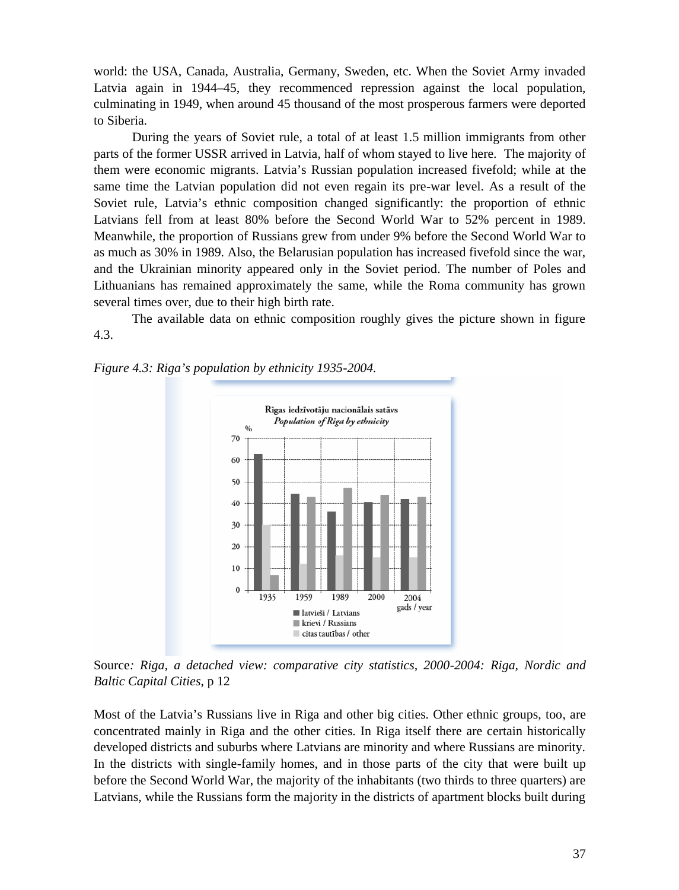world: the USA, Canada, Australia, Germany, Sweden, etc. When the Soviet Army invaded Latvia again in 1944–45, they recommenced repression against the local population, culminating in 1949, when around 45 thousand of the most prosperous farmers were deported to Siberia.

During the years of Soviet rule, a total of at least 1.5 million immigrants from other parts of the former USSR arrived in Latvia, half of whom stayed to live here. The majority of them were economic migrants. Latvia's Russian population increased fivefold; while at the same time the Latvian population did not even regain its pre-war level. As a result of the Soviet rule, Latvia's ethnic composition changed significantly: the proportion of ethnic Latvians fell from at least 80% before the Second World War to 52% percent in 1989. Meanwhile, the proportion of Russians grew from under 9% before the Second World War to as much as 30% in 1989. Also, the Belarusian population has increased fivefold since the war, and the Ukrainian minority appeared only in the Soviet period. The number of Poles and Lithuanians has remained approximately the same, while the Roma community has grown several times over, due to their high birth rate.

The available data on ethnic composition roughly gives the picture shown in figure 4.3.

*Figure 4.3: Riga's population by ethnicity 1935-2004.*

Source*: Riga, a detached view: comparative city statistics, 2000-2004: Riga, Nordic and Baltic Capital Cities*, p 12

Most of the Latvia's Russians live in Riga and other big cities. Other ethnic groups, too, are concentrated mainly in Riga and the other cities. In Riga itself there are certain historically developed districts and suburbs where Latvians are minority and where Russians are minority. In the districts with single-family homes, and in those parts of the city that were built up before the Second World War, the majority of the inhabitants (two thirds to three quarters) are Latvians, while the Russians form the majority in the districts of apartment blocks built during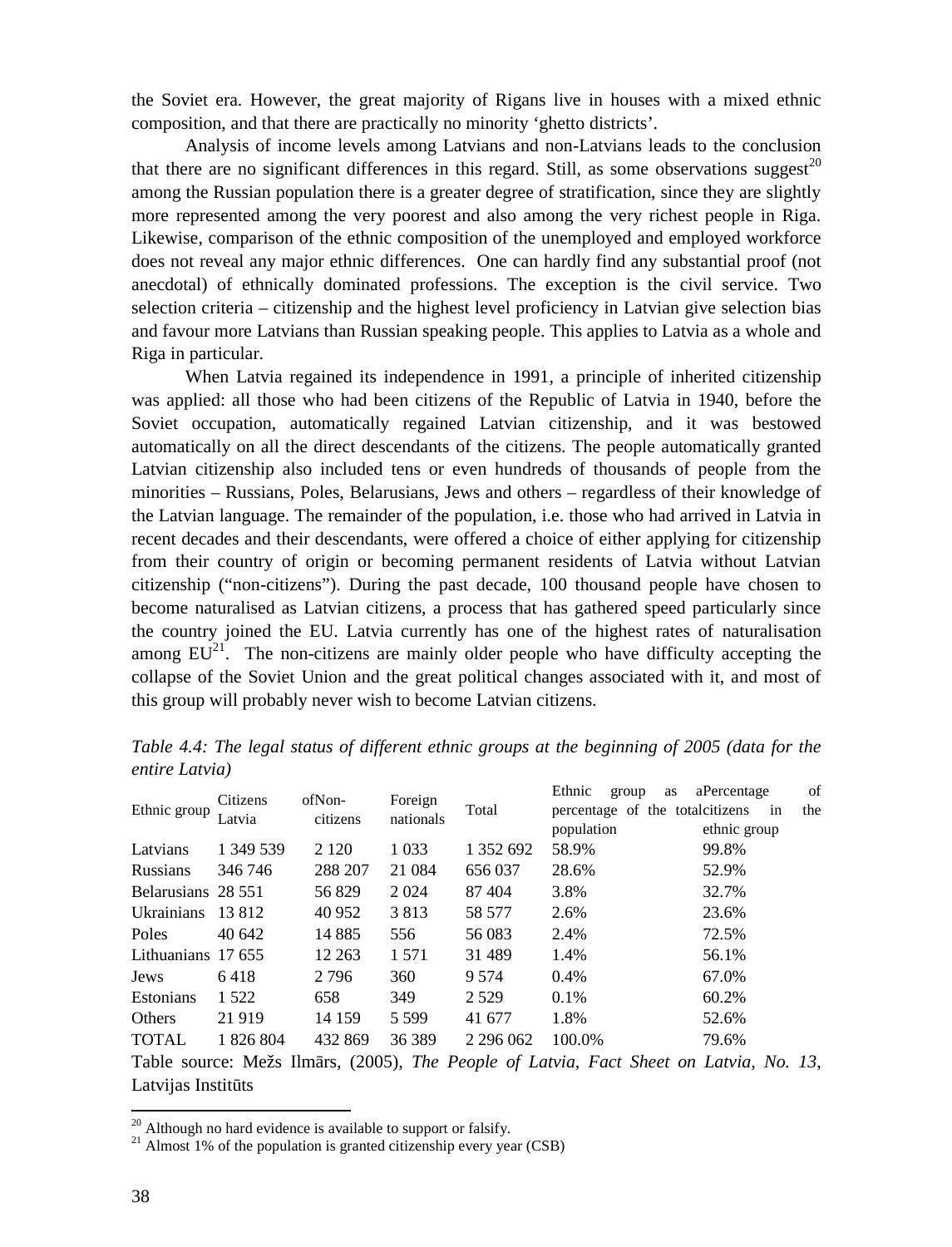the Soviet era. However, the great majority of Rigans live in houses with a mixed ethnic composition, and that there are practically no minority 'ghetto districts'.

Analysis of income levels among Latvians and non-Latvians leads to the conclusion that there are no significant differences in this regard. Still, as some observations suggest[20] among the Russian population there is a greater degree of stratification, since they are slightly more represented among the very poorest and also among the very richest people in Riga. Likewise, comparison of the ethnic composition of the unemployed and employed workforce does not reveal any major ethnic differences. One can hardly find any substantial proof (not anecdotal) of ethnically dominated professions. The exception is the civil service. Two selection criteria – citizenship and the highest level proficiency in Latvian give selection bias and favour more Latvians than Russian speaking people. This applies to Latvia as a whole and Riga in particular.

When Latvia regained its independence in 1991, a principle of inherited citizenship was applied: all those who had been citizens of the Republic of Latvia in 1940, before the Soviet occupation, automatically regained Latvian citizenship, and it was bestowed automatically on all the direct descendants of the citizens. The people automatically granted Latvian citizenship also included tens or even hundreds of thousands of people from the minorities – Russians, Poles, Belarusians, Jews and others – regardless of their knowledge of the Latvian language. The remainder of the population, i.e. those who had arrived in Latvia in recent decades and their descendants, were offered a choice of either applying for citizenship from their country of origin or becoming permanent residents of Latvia without Latvian citizenship ("non-citizens"). During the past decade, 100 thousand people have chosen to become naturalised as Latvian citizens, a process that has gathered speed particularly since the country joined the EU. Latvia currently has one of the highest rates of naturalisation among EU[21]. The non-citizens are mainly older people who have difficulty accepting the collapse of the Soviet Union and the great political changes associated with it, and most of this group will probably never wish to become Latvian citizens.

*Table 4.4: The legal status of different ethnic groups at the beginning of 2005 (data for the entire Latvia)*

| Ethnic group | Citizens of Latvia | Non-citizens | Foreign nationals | Total | Ethnic group as a percentage of the total population | Percentage of citizens in the ethnic group |
|---|---|---|---|---|---|---|
| Latvians | 1 349 539 | 2 120 | 1 033 | 1 352 692 | 58.9% | 99.8% |
| Russians | 346 746 | 288 207 | 21 084 | 656 037 | 28.6% | 52.9% |
| Belarusians | 28 551 | 56 829 | 2 024 | 87 404 | 3.8% | 32.7% |
| Ukrainians | 13 812 | 40 952 | 3 813 | 58 577 | 2.6% | 23.6% |
| Poles | 40 642 | 14 885 | 556 | 56 083 | 2.4% | 72.5% |
| Lithuanians | 17 655 | 12 263 | 1 571 | 31 489 | 1.4% | 56.1% |
| Jews | 6 418 | 2 796 | 360 | 9 574 | 0.4% | 67.0% |
| Estonians | 1 522 | 658 | 349 | 2 529 | 0.1% | 60.2% |
| Others | 21 919 | 14 159 | 5 599 | 41 677 | 1.8% | 52.6% |
| TOTAL | 1 826 804 | 432 869 | 36 389 | 2 296 062 | 100.0% | 79.6% |

Table source: Mežs Ilmārs, (2005), *The People of Latvia, Fact Sheet on Latvia, No. 13*, Latvijas Institūts

[20] Although no hard evidence is available to support or falsify.

[21] Almost 1% of the population is granted citizenship every year (CSB)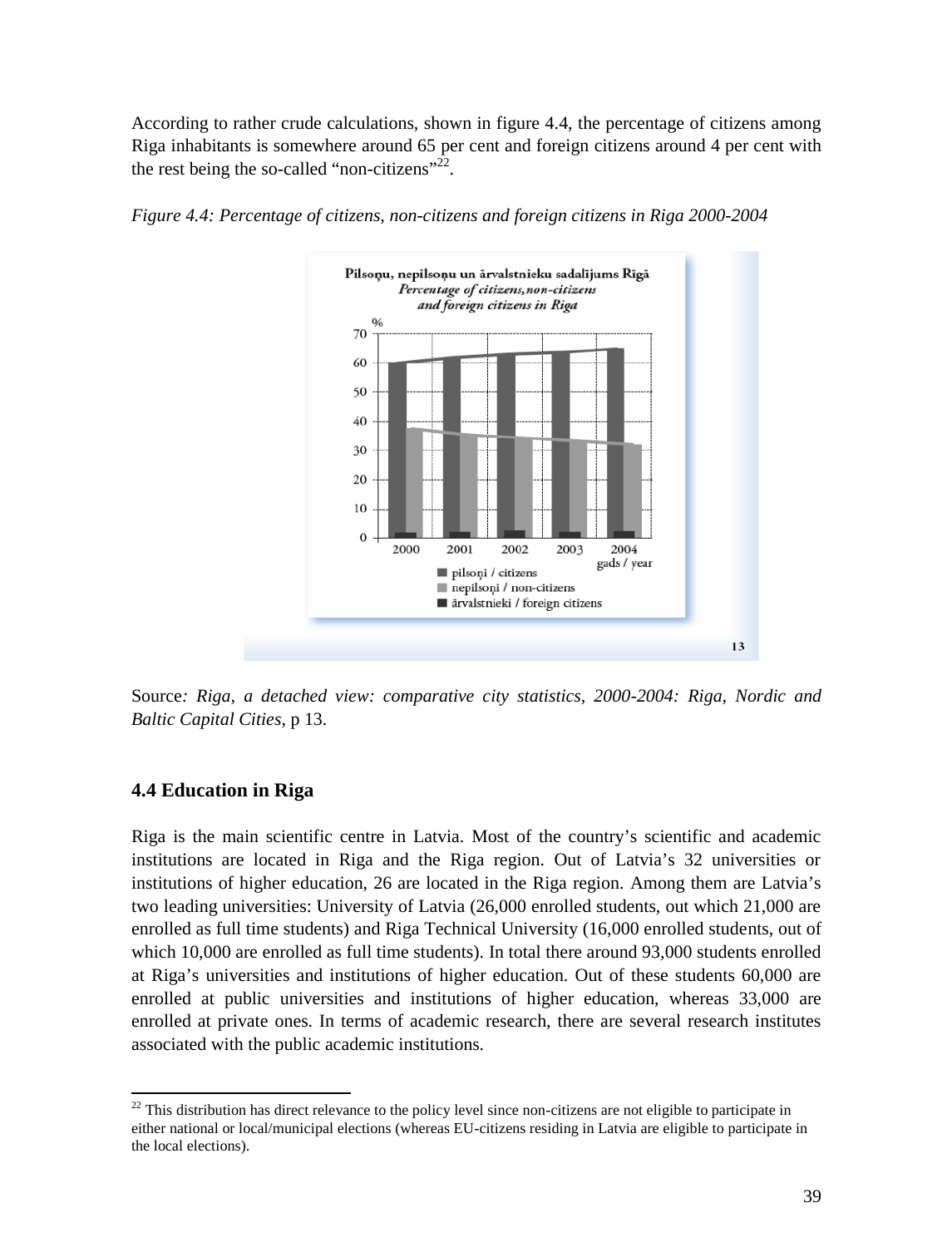According to rather crude calculations, shown in figure 4.4, the percentage of citizens among Riga inhabitants is somewhere around 65 per cent and foreign citizens around 4 per cent with the rest being the so-called "non-citizens"[22].

*Figure 4.4: Percentage of citizens, non-citizens and foreign citizens in Riga 2000-2004*

Source*: Riga, a detached view: comparative city statistics, 2000-2004: Riga, Nordic and Baltic Capital Cities*, p 13.

### 4.4 Education in Riga

Riga is the main scientific centre in Latvia. Most of the country's scientific and academic institutions are located in Riga and the Riga region. Out of Latvia's 32 universities or institutions of higher education, 26 are located in the Riga region. Among them are Latvia's two leading universities: University of Latvia (26,000 enrolled students, out which 21,000 are enrolled as full time students) and Riga Technical University (16,000 enrolled students, out of which 10,000 are enrolled as full time students). In total there around 93,000 students enrolled at Riga's universities and institutions of higher education. Out of these students 60,000 are enrolled at public universities and institutions of higher education, whereas 33,000 are enrolled at private ones. In terms of academic research, there are several research institutes associated with the public academic institutions.

[22] This distribution has direct relevance to the policy level since non-citizens are not eligible to participate in either national or local/municipal elections (whereas EU-citizens residing in Latvia are eligible to participate in the local elections).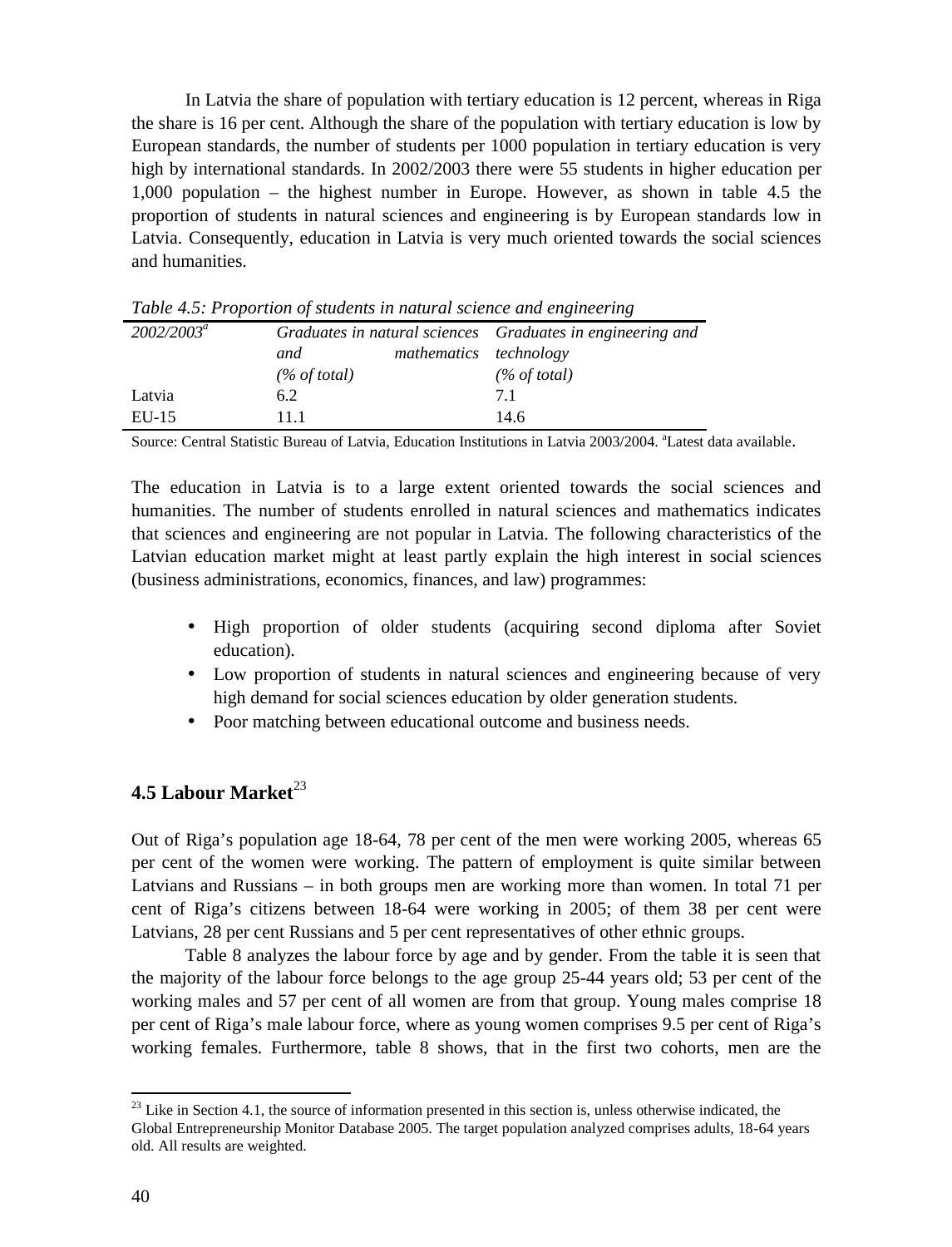In Latvia the share of population with tertiary education is 12 percent, whereas in Riga the share is 16 per cent. Although the share of the population with tertiary education is low by European standards, the number of students per 1000 population in tertiary education is very high by international standards. In 2002/2003 there were 55 students in higher education per 1,000 population – the highest number in Europe. However, as shown in table 4.5 the proportion of students in natural sciences and engineering is by European standards low in Latvia. Consequently, education in Latvia is very much oriented towards the social sciences and humanities.

*Table 4.5: Proportion of students in natural science and engineering*

| *2002/2003[a]* | *Graduates in natural sciences and mathematics (% of total)* | *Graduates in engineering and technology (% of total)* |
|---|---|---|
| Latvia | 6.2 | 7.1 |
| EU-15 | 11.1 | 14.6 |

Source: Central Statistic Bureau of Latvia, Education Institutions in Latvia 2003/2004. [a]Latest data available.

The education in Latvia is to a large extent oriented towards the social sciences and humanities. The number of students enrolled in natural sciences and mathematics indicates that sciences and engineering are not popular in Latvia. The following characteristics of the Latvian education market might at least partly explain the high interest in social sciences (business administrations, economics, finances, and law) programmes:

- High proportion of older students (acquiring second diploma after Soviet education).
- Low proportion of students in natural sciences and engineering because of very high demand for social sciences education by older generation students.
- Poor matching between educational outcome and business needs.

## 4.5 Labour Market[23]

Out of Riga's population age 18-64, 78 per cent of the men were working 2005, whereas 65 per cent of the women were working. The pattern of employment is quite similar between Latvians and Russians – in both groups men are working more than women. In total 71 per cent of Riga's citizens between 18-64 were working in 2005; of them 38 per cent were Latvians, 28 per cent Russians and 5 per cent representatives of other ethnic groups.

Table 8 analyzes the labour force by age and by gender. From the table it is seen that the majority of the labour force belongs to the age group 25-44 years old; 53 per cent of the working males and 57 per cent of all women are from that group. Young males comprise 18 per cent of Riga's male labour force, where as young women comprises 9.5 per cent of Riga's working females. Furthermore, table 8 shows, that in the first two cohorts, men are the

[23] Like in Section 4.1, the source of information presented in this section is, unless otherwise indicated, the Global Entrepreneurship Monitor Database 2005. The target population analyzed comprises adults, 18-64 years old. All results are weighted.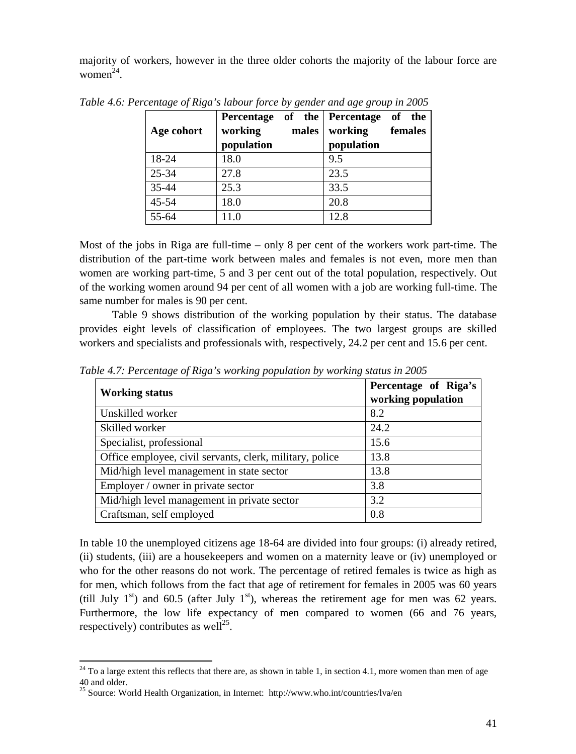majority of workers, however in the three older cohorts the majority of the labour force are women[24].

*Table 4.6: Percentage of Riga's labour force by gender and age group in 2005*

| Age cohort | Percentage of the working males population | Percentage of the working females population |
|---|---|---|
| 18-24 | 18.0 | 9.5 |
| 25-34 | 27.8 | 23.5 |
| 35-44 | 25.3 | 33.5 |
| 45-54 | 18.0 | 20.8 |
| 55-64 | 11.0 | 12.8 |

Most of the jobs in Riga are full-time – only 8 per cent of the workers work part-time. The distribution of the part-time work between males and females is not even, more men than women are working part-time, 5 and 3 per cent out of the total population, respectively. Out of the working women around 94 per cent of all women with a job are working full-time. The same number for males is 90 per cent.

Table 9 shows distribution of the working population by their status. The database provides eight levels of classification of employees. The two largest groups are skilled workers and specialists and professionals with, respectively, 24.2 per cent and 15.6 per cent.

*Table 4.7: Percentage of Riga's working population by working status in 2005*

| Working status | Percentage of Riga's working population |
|---|---|
| Unskilled worker | 8.2 |
| Skilled worker | 24.2 |
| Specialist, professional | 15.6 |
| Office employee, civil servants, clerk, military, police | 13.8 |
| Mid/high level management in state sector | 13.8 |
| Employer / owner in private sector | 3.8 |
| Mid/high level management in private sector | 3.2 |
| Craftsman, self employed | 0.8 |

In table 10 the unemployed citizens age 18-64 are divided into four groups: (i) already retired, (ii) students, (iii) are a housekeepers and women on a maternity leave or (iv) unemployed or who for the other reasons do not work. The percentage of retired females is twice as high as for men, which follows from the fact that age of retirement for females in 2005 was 60 years (till July 1st) and 60.5 (after July 1st), whereas the retirement age for men was 62 years. Furthermore, the low life expectancy of men compared to women (66 and 76 years, respectively) contributes as well[25].

---

[24] To a large extent this reflects that there are, as shown in table 1, in section 4.1, more women than men of age 40 and older.

[25] Source: World Health Organization, in Internet: http://www.who.int/countries/lva/en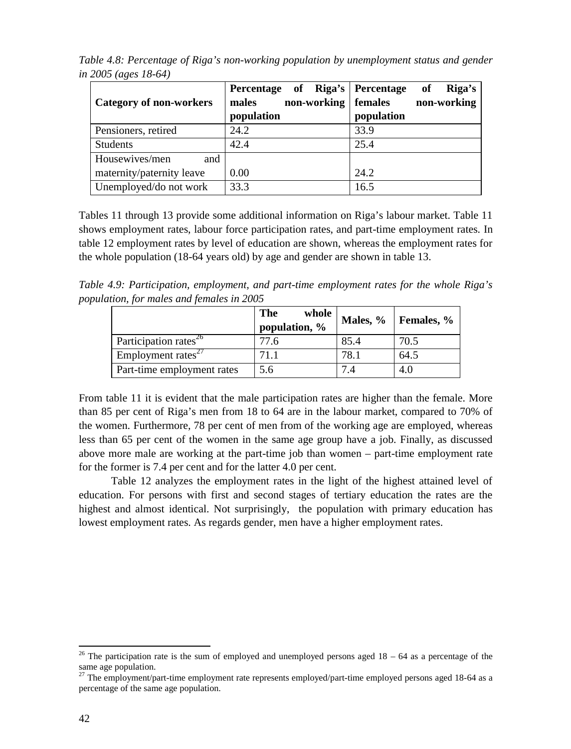*Table 4.8: Percentage of Riga's non-working population by unemployment status and gender in 2005 (ages 18-64)*

| Category of non-workers | Percentage of Riga's males non-working population | Percentage of Riga's females non-working population |
|---|---|---|
| Pensioners, retired | 24.2 | 33.9 |
| Students | 42.4 | 25.4 |
| Housewives/men and maternity/paternity leave | 0.00 | 24.2 |
| Unemployed/do not work | 33.3 | 16.5 |

Tables 11 through 13 provide some additional information on Riga's labour market. Table 11 shows employment rates, labour force participation rates, and part-time employment rates. In table 12 employment rates by level of education are shown, whereas the employment rates for the whole population (18-64 years old) by age and gender are shown in table 13.

*Table 4.9: Participation, employment, and part-time employment rates for the whole Riga's population, for males and females in 2005*

| | The whole population, % | Males, % | Females, % |
|---|---|---|---|
| Participation rates[26] | 77.6 | 85.4 | 70.5 |
| Employment rates[27] | 71.1 | 78.1 | 64.5 |
| Part-time employment rates | 5.6 | 7.4 | 4.0 |

From table 11 it is evident that the male participation rates are higher than the female. More than 85 per cent of Riga's men from 18 to 64 are in the labour market, compared to 70% of the women. Furthermore, 78 per cent of men from of the working age are employed, whereas less than 65 per cent of the women in the same age group have a job. Finally, as discussed above more male are working at the part-time job than women – part-time employment rate for the former is 7.4 per cent and for the latter 4.0 per cent.

Table 12 analyzes the employment rates in the light of the highest attained level of education. For persons with first and second stages of tertiary education the rates are the highest and almost identical. Not surprisingly, the population with primary education has lowest employment rates. As regards gender, men have a higher employment rates.

[26] The participation rate is the sum of employed and unemployed persons aged 18 – 64 as a percentage of the same age population.

[27] The employment/part-time employment rate represents employed/part-time employed persons aged 18-64 as a percentage of the same age population.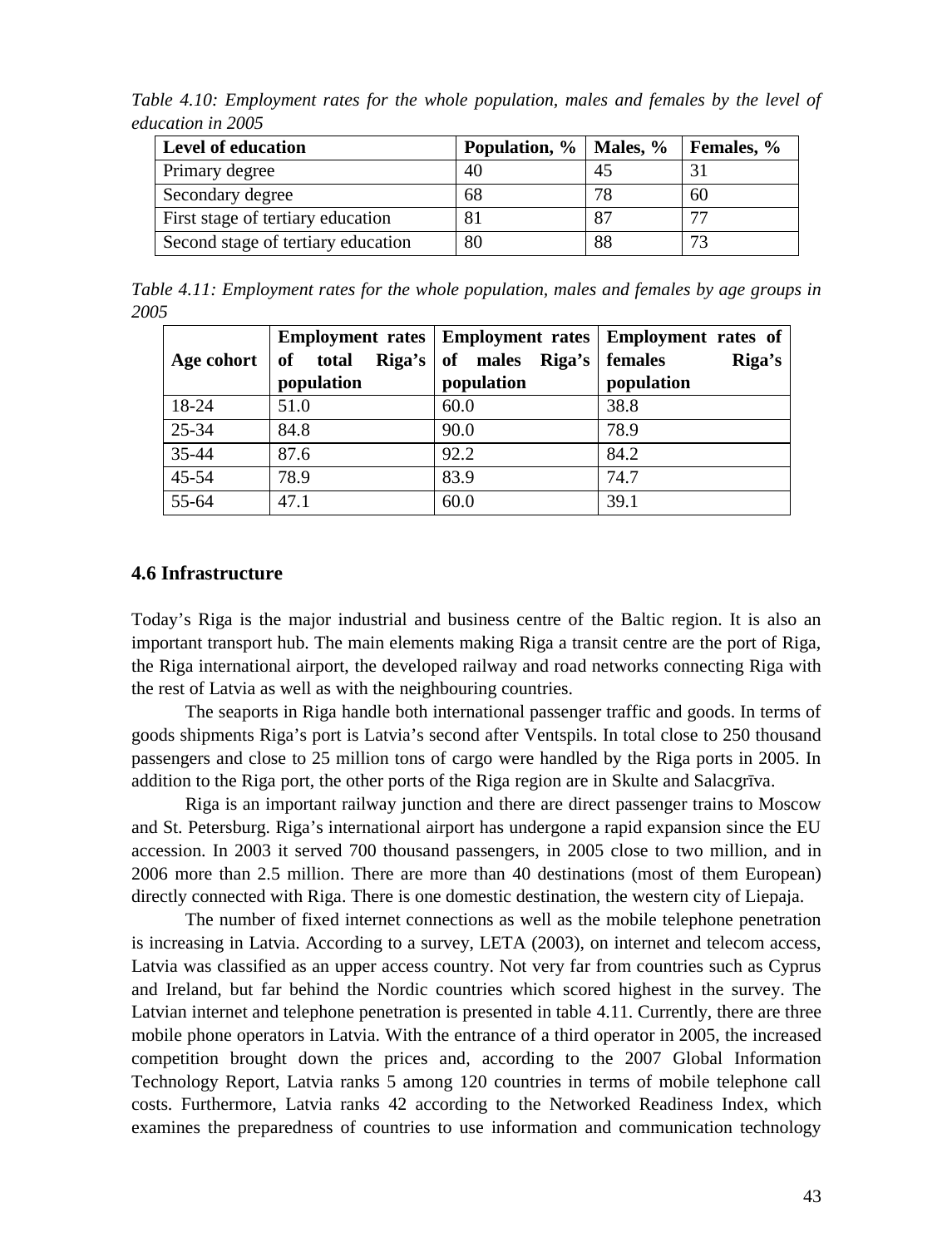*Table 4.10: Employment rates for the whole population, males and females by the level of education in 2005*

| Level of education | Population, % | Males, % | Females, % |
|---|---|---|---|
| Primary degree | 40 | 45 | 31 |
| Secondary degree | 68 | 78 | 60 |
| First stage of tertiary education | 81 | 87 | 77 |
| Second stage of tertiary education | 80 | 88 | 73 |

*Table 4.11: Employment rates for the whole population, males and females by age groups in 2005*

| Age cohort | Employment rates of total Riga's population | Employment rates of males Riga's population | Employment rates of females Riga's population |
|---|---|---|---|
| 18-24 | 51.0 | 60.0 | 38.8 |
| 25-34 | 84.8 | 90.0 | 78.9 |
| 35-44 | 87.6 | 92.2 | 84.2 |
| 45-54 | 78.9 | 83.9 | 74.7 |
| 55-64 | 47.1 | 60.0 | 39.1 |

## 4.6 Infrastructure

Today's Riga is the major industrial and business centre of the Baltic region. It is also an important transport hub. The main elements making Riga a transit centre are the port of Riga, the Riga international airport, the developed railway and road networks connecting Riga with the rest of Latvia as well as with the neighbouring countries.

The seaports in Riga handle both international passenger traffic and goods. In terms of goods shipments Riga's port is Latvia's second after Ventspils. In total close to 250 thousand passengers and close to 25 million tons of cargo were handled by the Riga ports in 2005. In addition to the Riga port, the other ports of the Riga region are in Skulte and Salacgrīva.

Riga is an important railway junction and there are direct passenger trains to Moscow and St. Petersburg. Riga's international airport has undergone a rapid expansion since the EU accession. In 2003 it served 700 thousand passengers, in 2005 close to two million, and in 2006 more than 2.5 million. There are more than 40 destinations (most of them European) directly connected with Riga. There is one domestic destination, the western city of Liepaja.

The number of fixed internet connections as well as the mobile telephone penetration is increasing in Latvia. According to a survey, LETA (2003), on internet and telecom access, Latvia was classified as an upper access country. Not very far from countries such as Cyprus and Ireland, but far behind the Nordic countries which scored highest in the survey. The Latvian internet and telephone penetration is presented in table 4.11. Currently, there are three mobile phone operators in Latvia. With the entrance of a third operator in 2005, the increased competition brought down the prices and, according to the 2007 Global Information Technology Report, Latvia ranks 5 among 120 countries in terms of mobile telephone call costs. Furthermore, Latvia ranks 42 according to the Networked Readiness Index, which examines the preparedness of countries to use information and communication technology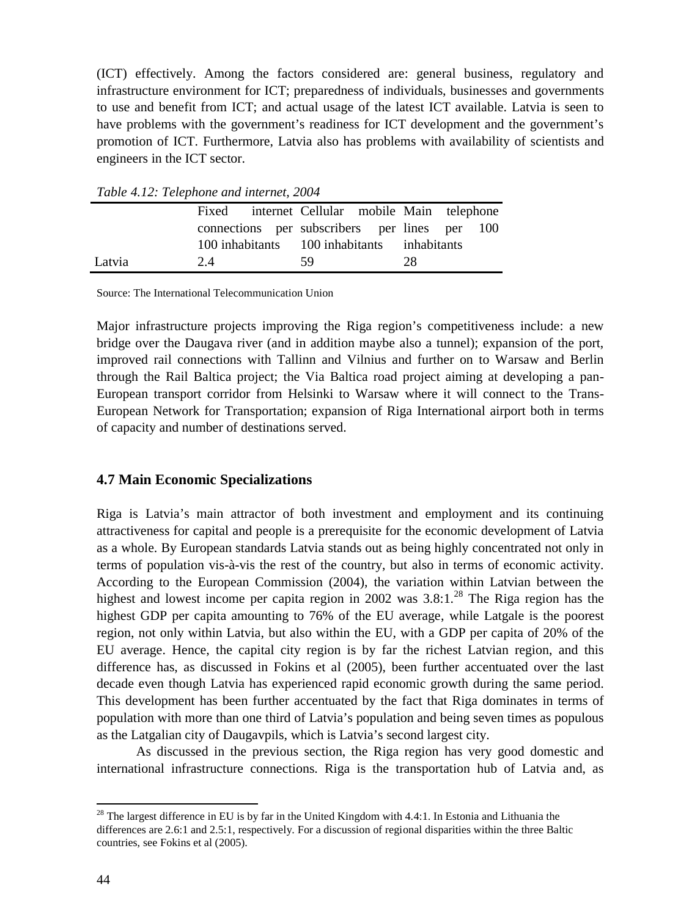(ICT) effectively. Among the factors considered are: general business, regulatory and infrastructure environment for ICT; preparedness of individuals, businesses and governments to use and benefit from ICT; and actual usage of the latest ICT available. Latvia is seen to have problems with the government's readiness for ICT development and the government's promotion of ICT. Furthermore, Latvia also has problems with availability of scientists and engineers in the ICT sector.

*Table 4.12: Telephone and internet, 2004*

| | Fixed internet connections per 100 inhabitants | Cellular mobile subscribers per 100 inhabitants | Main telephone lines per 100 inhabitants |
|---|---|---|---|
| Latvia | 2.4 | 59 | 28 |

Source: The International Telecommunication Union

Major infrastructure projects improving the Riga region's competitiveness include: a new bridge over the Daugava river (and in addition maybe also a tunnel); expansion of the port, improved rail connections with Tallinn and Vilnius and further on to Warsaw and Berlin through the Rail Baltica project; the Via Baltica road project aiming at developing a pan-European transport corridor from Helsinki to Warsaw where it will connect to the Trans-European Network for Transportation; expansion of Riga International airport both in terms of capacity and number of destinations served.

### 4.7 Main Economic Specializations

Riga is Latvia's main attractor of both investment and employment and its continuing attractiveness for capital and people is a prerequisite for the economic development of Latvia as a whole. By European standards Latvia stands out as being highly concentrated not only in terms of population vis-à-vis the rest of the country, but also in terms of economic activity. According to the European Commission (2004), the variation within Latvian between the highest and lowest income per capita region in 2002 was 3.8:1.[28] The Riga region has the highest GDP per capita amounting to 76% of the EU average, while Latgale is the poorest region, not only within Latvia, but also within the EU, with a GDP per capita of 20% of the EU average. Hence, the capital city region is by far the richest Latvian region, and this difference has, as discussed in Fokins et al (2005), been further accentuated over the last decade even though Latvia has experienced rapid economic growth during the same period. This development has been further accentuated by the fact that Riga dominates in terms of population with more than one third of Latvia's population and being seven times as populous as the Latgalian city of Daugavpils, which is Latvia's second largest city.

As discussed in the previous section, the Riga region has very good domestic and international infrastructure connections. Riga is the transportation hub of Latvia and, as

[28] The largest difference in EU is by far in the United Kingdom with 4.4:1. In Estonia and Lithuania the differences are 2.6:1 and 2.5:1, respectively. For a discussion of regional disparities within the three Baltic countries, see Fokins et al (2005).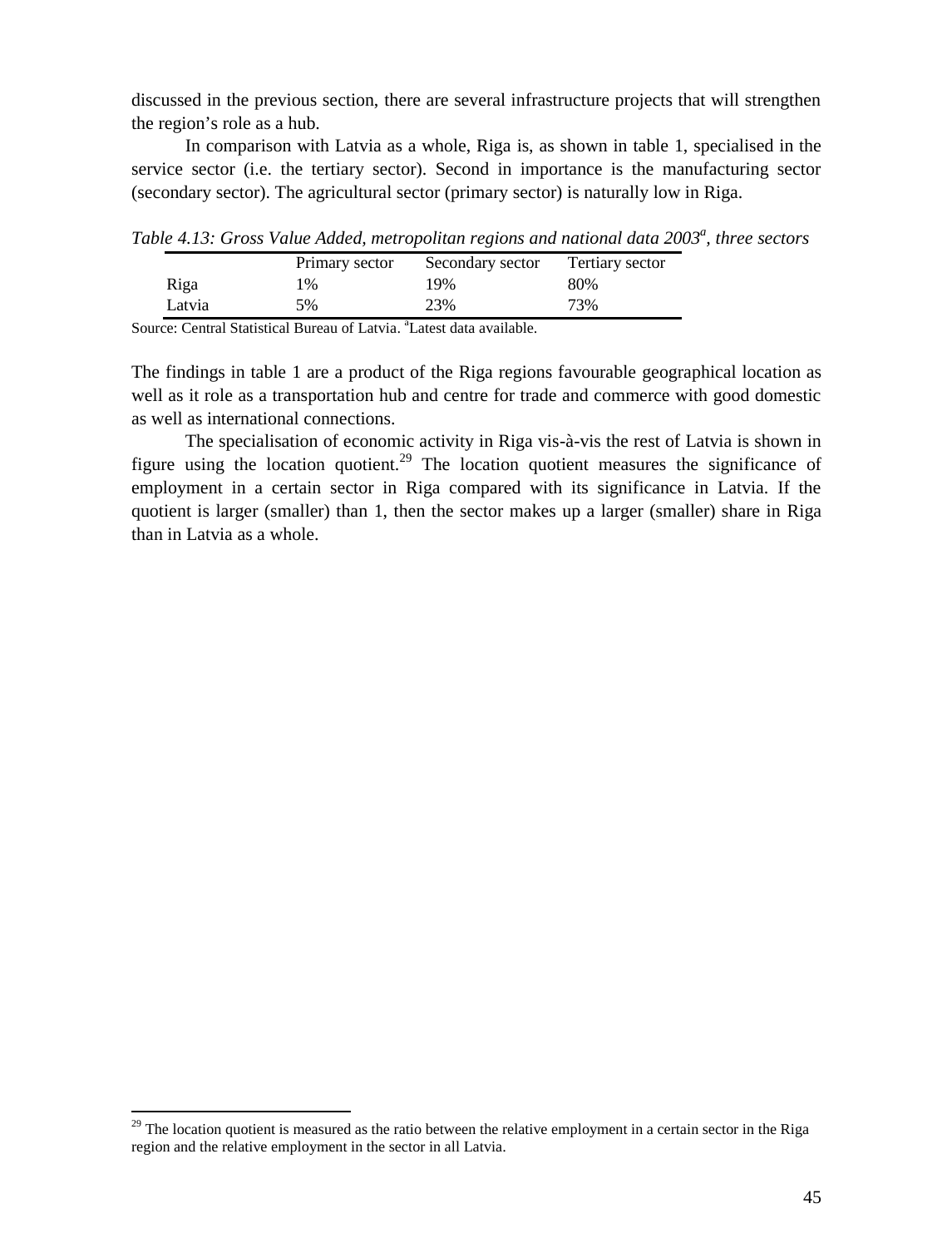discussed in the previous section, there are several infrastructure projects that will strengthen the region's role as a hub.

In comparison with Latvia as a whole, Riga is, as shown in table 1, specialised in the service sector (i.e. the tertiary sector). Second in importance is the manufacturing sector (secondary sector). The agricultural sector (primary sector) is naturally low in Riga.

*Table 4.13: Gross Value Added, metropolitan regions and national data 2003[a], three sectors*

| | Primary sector | Secondary sector | Tertiary sector |
|---|---|---|---|
| Riga | 1% | 19% | 80% |
| Latvia | 5% | 23% | 73% |

Source: Central Statistical Bureau of Latvia. [a]Latest data available.

The findings in table 1 are a product of the Riga regions favourable geographical location as well as it role as a transportation hub and centre for trade and commerce with good domestic as well as international connections.

The specialisation of economic activity in Riga vis-à-vis the rest of Latvia is shown in figure using the location quotient.[29] The location quotient measures the significance of employment in a certain sector in Riga compared with its significance in Latvia. If the quotient is larger (smaller) than 1, then the sector makes up a larger (smaller) share in Riga than in Latvia as a whole.

[29] The location quotient is measured as the ratio between the relative employment in a certain sector in the Riga region and the relative employment in the sector in all Latvia.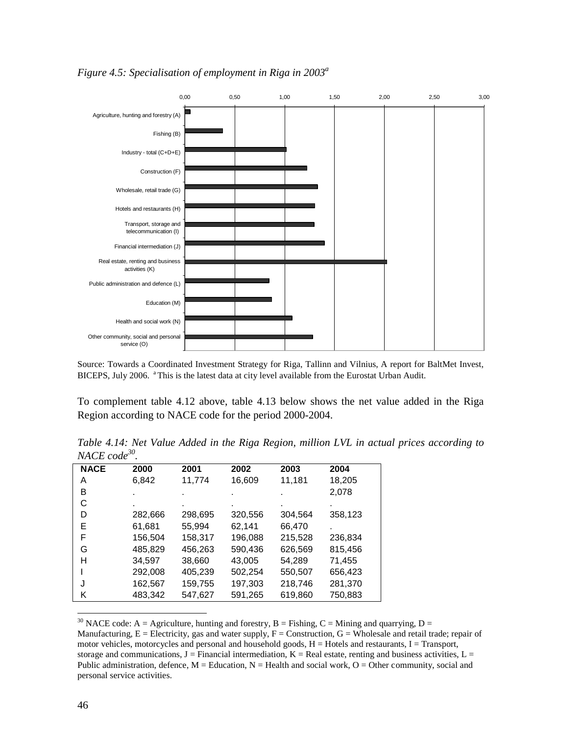*Figure 4.5: Specialisation of employment in Riga in 2003[a]*

Source: Towards a Coordinated Investment Strategy for Riga, Tallinn and Vilnius, A report for BaltMet Invest, BICEPS, July 2006. [a] This is the latest data at city level available from the Eurostat Urban Audit.

To complement table 4.12 above, table 4.13 below shows the net value added in the Riga Region according to NACE code for the period 2000-2004.

*Table 4.14: Net Value Added in the Riga Region, million LVL in actual prices according to NACE code[30].*

| NACE | 2000 | 2001 | 2002 | 2003 | 2004 |
|---|---|---|---|---|---|
| A | 6,842 | 11,774 | 16,609 | 11,181 | 18,205 |
| B | . | . | . | . | 2,078 |
| C | . | . | . | . | . |
| D | 282,666 | 298,695 | 320,556 | 304,564 | 358,123 |
| E | 61,681 | 55,994 | 62,141 | 66,470 | . |
| F | 156,504 | 158,317 | 196,088 | 215,528 | 236,834 |
| G | 485,829 | 456,263 | 590,436 | 626,569 | 815,456 |
| H | 34,597 | 38,660 | 43,005 | 54,289 | 71,455 |
| I | 292,008 | 405,239 | 502,254 | 550,507 | 656,423 |
| J | 162,567 | 159,755 | 197,303 | 218,746 | 281,370 |
| K | 483,342 | 547,627 | 591,265 | 619,860 | 750,883 |

[30] NACE code: A = Agriculture, hunting and forestry, B = Fishing, C = Mining and quarrying, D = Manufacturing, E = Electricity, gas and water supply, F = Construction, G = Wholesale and retail trade; repair of motor vehicles, motorcycles and personal and household goods, H = Hotels and restaurants, I = Transport, storage and communications, J = Financial intermediation, K = Real estate, renting and business activities, L = Public administration, defence, M = Education, N = Health and social work, O = Other community, social and personal service activities.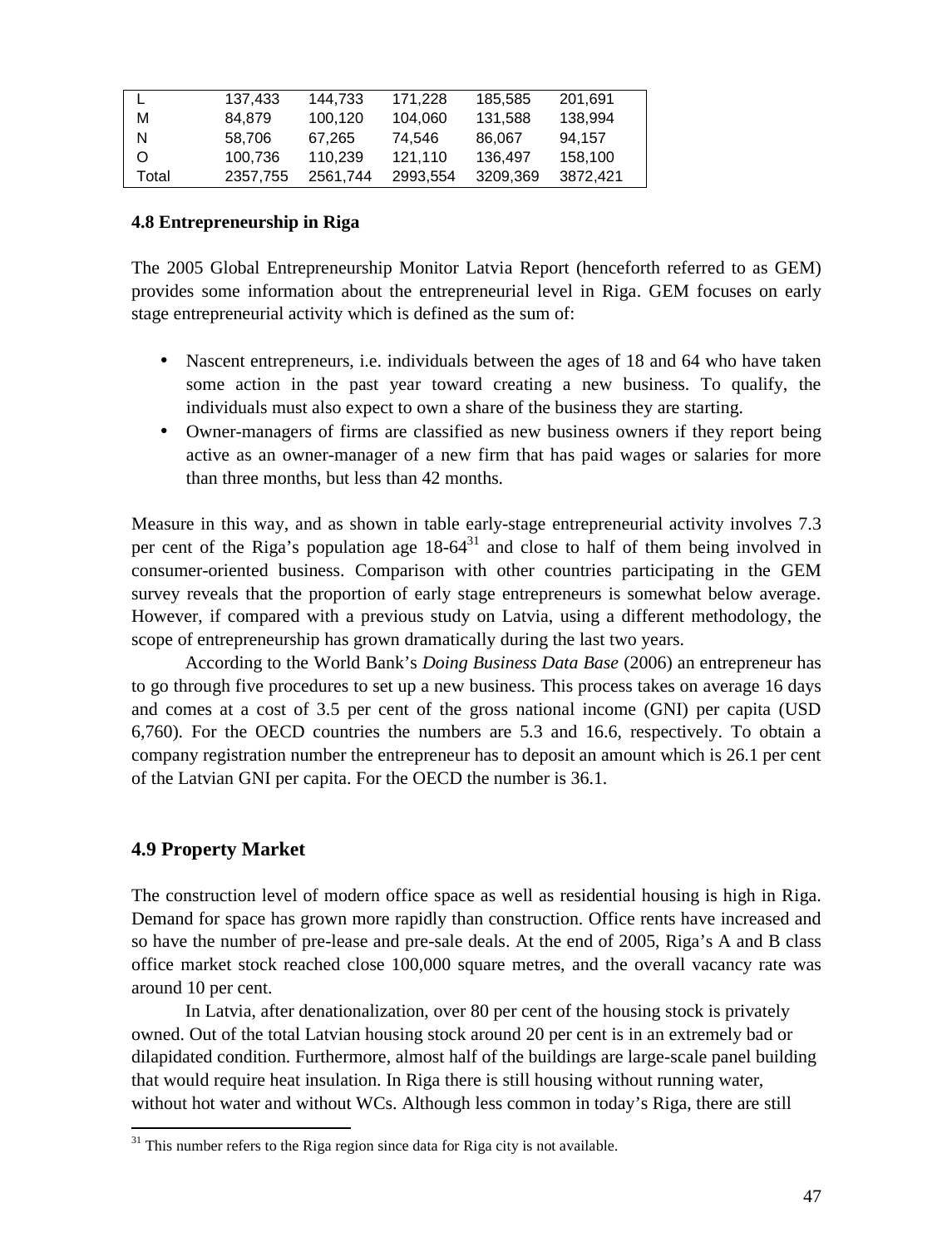| | | | | | |
|---|---|---|---|---|---|
| L | 137,433 | 144,733 | 171,228 | 185,585 | 201,691 |
| M | 84,879 | 100,120 | 104,060 | 131,588 | 138,994 |
| N | 58,706 | 67,265 | 74,546 | 86,067 | 94,157 |
| O | 100,736 | 110,239 | 121,110 | 136,497 | 158,100 |
| Total | 2357,755 | 2561,744 | 2993,554 | 3209,369 | 3872,421 |

### 4.8 Entrepreneurship in Riga

The 2005 Global Entrepreneurship Monitor Latvia Report (henceforth referred to as GEM) provides some information about the entrepreneurial level in Riga. GEM focuses on early stage entrepreneurial activity which is defined as the sum of:

- Nascent entrepreneurs, i.e. individuals between the ages of 18 and 64 who have taken some action in the past year toward creating a new business. To qualify, the individuals must also expect to own a share of the business they are starting.
- Owner-managers of firms are classified as new business owners if they report being active as an owner-manager of a new firm that has paid wages or salaries for more than three months, but less than 42 months.

Measure in this way, and as shown in table early-stage entrepreneurial activity involves 7.3 per cent of the Riga's population age 18-64[31] and close to half of them being involved in consumer-oriented business. Comparison with other countries participating in the GEM survey reveals that the proportion of early stage entrepreneurs is somewhat below average. However, if compared with a previous study on Latvia, using a different methodology, the scope of entrepreneurship has grown dramatically during the last two years.

According to the World Bank's *Doing Business Data Base* (2006) an entrepreneur has to go through five procedures to set up a new business. This process takes on average 16 days and comes at a cost of 3.5 per cent of the gross national income (GNI) per capita (USD 6,760). For the OECD countries the numbers are 5.3 and 16.6, respectively. To obtain a company registration number the entrepreneur has to deposit an amount which is 26.1 per cent of the Latvian GNI per capita. For the OECD the number is 36.1.

## 4.9 Property Market

The construction level of modern office space as well as residential housing is high in Riga. Demand for space has grown more rapidly than construction. Office rents have increased and so have the number of pre-lease and pre-sale deals. At the end of 2005, Riga's A and B class office market stock reached close 100,000 square metres, and the overall vacancy rate was around 10 per cent.

In Latvia, after denationalization, over 80 per cent of the housing stock is privately owned. Out of the total Latvian housing stock around 20 per cent is in an extremely bad or dilapidated condition. Furthermore, almost half of the buildings are large-scale panel building that would require heat insulation. In Riga there is still housing without running water, without hot water and without WCs. Although less common in today's Riga, there are still

[31] This number refers to the Riga region since data for Riga city is not available.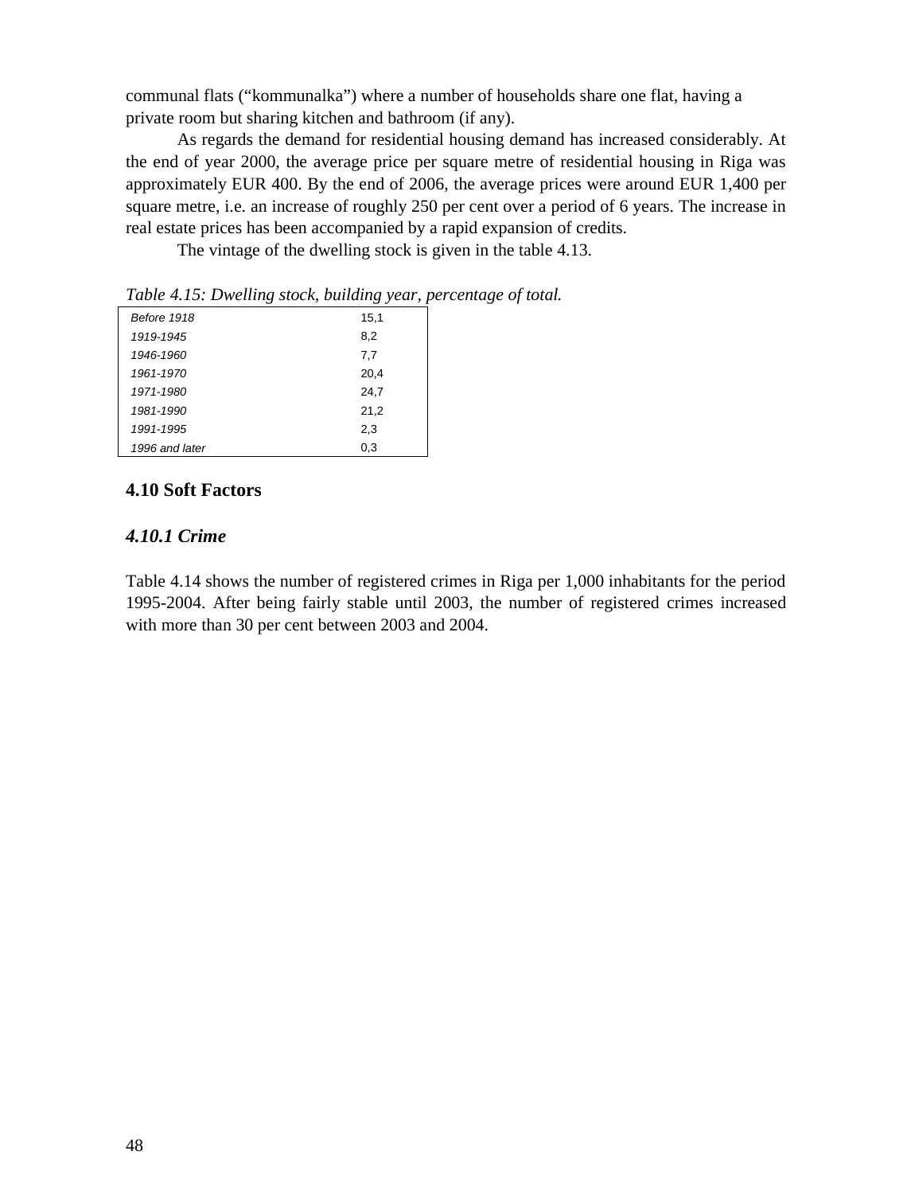communal flats (“kommunalka”) where a number of households share one flat, having a private room but sharing kitchen and bathroom (if any).

As regards the demand for residential housing demand has increased considerably. At the end of year 2000, the average price per square metre of residential housing in Riga was approximately EUR 400. By the end of 2006, the average prices were around EUR 1,400 per square metre, i.e. an increase of roughly 250 per cent over a period of 6 years. The increase in real estate prices has been accompanied by a rapid expansion of credits.

The vintage of the dwelling stock is given in the table 4.13.

*Table 4.15: Dwelling stock, building year, percentage of total.*

| | |
|---|---|
| *Before 1918* | 15,1 |
| *1919-1945* | 8,2 |
| *1946-1960* | 7,7 |
| *1961-1970* | 20,4 |
| *1971-1980* | 24,7 |
| *1981-1990* | 21,2 |
| *1991-1995* | 2,3 |
| *1996 and later* | 0,3 |

## 4.10 Soft Factors

### *4.10.1 Crime*

Table 4.14 shows the number of registered crimes in Riga per 1,000 inhabitants for the period 1995-2004. After being fairly stable until 2003, the number of registered crimes increased with more than 30 per cent between 2003 and 2004.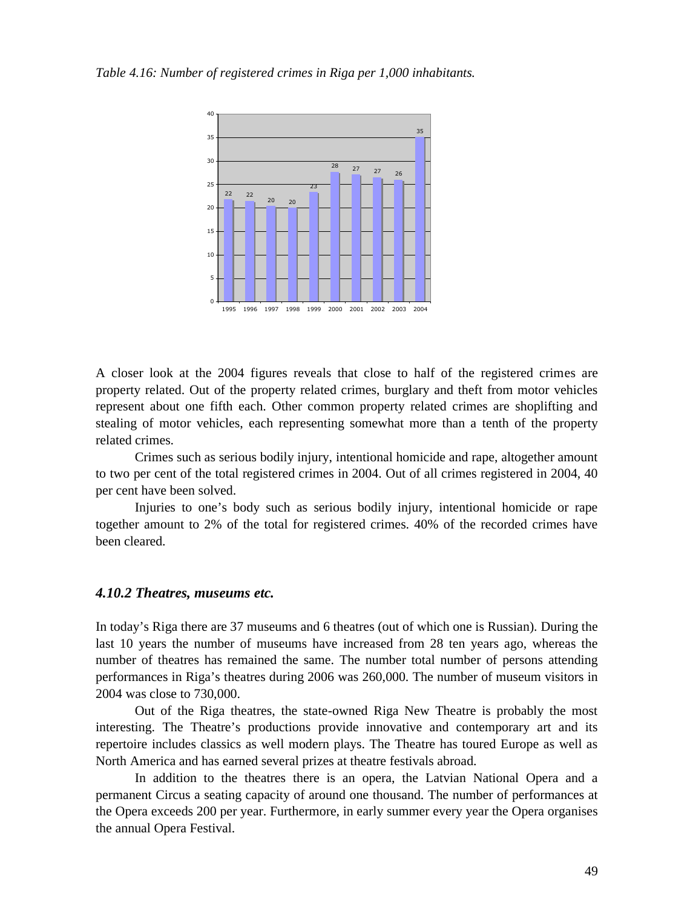*Table 4.16: Number of registered crimes in Riga per 1,000 inhabitants.*

| 1995 | 1996 | 1997 | 1998 | 1999 | 2000 | 2001 | 2002 | 2003 | 2004 |
|---|---|---|---|---|---|---|---|---|---|
| 22 | 22 | 20 | 20 | 23 | 28 | 27 | 27 | 26 | 35 |

A closer look at the 2004 figures reveals that close to half of the registered crimes are property related. Out of the property related crimes, burglary and theft from motor vehicles represent about one fifth each. Other common property related crimes are shoplifting and stealing of motor vehicles, each representing somewhat more than a tenth of the property related crimes.

Crimes such as serious bodily injury, intentional homicide and rape, altogether amount to two per cent of the total registered crimes in 2004. Out of all crimes registered in 2004, 40 per cent have been solved.

Injuries to one's body such as serious bodily injury, intentional homicide or rape together amount to 2% of the total for registered crimes. 40% of the recorded crimes have been cleared.

### *4.10.2 Theatres, museums etc.*

In today's Riga there are 37 museums and 6 theatres (out of which one is Russian). During the last 10 years the number of museums have increased from 28 ten years ago, whereas the number of theatres has remained the same. The number total number of persons attending performances in Riga's theatres during 2006 was 260,000. The number of museum visitors in 2004 was close to 730,000.

Out of the Riga theatres, the state-owned Riga New Theatre is probably the most interesting. The Theatre's productions provide innovative and contemporary art and its repertoire includes classics as well modern plays. The Theatre has toured Europe as well as North America and has earned several prizes at theatre festivals abroad.

In addition to the theatres there is an opera, the Latvian National Opera and a permanent Circus a seating capacity of around one thousand. The number of performances at the Opera exceeds 200 per year. Furthermore, in early summer every year the Opera organises the annual Opera Festival.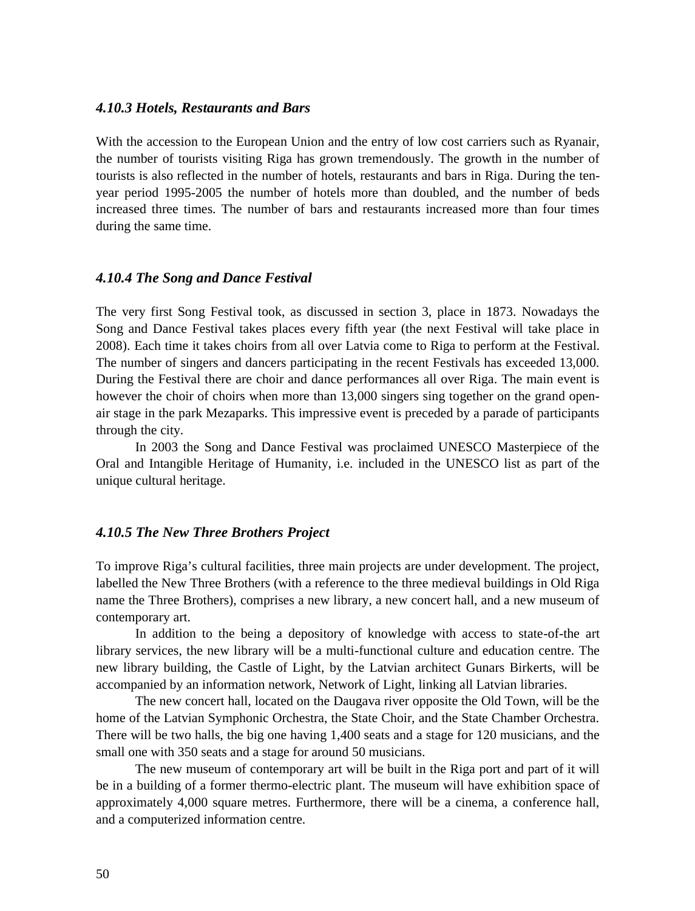### *4.10.3 Hotels, Restaurants and Bars*

With the accession to the European Union and the entry of low cost carriers such as Ryanair, the number of tourists visiting Riga has grown tremendously. The growth in the number of tourists is also reflected in the number of hotels, restaurants and bars in Riga. During the ten-year period 1995-2005 the number of hotels more than doubled, and the number of beds increased three times. The number of bars and restaurants increased more than four times during the same time.

### *4.10.4 The Song and Dance Festival*

The very first Song Festival took, as discussed in section 3, place in 1873. Nowadays the Song and Dance Festival takes places every fifth year (the next Festival will take place in 2008). Each time it takes choirs from all over Latvia come to Riga to perform at the Festival. The number of singers and dancers participating in the recent Festivals has exceeded 13,000. During the Festival there are choir and dance performances all over Riga. The main event is however the choir of choirs when more than 13,000 singers sing together on the grand open-air stage in the park Mezaparks. This impressive event is preceded by a parade of participants through the city.

In 2003 the Song and Dance Festival was proclaimed UNESCO Masterpiece of the Oral and Intangible Heritage of Humanity, i.e. included in the UNESCO list as part of the unique cultural heritage.

### *4.10.5 The New Three Brothers Project*

To improve Riga's cultural facilities, three main projects are under development. The project, labelled the New Three Brothers (with a reference to the three medieval buildings in Old Riga name the Three Brothers), comprises a new library, a new concert hall, and a new museum of contemporary art.

In addition to the being a depository of knowledge with access to state-of-the art library services, the new library will be a multi-functional culture and education centre. The new library building, the Castle of Light, by the Latvian architect Gunars Birkerts, will be accompanied by an information network, Network of Light, linking all Latvian libraries.

The new concert hall, located on the Daugava river opposite the Old Town, will be the home of the Latvian Symphonic Orchestra, the State Choir, and the State Chamber Orchestra. There will be two halls, the big one having 1,400 seats and a stage for 120 musicians, and the small one with 350 seats and a stage for around 50 musicians.

The new museum of contemporary art will be built in the Riga port and part of it will be in a building of a former thermo-electric plant. The museum will have exhibition space of approximately 4,000 square metres. Furthermore, there will be a cinema, a conference hall, and a computerized information centre.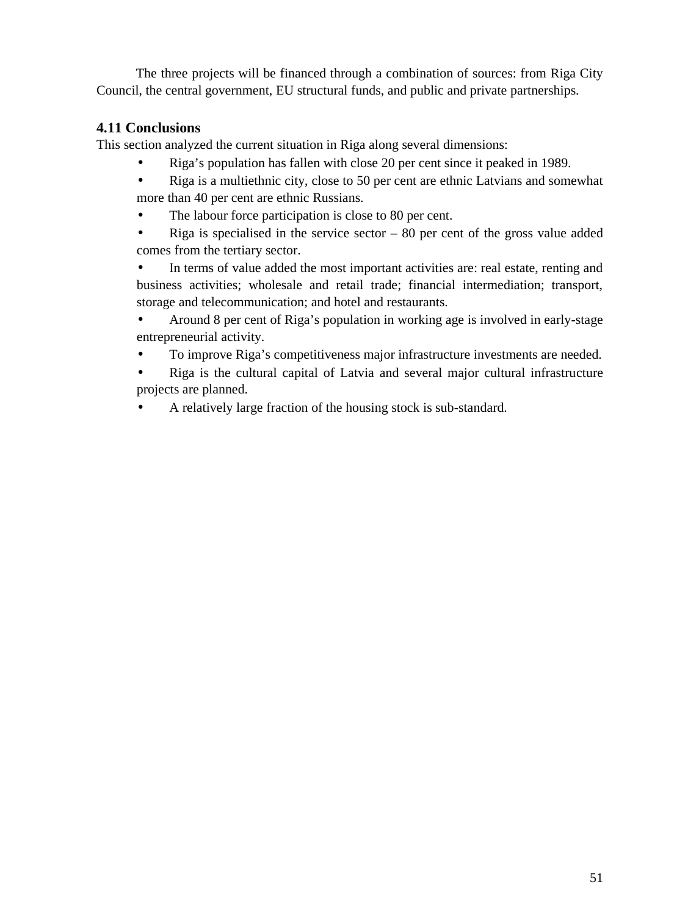The three projects will be financed through a combination of sources: from Riga City Council, the central government, EU structural funds, and public and private partnerships.

### 4.11 Conclusions

This section analyzed the current situation in Riga along several dimensions:

- Riga's population has fallen with close 20 per cent since it peaked in 1989.
- Riga is a multiethnic city, close to 50 per cent are ethnic Latvians and somewhat more than 40 per cent are ethnic Russians.
- The labour force participation is close to 80 per cent.
- Riga is specialised in the service sector – 80 per cent of the gross value added comes from the tertiary sector.
- In terms of value added the most important activities are: real estate, renting and business activities; wholesale and retail trade; financial intermediation; transport, storage and telecommunication; and hotel and restaurants.
- Around 8 per cent of Riga's population in working age is involved in early-stage entrepreneurial activity.
- To improve Riga's competitiveness major infrastructure investments are needed.
- Riga is the cultural capital of Latvia and several major cultural infrastructure projects are planned.
- A relatively large fraction of the housing stock is sub-standard.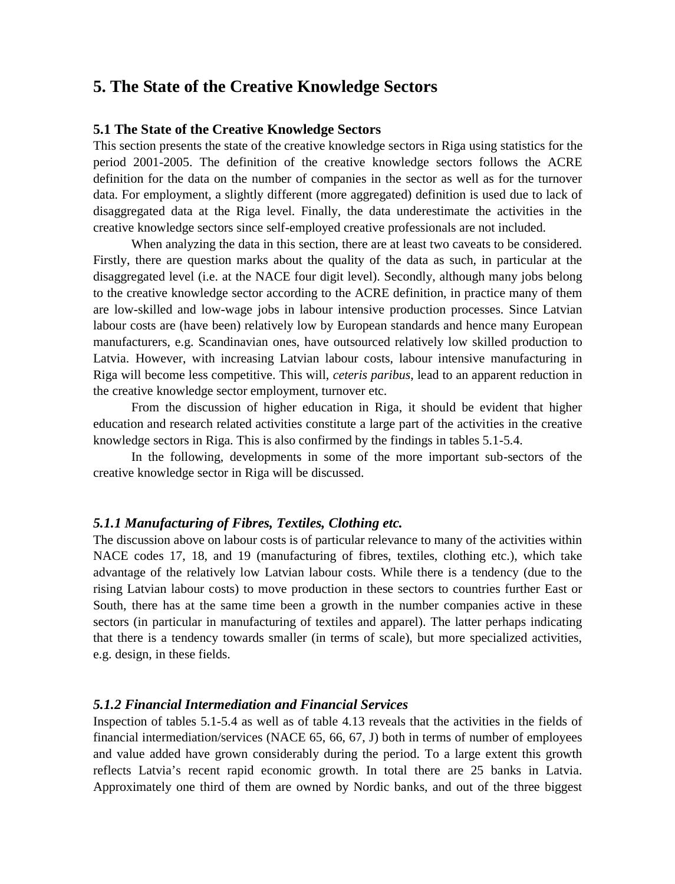# 5. The State of the Creative Knowledge Sectors

### 5.1 The State of the Creative Knowledge Sectors

This section presents the state of the creative knowledge sectors in Riga using statistics for the period 2001-2005. The definition of the creative knowledge sectors follows the ACRE definition for the data on the number of companies in the sector as well as for the turnover data. For employment, a slightly different (more aggregated) definition is used due to lack of disaggregated data at the Riga level. Finally, the data underestimate the activities in the creative knowledge sectors since self-employed creative professionals are not included.

When analyzing the data in this section, there are at least two caveats to be considered. Firstly, there are question marks about the quality of the data as such, in particular at the disaggregated level (i.e. at the NACE four digit level). Secondly, although many jobs belong to the creative knowledge sector according to the ACRE definition, in practice many of them are low-skilled and low-wage jobs in labour intensive production processes. Since Latvian labour costs are (have been) relatively low by European standards and hence many European manufacturers, e.g. Scandinavian ones, have outsourced relatively low skilled production to Latvia. However, with increasing Latvian labour costs, labour intensive manufacturing in Riga will become less competitive. This will, *ceteris paribus*, lead to an apparent reduction in the creative knowledge sector employment, turnover etc.

From the discussion of higher education in Riga, it should be evident that higher education and research related activities constitute a large part of the activities in the creative knowledge sectors in Riga. This is also confirmed by the findings in tables 5.1-5.4.

In the following, developments in some of the more important sub-sectors of the creative knowledge sector in Riga will be discussed.

#### *5.1.1 Manufacturing of Fibres, Textiles, Clothing etc.*

The discussion above on labour costs is of particular relevance to many of the activities within NACE codes 17, 18, and 19 (manufacturing of fibres, textiles, clothing etc.), which take advantage of the relatively low Latvian labour costs. While there is a tendency (due to the rising Latvian labour costs) to move production in these sectors to countries further East or South, there has at the same time been a growth in the number companies active in these sectors (in particular in manufacturing of textiles and apparel). The latter perhaps indicating that there is a tendency towards smaller (in terms of scale), but more specialized activities, e.g. design, in these fields.

#### *5.1.2 Financial Intermediation and Financial Services*

Inspection of tables 5.1-5.4 as well as of table 4.13 reveals that the activities in the fields of financial intermediation/services (NACE 65, 66, 67, J) both in terms of number of employees and value added have grown considerably during the period. To a large extent this growth reflects Latvia's recent rapid economic growth. In total there are 25 banks in Latvia. Approximately one third of them are owned by Nordic banks, and out of the three biggest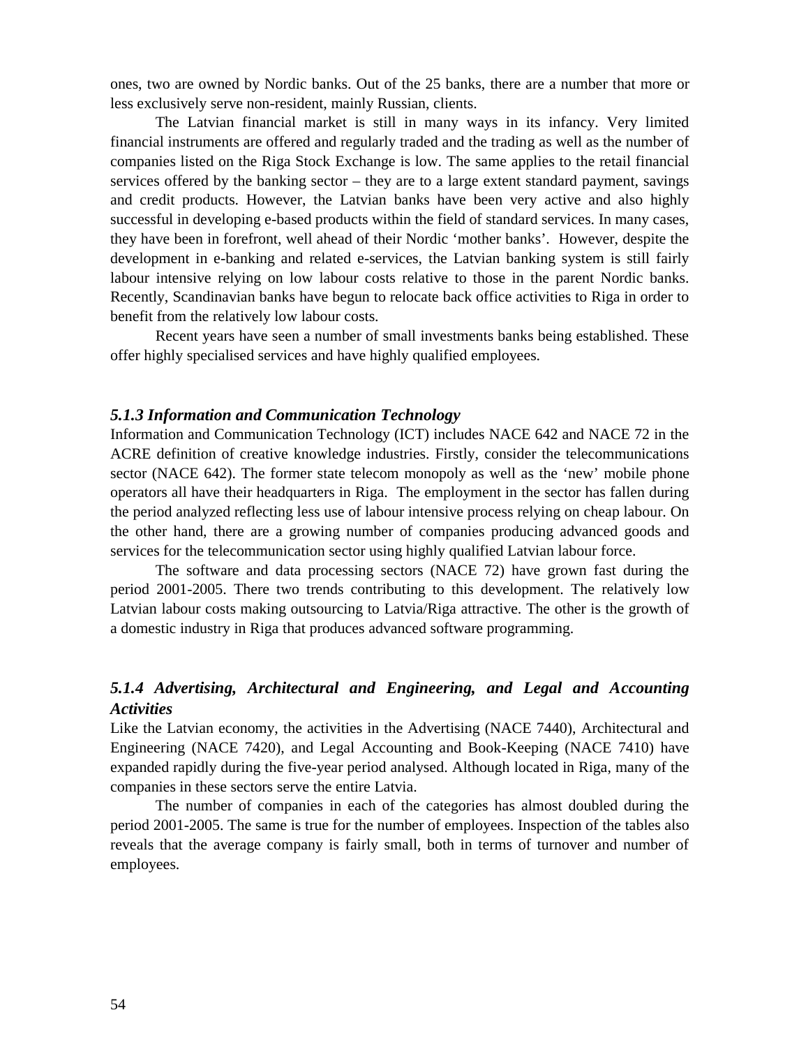ones, two are owned by Nordic banks. Out of the 25 banks, there are a number that more or less exclusively serve non-resident, mainly Russian, clients.

The Latvian financial market is still in many ways in its infancy. Very limited financial instruments are offered and regularly traded and the trading as well as the number of companies listed on the Riga Stock Exchange is low. The same applies to the retail financial services offered by the banking sector – they are to a large extent standard payment, savings and credit products. However, the Latvian banks have been very active and also highly successful in developing e-based products within the field of standard services. In many cases, they have been in forefront, well ahead of their Nordic 'mother banks'. However, despite the development in e-banking and related e-services, the Latvian banking system is still fairly labour intensive relying on low labour costs relative to those in the parent Nordic banks. Recently, Scandinavian banks have begun to relocate back office activities to Riga in order to benefit from the relatively low labour costs.

Recent years have seen a number of small investments banks being established. These offer highly specialised services and have highly qualified employees.

### *5.1.3 Information and Communication Technology*

Information and Communication Technology (ICT) includes NACE 642 and NACE 72 in the ACRE definition of creative knowledge industries. Firstly, consider the telecommunications sector (NACE 642). The former state telecom monopoly as well as the 'new' mobile phone operators all have their headquarters in Riga. The employment in the sector has fallen during the period analyzed reflecting less use of labour intensive process relying on cheap labour. On the other hand, there are a growing number of companies producing advanced goods and services for the telecommunication sector using highly qualified Latvian labour force.

The software and data processing sectors (NACE 72) have grown fast during the period 2001-2005. There two trends contributing to this development. The relatively low Latvian labour costs making outsourcing to Latvia/Riga attractive. The other is the growth of a domestic industry in Riga that produces advanced software programming.

### *5.1.4 Advertising, Architectural and Engineering, and Legal and Accounting Activities*

Like the Latvian economy, the activities in the Advertising (NACE 7440), Architectural and Engineering (NACE 7420), and Legal Accounting and Book-Keeping (NACE 7410) have expanded rapidly during the five-year period analysed. Although located in Riga, many of the companies in these sectors serve the entire Latvia.

The number of companies in each of the categories has almost doubled during the period 2001-2005. The same is true for the number of employees. Inspection of the tables also reveals that the average company is fairly small, both in terms of turnover and number of employees.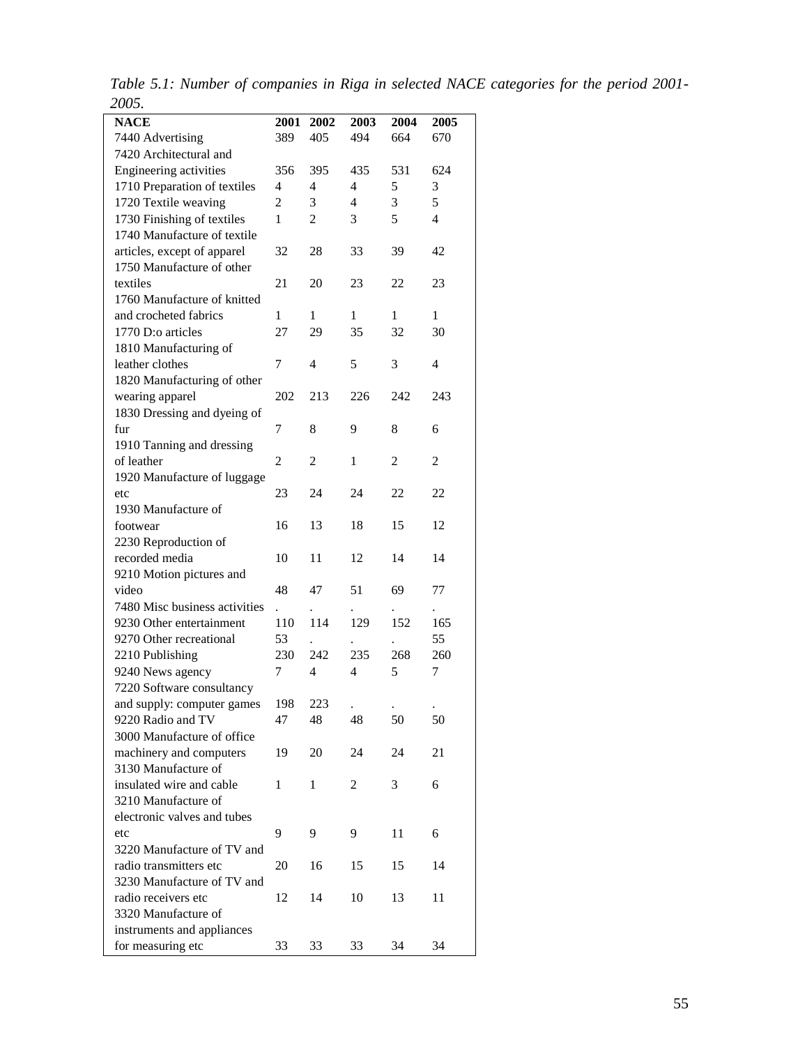*Table 5.1: Number of companies in Riga in selected NACE categories for the period 2001-2005.*

| NACE | 2001 | 2002 | 2003 | 2004 | 2005 |
|---|---|---|---|---|---|
| 7440 Advertising | 389 | 405 | 494 | 664 | 670 |
| 7420 Architectural and Engineering activities | 356 | 395 | 435 | 531 | 624 |
| 1710 Preparation of textiles | 4 | 4 | 4 | 5 | 3 |
| 1720 Textile weaving | 2 | 3 | 4 | 3 | 5 |
| 1730 Finishing of textiles | 1 | 2 | 3 | 5 | 4 |
| 1740 Manufacture of textile articles, except of apparel | 32 | 28 | 33 | 39 | 42 |
| 1750 Manufacture of other textiles | 21 | 20 | 23 | 22 | 23 |
| 1760 Manufacture of knitted and crocheted fabrics | 1 | 1 | 1 | 1 | 1 |
| 1770 D:o articles | 27 | 29 | 35 | 32 | 30 |
| 1810 Manufacturing of leather clothes | 7 | 4 | 5 | 3 | 4 |
| 1820 Manufacturing of other wearing apparel | 202 | 213 | 226 | 242 | 243 |
| 1830 Dressing and dyeing of fur | 7 | 8 | 9 | 8 | 6 |
| 1910 Tanning and dressing of leather | 2 | 2 | 1 | 2 | 2 |
| 1920 Manufacture of luggage etc | 23 | 24 | 24 | 22 | 22 |
| 1930 Manufacture of footwear | 16 | 13 | 18 | 15 | 12 |
| 2230 Reproduction of recorded media | 10 | 11 | 12 | 14 | 14 |
| 9210 Motion pictures and video | 48 | 47 | 51 | 69 | 77 |
| 7480 Misc business activities | . | . | . | . | . |
| 9230 Other entertainment | 110 | 114 | 129 | 152 | 165 |
| 9270 Other recreational | 53 | . | . | . | 55 |
| 2210 Publishing | 230 | 242 | 235 | 268 | 260 |
| 9240 News agency | 7 | 4 | 4 | 5 | 7 |
| 7220 Software consultancy and supply: computer games | 198 | 223 | . | . | . |
| 9220 Radio and TV | 47 | 48 | 48 | 50 | 50 |
| 3000 Manufacture of office machinery and computers | 19 | 20 | 24 | 24 | 21 |
| 3130 Manufacture of insulated wire and cable | 1 | 1 | 2 | 3 | 6 |
| 3210 Manufacture of electronic valves and tubes etc | 9 | 9 | 9 | 11 | 6 |
| 3220 Manufacture of TV and radio transmitters etc | 20 | 16 | 15 | 15 | 14 |
| 3230 Manufacture of TV and radio receivers etc | 12 | 14 | 10 | 13 | 11 |
| 3320 Manufacture of instruments and appliances for measuring etc | 33 | 33 | 33 | 34 | 34 |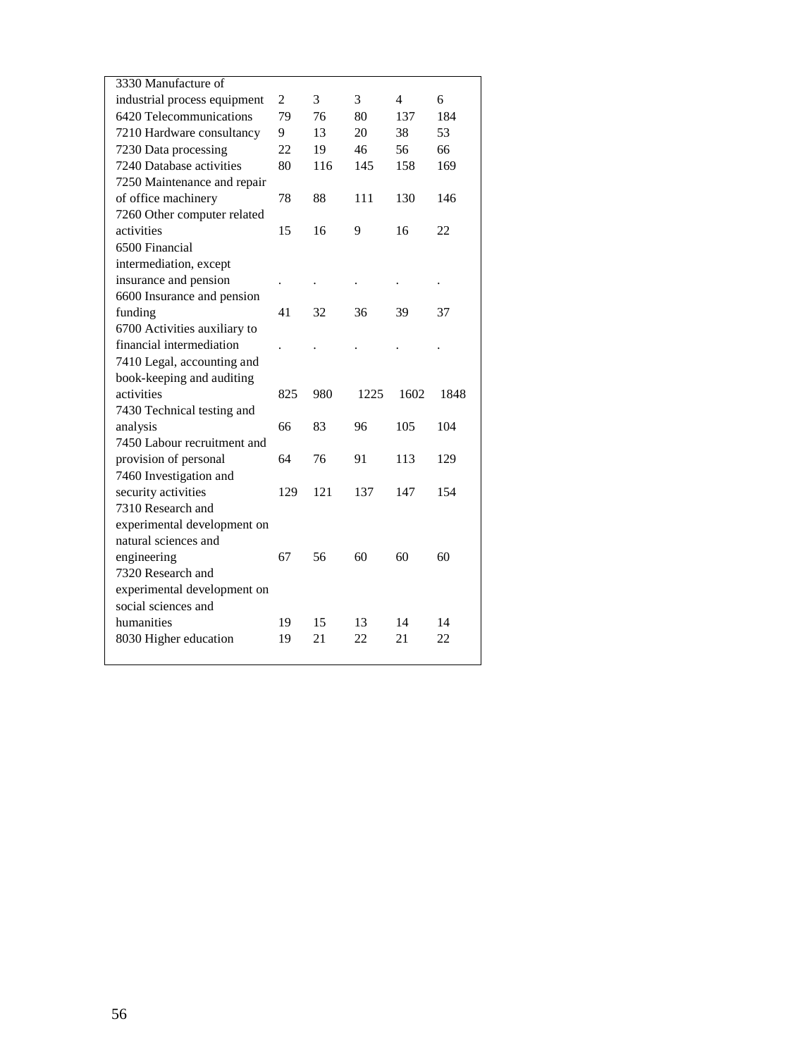| | | | | | |
|---|---|---|---|---|---|
| 3330 Manufacture of industrial process equipment | 2 | 3 | 3 | 4 | 6 |
| 6420 Telecommunications | 79 | 76 | 80 | 137 | 184 |
| 7210 Hardware consultancy | 9 | 13 | 20 | 38 | 53 |
| 7230 Data processing | 22 | 19 | 46 | 56 | 66 |
| 7240 Database activities | 80 | 116 | 145 | 158 | 169 |
| 7250 Maintenance and repair of office machinery | 78 | 88 | 111 | 130 | 146 |
| 7260 Other computer related activities | 15 | 16 | 9 | 16 | 22 |
| 6500 Financial intermediation, except insurance and pension | . | . | . | . | . |
| 6600 Insurance and pension funding | 41 | 32 | 36 | 39 | 37 |
| 6700 Activities auxiliary to financial intermediation | . | . | . | . | . |
| 7410 Legal, accounting and book-keeping and auditing activities | 825 | 980 | 1225 | 1602 | 1848 |
| 7430 Technical testing and analysis | 66 | 83 | 96 | 105 | 104 |
| 7450 Labour recruitment and provision of personal | 64 | 76 | 91 | 113 | 129 |
| 7460 Investigation and security activities | 129 | 121 | 137 | 147 | 154 |
| 7310 Research and experimental development on natural sciences and engineering | 67 | 56 | 60 | 60 | 60 |
| 7320 Research and experimental development on social sciences and humanities | 19 | 15 | 13 | 14 | 14 |
| 8030 Higher education | 19 | 21 | 22 | 21 | 22 |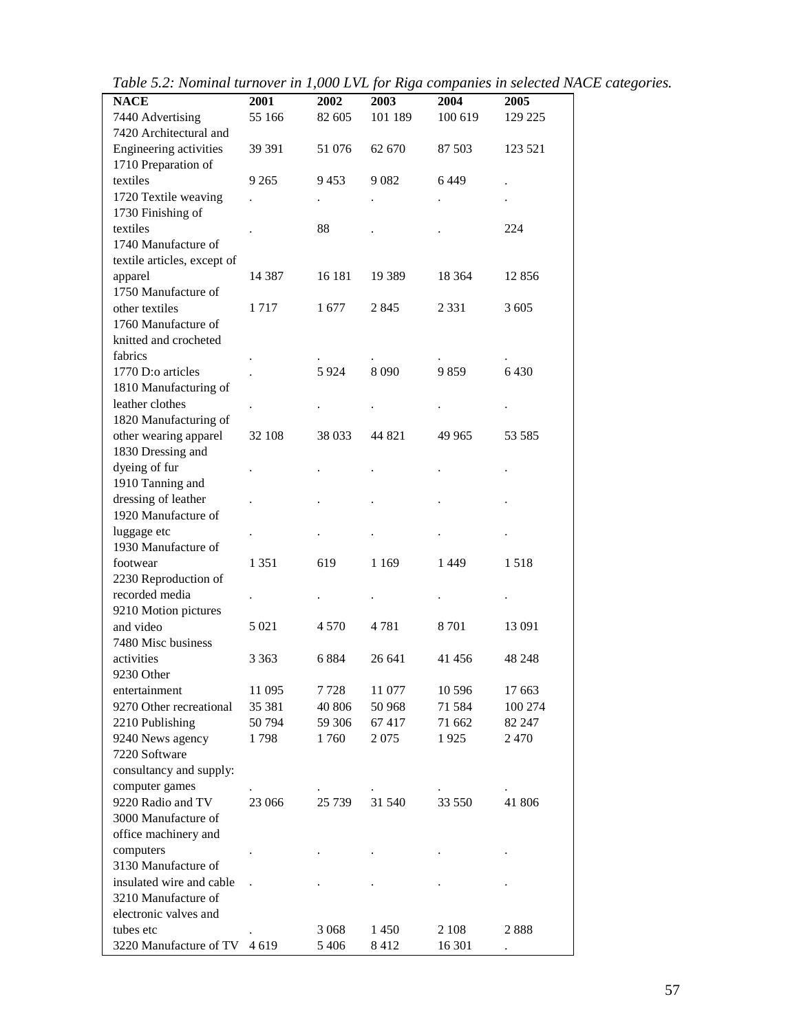*Table 5.2: Nominal turnover in 1,000 LVL for Riga companies in selected NACE categories.*

| NACE | 2001 | 2002 | 2003 | 2004 | 2005 |
|---|---|---|---|---|---|
| 7440 Advertising | 55 166 | 82 605 | 101 189 | 100 619 | 129 225 |
| 7420 Architectural and Engineering activities | 39 391 | 51 076 | 62 670 | 87 503 | 123 521 |
| 1710 Preparation of textiles | 9 265 | 9 453 | 9 082 | 6 449 | . |
| 1720 Textile weaving | . | . | . | . | . |
| 1730 Finishing of textiles | . | 88 | . | . | 224 |
| 1740 Manufacture of textile articles, except of apparel | 14 387 | 16 181 | 19 389 | 18 364 | 12 856 |
| 1750 Manufacture of other textiles | 1 717 | 1 677 | 2 845 | 2 331 | 3 605 |
| 1760 Manufacture of knitted and crocheted fabrics | . | . | . | . | . |
| 1770 D:o articles | . | 5 924 | 8 090 | 9 859 | 6 430 |
| 1810 Manufacturing of leather clothes | . | . | . | . | . |
| 1820 Manufacturing of other wearing apparel | 32 108 | 38 033 | 44 821 | 49 965 | 53 585 |
| 1830 Dressing and dyeing of fur | . | . | . | . | . |
| 1910 Tanning and dressing of leather | . | . | . | . | . |
| 1920 Manufacture of luggage etc | . | . | . | . | . |
| 1930 Manufacture of footwear | 1 351 | 619 | 1 169 | 1 449 | 1 518 |
| 2230 Reproduction of recorded media | . | . | . | . | . |
| 9210 Motion pictures and video | 5 021 | 4 570 | 4 781 | 8 701 | 13 091 |
| 7480 Misc business activities | 3 363 | 6 884 | 26 641 | 41 456 | 48 248 |
| 9230 Other entertainment | 11 095 | 7 728 | 11 077 | 10 596 | 17 663 |
| 9270 Other recreational | 35 381 | 40 806 | 50 968 | 71 584 | 100 274 |
| 2210 Publishing | 50 794 | 59 306 | 67 417 | 71 662 | 82 247 |
| 9240 News agency | 1 798 | 1 760 | 2 075 | 1 925 | 2 470 |
| 7220 Software consultancy and supply: computer games | . | . | . | . | . |
| 9220 Radio and TV | 23 066 | 25 739 | 31 540 | 33 550 | 41 806 |
| 3000 Manufacture of office machinery and computers | . | . | . | . | . |
| 3130 Manufacture of insulated wire and cable | . | . | . | . | . |
| 3210 Manufacture of electronic valves and tubes etc | . | 3 068 | 1 450 | 2 108 | 2 888 |
| 3220 Manufacture of TV | 4 619 | 5 406 | 8 412 | 16 301 | . |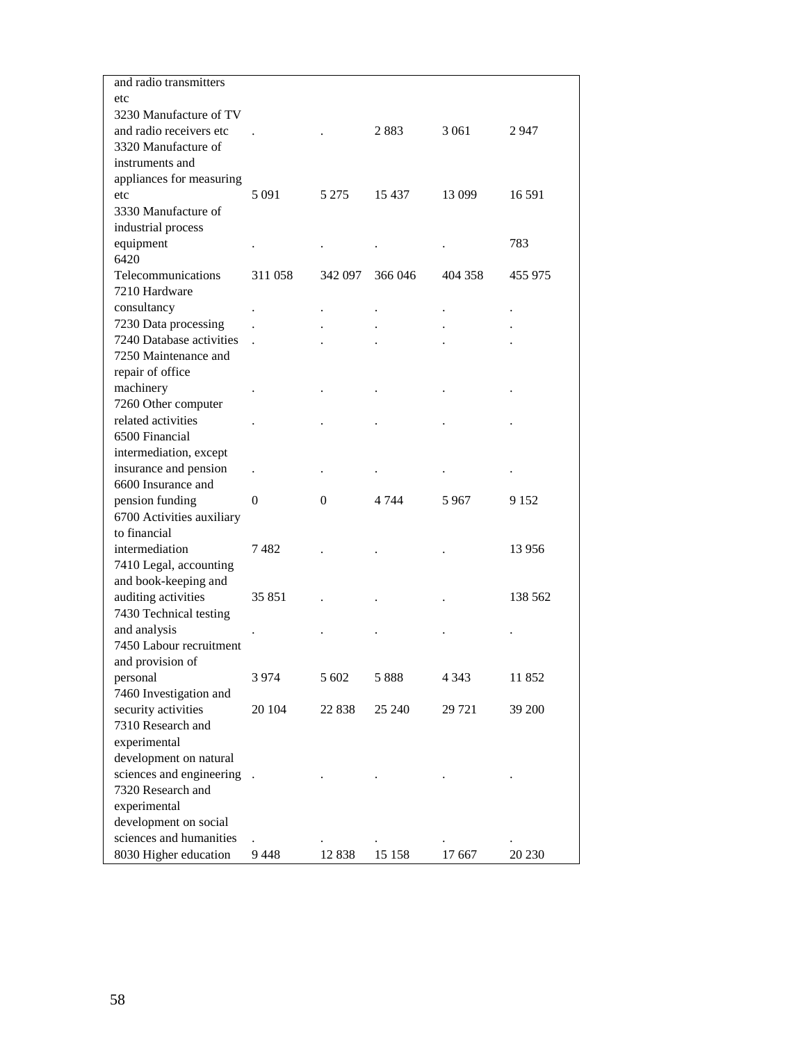| | | | | | |
|---|---|---|---|---|---|
| and radio transmitters etc | | | | | |
| 3230 Manufacture of TV and radio receivers etc | . | . | 2 883 | 3 061 | 2 947 |
| 3320 Manufacture of instruments and appliances for measuring etc | 5 091 | 5 275 | 15 437 | 13 099 | 16 591 |
| 3330 Manufacture of industrial process equipment | . | . | . | . | 783 |
| 6420 Telecommunications | 311 058 | 342 097 | 366 046 | 404 358 | 455 975 |
| 7210 Hardware consultancy | . | . | . | . | . |
| 7230 Data processing | . | . | . | . | . |
| 7240 Database activities | . | . | . | . | . |
| 7250 Maintenance and repair of office machinery | . | . | . | . | . |
| 7260 Other computer related activities | . | . | . | . | . |
| 6500 Financial intermediation, except insurance and pension | . | . | . | . | . |
| 6600 Insurance and pension funding | 0 | 0 | 4 744 | 5 967 | 9 152 |
| 6700 Activities auxiliary to financial intermediation | 7 482 | . | . | . | 13 956 |
| 7410 Legal, accounting and book-keeping and auditing activities | 35 851 | . | . | . | 138 562 |
| 7430 Technical testing and analysis | . | . | . | . | . |
| 7450 Labour recruitment and provision of personal | 3 974 | 5 602 | 5 888 | 4 343 | 11 852 |
| 7460 Investigation and security activities | 20 104 | 22 838 | 25 240 | 29 721 | 39 200 |
| 7310 Research and experimental development on natural sciences and engineering | . | . | . | . | . |
| 7320 Research and experimental development on social sciences and humanities | . | . | . | . | . |
| 8030 Higher education | 9 448 | 12 838 | 15 158 | 17 667 | 20 230 |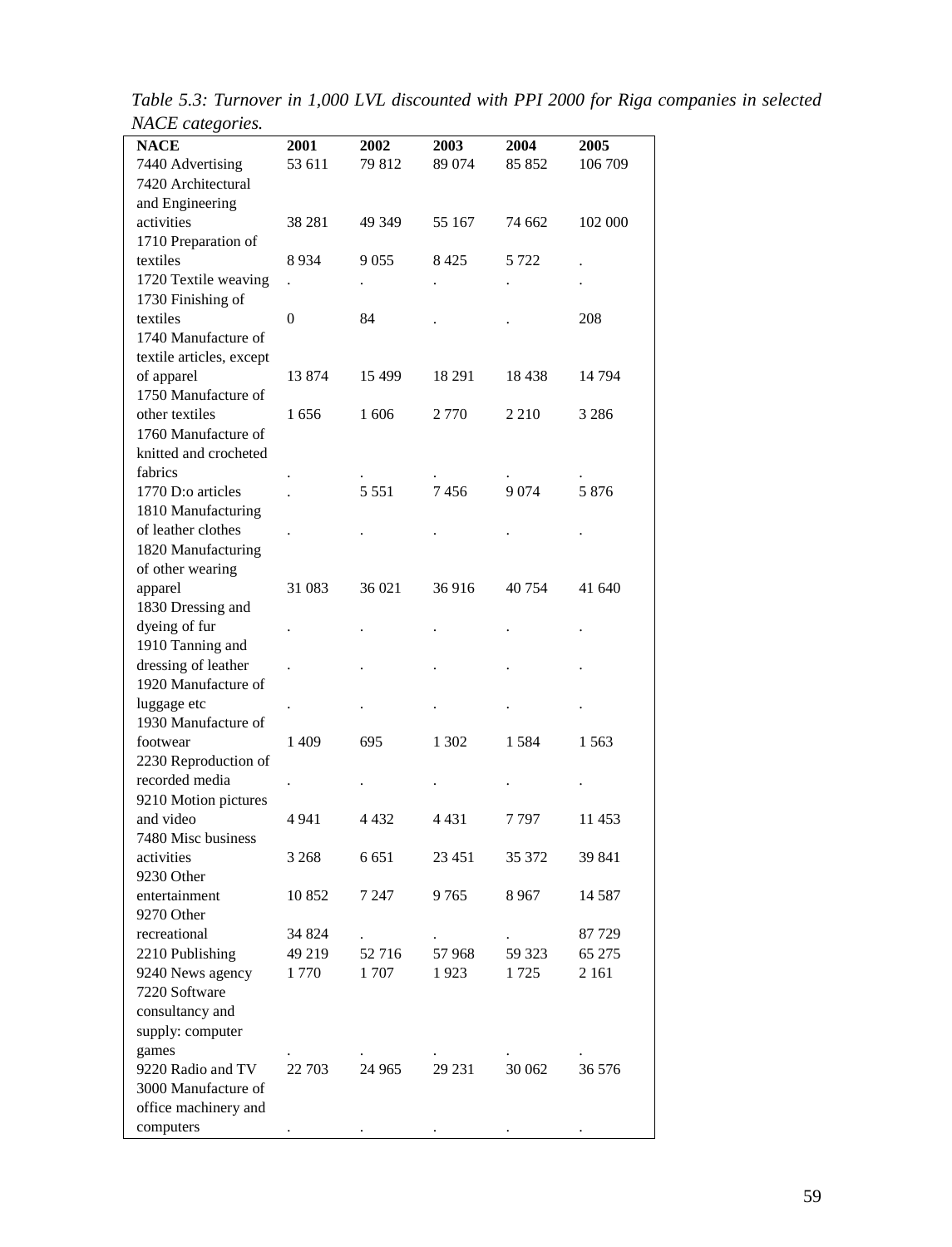*Table 5.3: Turnover in 1,000 LVL discounted with PPI 2000 for Riga companies in selected NACE categories.*

| NACE | 2001 | 2002 | 2003 | 2004 | 2005 |
|---|---|---|---|---|---|
| 7440 Advertising | 53 611 | 79 812 | 89 074 | 85 852 | 106 709 |
| 7420 Architectural and Engineering activities | 38 281 | 49 349 | 55 167 | 74 662 | 102 000 |
| 1710 Preparation of textiles | 8 934 | 9 055 | 8 425 | 5 722 | . |
| 1720 Textile weaving | . | . | . | . | . |
| 1730 Finishing of textiles | 0 | 84 | . | . | 208 |
| 1740 Manufacture of textile articles, except of apparel | 13 874 | 15 499 | 18 291 | 18 438 | 14 794 |
| 1750 Manufacture of other textiles | 1 656 | 1 606 | 2 770 | 2 210 | 3 286 |
| 1760 Manufacture of knitted and crocheted fabrics | . | . | . | . | . |
| 1770 D:o articles | . | 5 551 | 7 456 | 9 074 | 5 876 |
| 1810 Manufacturing of leather clothes | . | . | . | . | . |
| 1820 Manufacturing of other wearing apparel | 31 083 | 36 021 | 36 916 | 40 754 | 41 640 |
| 1830 Dressing and dyeing of fur | . | . | . | . | . |
| 1910 Tanning and dressing of leather | . | . | . | . | . |
| 1920 Manufacture of luggage etc | . | . | . | . | . |
| 1930 Manufacture of footwear | 1 409 | 695 | 1 302 | 1 584 | 1 563 |
| 2230 Reproduction of recorded media | . | . | . | . | . |
| 9210 Motion pictures and video | 4 941 | 4 432 | 4 431 | 7 797 | 11 453 |
| 7480 Misc business activities | 3 268 | 6 651 | 23 451 | 35 372 | 39 841 |
| 9230 Other entertainment | 10 852 | 7 247 | 9 765 | 8 967 | 14 587 |
| 9270 Other recreational | 34 824 | . | . | . | 87 729 |
| 2210 Publishing | 49 219 | 52 716 | 57 968 | 59 323 | 65 275 |
| 9240 News agency | 1 770 | 1 707 | 1 923 | 1 725 | 2 161 |
| 7220 Software consultancy and supply: computer games | . | . | . | . | . |
| 9220 Radio and TV | 22 703 | 24 965 | 29 231 | 30 062 | 36 576 |
| 3000 Manufacture of office machinery and computers | . | . | . | . | . |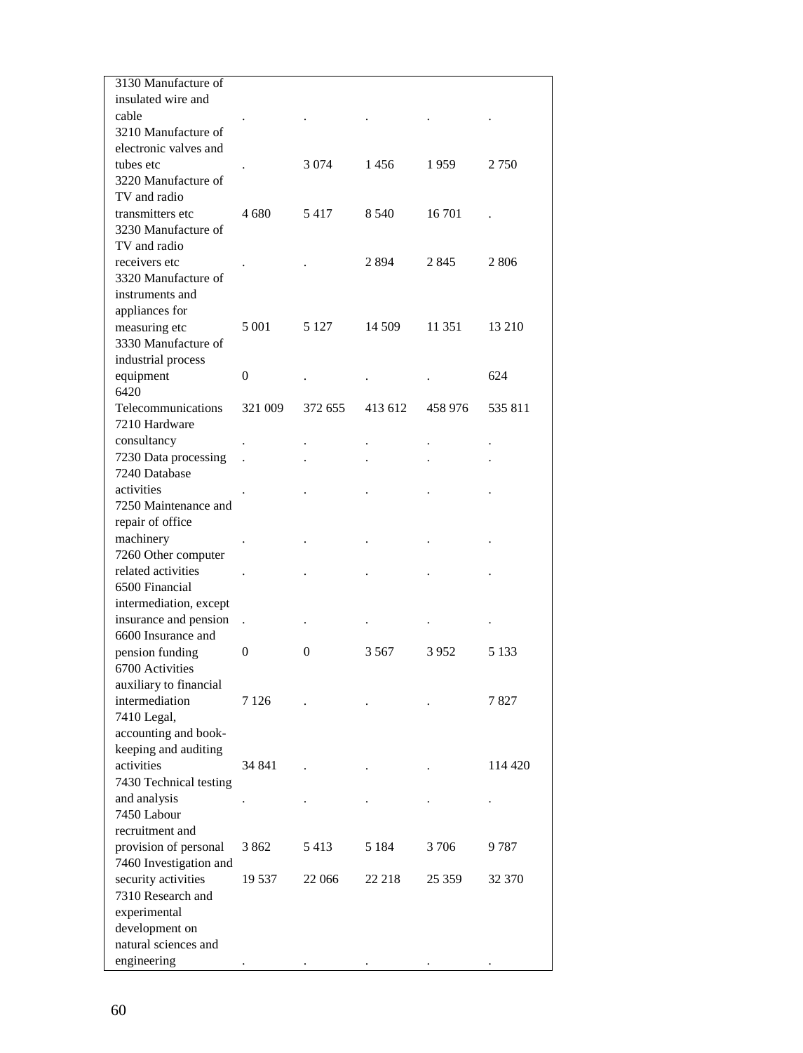| | | | | | |
|---|---|---|---|---|---|
| 3130 Manufacture of insulated wire and cable | . | . | . | . | . |
| 3210 Manufacture of electronic valves and tubes etc | . | 3 074 | 1 456 | 1 959 | 2 750 |
| 3220 Manufacture of TV and radio transmitters etc | 4 680 | 5 417 | 8 540 | 16 701 | . |
| 3230 Manufacture of TV and radio receivers etc | . | . | 2 894 | 2 845 | 2 806 |
| 3320 Manufacture of instruments and appliances for measuring etc | 5 001 | 5 127 | 14 509 | 11 351 | 13 210 |
| 3330 Manufacture of industrial process equipment | 0 | . | . | . | 624 |
| 6420 Telecommunications | 321 009 | 372 655 | 413 612 | 458 976 | 535 811 |
| 7210 Hardware consultancy | . | . | . | . | . |
| 7230 Data processing | . | . | . | . | . |
| 7240 Database activities | . | . | . | . | . |
| 7250 Maintenance and repair of office machinery | . | . | . | . | . |
| 7260 Other computer related activities | . | . | . | . | . |
| 6500 Financial intermediation, except insurance and pension | . | . | . | . | . |
| 6600 Insurance and pension funding | 0 | 0 | 3 567 | 3 952 | 5 133 |
| 6700 Activities auxiliary to financial intermediation | 7 126 | . | . | . | 7 827 |
| 7410 Legal, accounting and book-keeping and auditing activities | 34 841 | . | . | . | 114 420 |
| 7430 Technical testing and analysis | . | . | . | . | . |
| 7450 Labour recruitment and provision of personal | 3 862 | 5 413 | 5 184 | 3 706 | 9 787 |
| 7460 Investigation and security activities | 19 537 | 22 066 | 22 218 | 25 359 | 32 370 |
| 7310 Research and experimental development on natural sciences and engineering | . | . | . | . | . |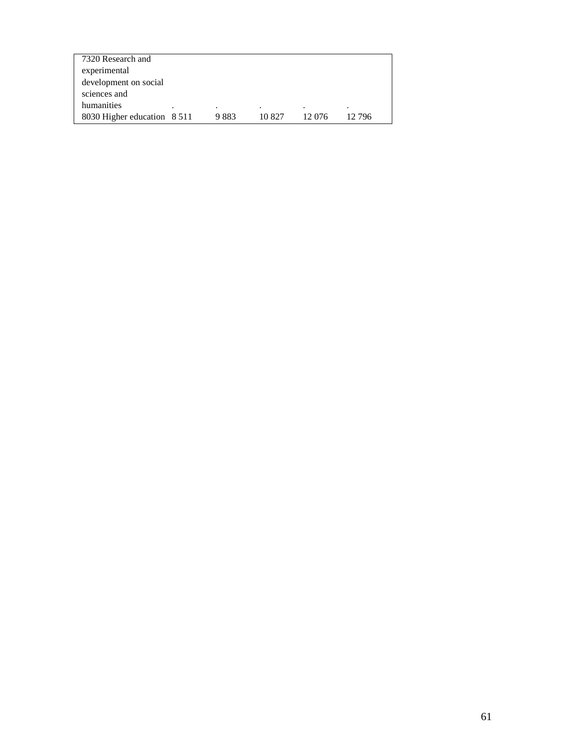| | | | | | |
|---|---|---|---|---|---|
| 7320 Research and experimental development on social sciences and humanities | . | . | . | . | . |
| 8030 Higher education | 8 511 | 9 883 | 10 827 | 12 076 | 12 796 |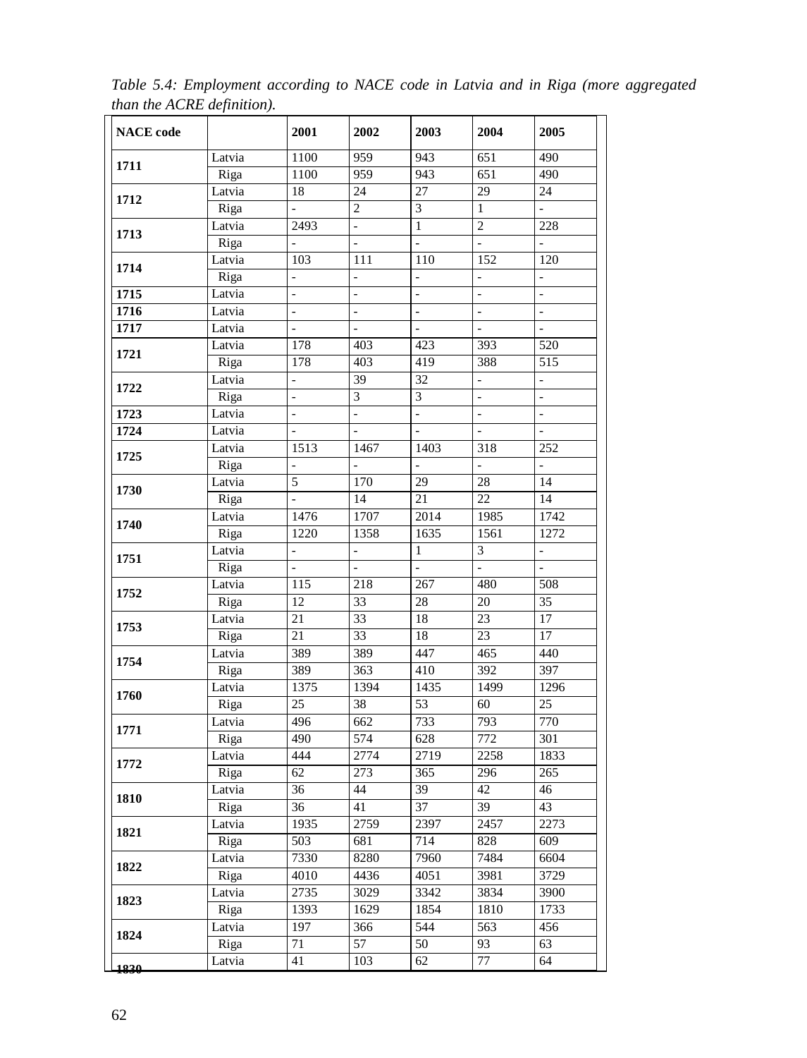*Table 5.4: Employment according to NACE code in Latvia and in Riga (more aggregated than the ACRE definition).*

| NACE code | | 2001 | 2002 | 2003 | 2004 | 2005 |
|---|---|---|---|---|---|---|
| **1711** | Latvia | 1100 | 959 | 943 | 651 | 490 |
| | Riga | 1100 | 959 | 943 | 651 | 490 |
| **1712** | Latvia | 18 | 24 | 27 | 29 | 24 |
| | Riga | - | 2 | 3 | 1 | - |
| **1713** | Latvia | 2493 | - | 1 | 2 | 228 |
| | Riga | - | - | - | - | - |
| **1714** | Latvia | 103 | 111 | 110 | 152 | 120 |
| | Riga | - | - | - | - | - |
| **1715** | Latvia | - | - | - | - | - |
| **1716** | Latvia | - | - | - | - | - |
| **1717** | Latvia | - | - | - | - | - |
| **1721** | Latvia | 178 | 403 | 423 | 393 | 520 |
| | Riga | 178 | 403 | 419 | 388 | 515 |
| **1722** | Latvia | - | 39 | 32 | - | - |
| | Riga | - | 3 | 3 | - | - |
| **1723** | Latvia | - | - | - | - | - |
| **1724** | Latvia | - | - | - | - | - |
| **1725** | Latvia | 1513 | 1467 | 1403 | 318 | 252 |
| | Riga | - | - | - | - | - |
| **1730** | Latvia | 5 | 170 | 29 | 28 | 14 |
| | Riga | - | 14 | 21 | 22 | 14 |
| **1740** | Latvia | 1476 | 1707 | 2014 | 1985 | 1742 |
| | Riga | 1220 | 1358 | 1635 | 1561 | 1272 |
| **1751** | Latvia | - | - | 1 | 3 | - |
| | Riga | - | - | - | - | - |
| **1752** | Latvia | 115 | 218 | 267 | 480 | 508 |
| | Riga | 12 | 33 | 28 | 20 | 35 |
| **1753** | Latvia | 21 | 33 | 18 | 23 | 17 |
| | Riga | 21 | 33 | 18 | 23 | 17 |
| **1754** | Latvia | 389 | 389 | 447 | 465 | 440 |
| | Riga | 389 | 363 | 410 | 392 | 397 |
| **1760** | Latvia | 1375 | 1394 | 1435 | 1499 | 1296 |
| | Riga | 25 | 38 | 53 | 60 | 25 |
| **1771** | Latvia | 496 | 662 | 733 | 793 | 770 |
| | Riga | 490 | 574 | 628 | 772 | 301 |
| **1772** | Latvia | 444 | 2774 | 2719 | 2258 | 1833 |
| | Riga | 62 | 273 | 365 | 296 | 265 |
| **1810** | Latvia | 36 | 44 | 39 | 42 | 46 |
| | Riga | 36 | 41 | 37 | 39 | 43 |
| **1821** | Latvia | 1935 | 2759 | 2397 | 2457 | 2273 |
| | Riga | 503 | 681 | 714 | 828 | 609 |
| **1822** | Latvia | 7330 | 8280 | 7960 | 7484 | 6604 |
| | Riga | 4010 | 4436 | 4051 | 3981 | 3729 |
| **1823** | Latvia | 2735 | 3029 | 3342 | 3834 | 3900 |
| | Riga | 1393 | 1629 | 1854 | 1810 | 1733 |
| **1824** | Latvia | 197 | 366 | 544 | 563 | 456 |
| | Riga | 71 | 57 | 50 | 93 | 63 |
| **1830** | Latvia | 41 | 103 | 62 | 77 | 64 |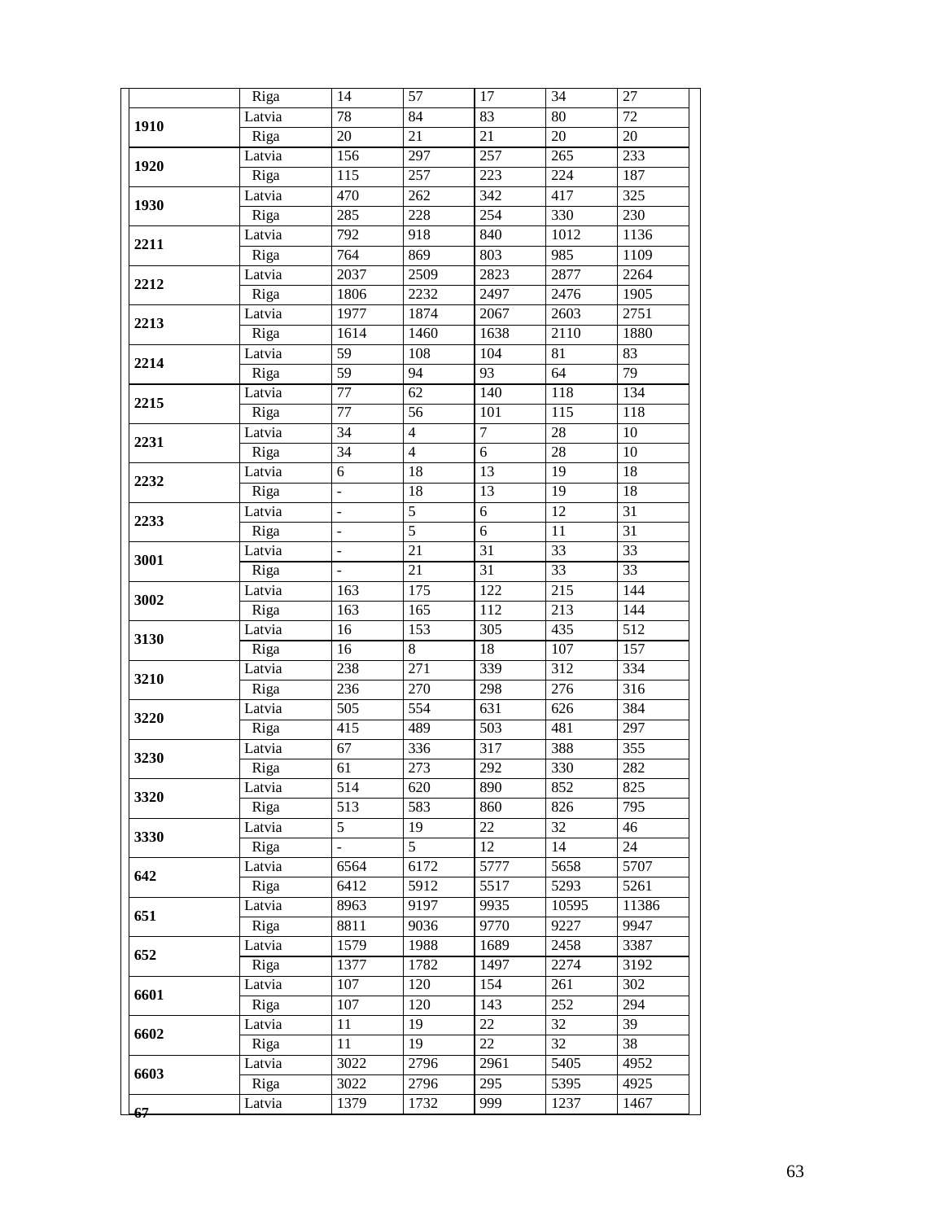| | | | | | | |
|---|---|---|---|---|---|---|
| | Riga | 14 | 57 | 17 | 34 | 27 |
| **1910** | Latvia | 78 | 84 | 83 | 80 | 72 |
| | Riga | 20 | 21 | 21 | 20 | 20 |
| **1920** | Latvia | 156 | 297 | 257 | 265 | 233 |
| | Riga | 115 | 257 | 223 | 224 | 187 |
| **1930** | Latvia | 470 | 262 | 342 | 417 | 325 |
| | Riga | 285 | 228 | 254 | 330 | 230 |
| **2211** | Latvia | 792 | 918 | 840 | 1012 | 1136 |
| | Riga | 764 | 869 | 803 | 985 | 1109 |
| **2212** | Latvia | 2037 | 2509 | 2823 | 2877 | 2264 |
| | Riga | 1806 | 2232 | 2497 | 2476 | 1905 |
| **2213** | Latvia | 1977 | 1874 | 2067 | 2603 | 2751 |
| | Riga | 1614 | 1460 | 1638 | 2110 | 1880 |
| **2214** | Latvia | 59 | 108 | 104 | 81 | 83 |
| | Riga | 59 | 94 | 93 | 64 | 79 |
| **2215** | Latvia | 77 | 62 | 140 | 118 | 134 |
| | Riga | 77 | 56 | 101 | 115 | 118 |
| **2231** | Latvia | 34 | 4 | 7 | 28 | 10 |
| | Riga | 34 | 4 | 6 | 28 | 10 |
| **2232** | Latvia | 6 | 18 | 13 | 19 | 18 |
| | Riga | - | 18 | 13 | 19 | 18 |
| **2233** | Latvia | - | 5 | 6 | 12 | 31 |
| | Riga | - | 5 | 6 | 11 | 31 |
| **3001** | Latvia | - | 21 | 31 | 33 | 33 |
| | Riga | - | 21 | 31 | 33 | 33 |
| **3002** | Latvia | 163 | 175 | 122 | 215 | 144 |
| | Riga | 163 | 165 | 112 | 213 | 144 |
| **3130** | Latvia | 16 | 153 | 305 | 435 | 512 |
| | Riga | 16 | 8 | 18 | 107 | 157 |
| **3210** | Latvia | 238 | 271 | 339 | 312 | 334 |
| | Riga | 236 | 270 | 298 | 276 | 316 |
| **3220** | Latvia | 505 | 554 | 631 | 626 | 384 |
| | Riga | 415 | 489 | 503 | 481 | 297 |
| **3230** | Latvia | 67 | 336 | 317 | 388 | 355 |
| | Riga | 61 | 273 | 292 | 330 | 282 |
| **3320** | Latvia | 514 | 620 | 890 | 852 | 825 |
| | Riga | 513 | 583 | 860 | 826 | 795 |
| **3330** | Latvia | 5 | 19 | 22 | 32 | 46 |
| | Riga | - | 5 | 12 | 14 | 24 |
| **642** | Latvia | 6564 | 6172 | 5777 | 5658 | 5707 |
| | Riga | 6412 | 5912 | 5517 | 5293 | 5261 |
| **651** | Latvia | 8963 | 9197 | 9935 | 10595 | 11386 |
| | Riga | 8811 | 9036 | 9770 | 9227 | 9947 |
| **652** | Latvia | 1579 | 1988 | 1689 | 2458 | 3387 |
| | Riga | 1377 | 1782 | 1497 | 2274 | 3192 |
| **6601** | Latvia | 107 | 120 | 154 | 261 | 302 |
| | Riga | 107 | 120 | 143 | 252 | 294 |
| **6602** | Latvia | 11 | 19 | 22 | 32 | 39 |
| | Riga | 11 | 19 | 22 | 32 | 38 |
| **6603** | Latvia | 3022 | 2796 | 2961 | 5405 | 4952 |
| | Riga | 3022 | 2796 | 295 | 5395 | 4925 |
| **67** | Latvia | 1379 | 1732 | 999 | 1237 | 1467 |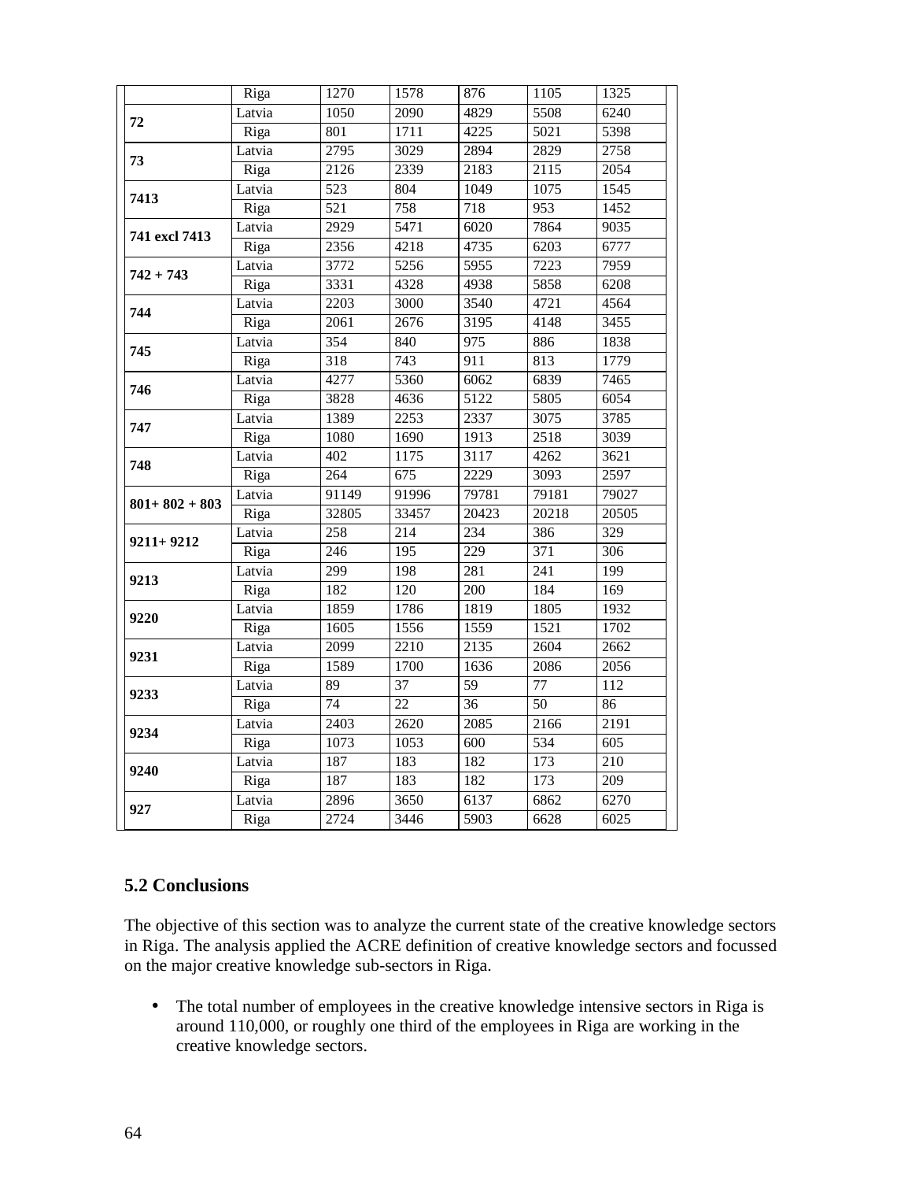|  |  |  |  |  |  |  |
|---|---|---|---|---|---|---|
|  | Riga | 1270 | 1578 | 876 | 1105 | 1325 |
| **72** | Latvia | 1050 | 2090 | 4829 | 5508 | 6240 |
|  | Riga | 801 | 1711 | 4225 | 5021 | 5398 |
| **73** | Latvia | 2795 | 3029 | 2894 | 2829 | 2758 |
|  | Riga | 2126 | 2339 | 2183 | 2115 | 2054 |
| **7413** | Latvia | 523 | 804 | 1049 | 1075 | 1545 |
|  | Riga | 521 | 758 | 718 | 953 | 1452 |
| **741 excl 7413** | Latvia | 2929 | 5471 | 6020 | 7864 | 9035 |
|  | Riga | 2356 | 4218 | 4735 | 6203 | 6777 |
| **742 + 743** | Latvia | 3772 | 5256 | 5955 | 7223 | 7959 |
|  | Riga | 3331 | 4328 | 4938 | 5858 | 6208 |
| **744** | Latvia | 2203 | 3000 | 3540 | 4721 | 4564 |
|  | Riga | 2061 | 2676 | 3195 | 4148 | 3455 |
| **745** | Latvia | 354 | 840 | 975 | 886 | 1838 |
|  | Riga | 318 | 743 | 911 | 813 | 1779 |
| **746** | Latvia | 4277 | 5360 | 6062 | 6839 | 7465 |
|  | Riga | 3828 | 4636 | 5122 | 5805 | 6054 |
| **747** | Latvia | 1389 | 2253 | 2337 | 3075 | 3785 |
|  | Riga | 1080 | 1690 | 1913 | 2518 | 3039 |
| **748** | Latvia | 402 | 1175 | 3117 | 4262 | 3621 |
|  | Riga | 264 | 675 | 2229 | 3093 | 2597 |
| **801+ 802 + 803** | Latvia | 91149 | 91996 | 79781 | 79181 | 79027 |
|  | Riga | 32805 | 33457 | 20423 | 20218 | 20505 |
| **9211+ 9212** | Latvia | 258 | 214 | 234 | 386 | 329 |
|  | Riga | 246 | 195 | 229 | 371 | 306 |
| **9213** | Latvia | 299 | 198 | 281 | 241 | 199 |
|  | Riga | 182 | 120 | 200 | 184 | 169 |
| **9220** | Latvia | 1859 | 1786 | 1819 | 1805 | 1932 |
|  | Riga | 1605 | 1556 | 1559 | 1521 | 1702 |
| **9231** | Latvia | 2099 | 2210 | 2135 | 2604 | 2662 |
|  | Riga | 1589 | 1700 | 1636 | 2086 | 2056 |
| **9233** | Latvia | 89 | 37 | 59 | 77 | 112 |
|  | Riga | 74 | 22 | 36 | 50 | 86 |
| **9234** | Latvia | 2403 | 2620 | 2085 | 2166 | 2191 |
|  | Riga | 1073 | 1053 | 600 | 534 | 605 |
| **9240** | Latvia | 187 | 183 | 182 | 173 | 210 |
|  | Riga | 187 | 183 | 182 | 173 | 209 |
| **927** | Latvia | 2896 | 3650 | 6137 | 6862 | 6270 |
|  | Riga | 2724 | 3446 | 5903 | 6628 | 6025 |

## 5.2 Conclusions

The objective of this section was to analyze the current state of the creative knowledge sectors in Riga. The analysis applied the ACRE definition of creative knowledge sectors and focussed on the major creative knowledge sub-sectors in Riga.

- The total number of employees in the creative knowledge intensive sectors in Riga is around 110,000, or roughly one third of the employees in Riga are working in the creative knowledge sectors.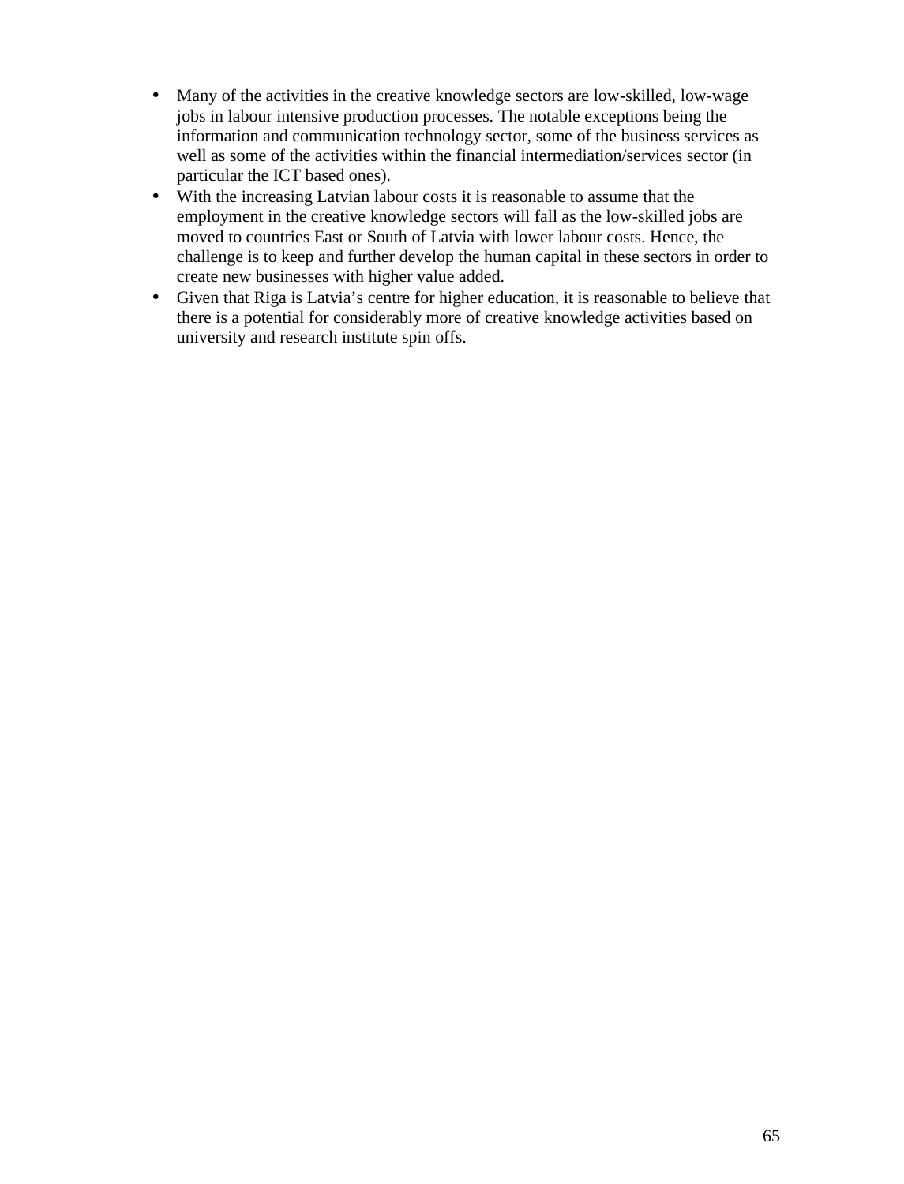- Many of the activities in the creative knowledge sectors are low-skilled, low-wage jobs in labour intensive production processes. The notable exceptions being the information and communication technology sector, some of the business services as well as some of the activities within the financial intermediation/services sector (in particular the ICT based ones).
- With the increasing Latvian labour costs it is reasonable to assume that the employment in the creative knowledge sectors will fall as the low-skilled jobs are moved to countries East or South of Latvia with lower labour costs. Hence, the challenge is to keep and further develop the human capital in these sectors in order to create new businesses with higher value added.
- Given that Riga is Latvia's centre for higher education, it is reasonable to believe that there is a potential for considerably more of creative knowledge activities based on university and research institute spin offs.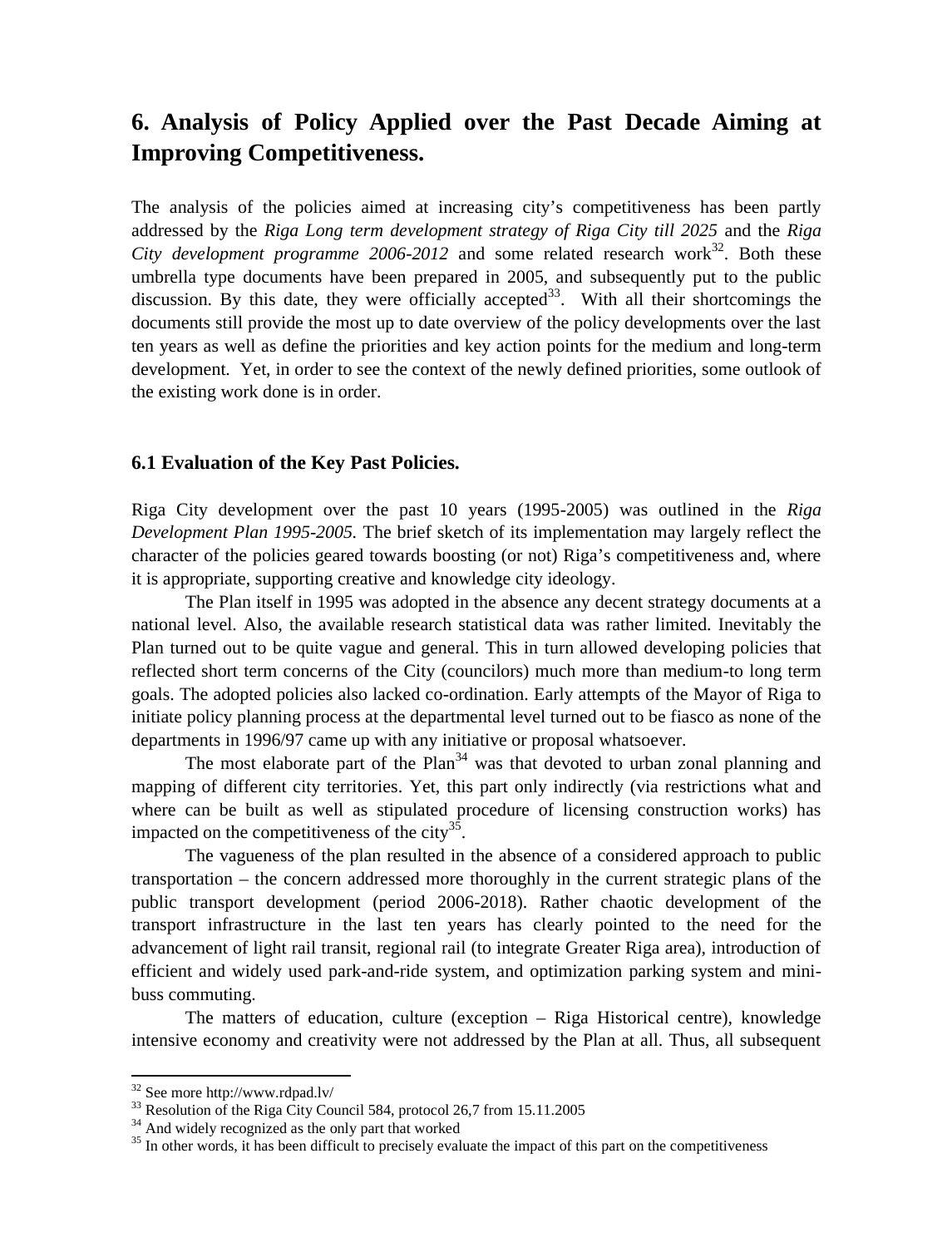# 6. Analysis of Policy Applied over the Past Decade Aiming at Improving Competitiveness.

The analysis of the policies aimed at increasing city's competitiveness has been partly addressed by the *Riga Long term development strategy of Riga City till 2025* and the *Riga City development programme 2006-2012* and some related research work[32]. Both these umbrella type documents have been prepared in 2005, and subsequently put to the public discussion. By this date, they were officially accepted[33]. With all their shortcomings the documents still provide the most up to date overview of the policy developments over the last ten years as well as define the priorities and key action points for the medium and long-term development. Yet, in order to see the context of the newly defined priorities, some outlook of the existing work done is in order.

## 6.1 Evaluation of the Key Past Policies.

Riga City development over the past 10 years (1995-2005) was outlined in the *Riga Development Plan 1995-2005.* The brief sketch of its implementation may largely reflect the character of the policies geared towards boosting (or not) Riga's competitiveness and, where it is appropriate, supporting creative and knowledge city ideology.

The Plan itself in 1995 was adopted in the absence any decent strategy documents at a national level. Also, the available research statistical data was rather limited. Inevitably the Plan turned out to be quite vague and general. This in turn allowed developing policies that reflected short term concerns of the City (councilors) much more than medium-to long term goals. The adopted policies also lacked co-ordination. Early attempts of the Mayor of Riga to initiate policy planning process at the departmental level turned out to be fiasco as none of the departments in 1996/97 came up with any initiative or proposal whatsoever.

The most elaborate part of the Plan[34] was that devoted to urban zonal planning and mapping of different city territories. Yet, this part only indirectly (via restrictions what and where can be built as well as stipulated procedure of licensing construction works) has impacted on the competitiveness of the city[35].

The vagueness of the plan resulted in the absence of a considered approach to public transportation – the concern addressed more thoroughly in the current strategic plans of the public transport development (period 2006-2018). Rather chaotic development of the transport infrastructure in the last ten years has clearly pointed to the need for the advancement of light rail transit, regional rail (to integrate Greater Riga area), introduction of efficient and widely used park-and-ride system, and optimization parking system and mini-buss commuting.

The matters of education, culture (exception – Riga Historical centre), knowledge intensive economy and creativity were not addressed by the Plan at all. Thus, all subsequent

[32] See more http://www.rdpad.lv/

[33] Resolution of the Riga City Council 584, protocol 26,7 from 15.11.2005

[34] And widely recognized as the only part that worked

[35] In other words, it has been difficult to precisely evaluate the impact of this part on the competitiveness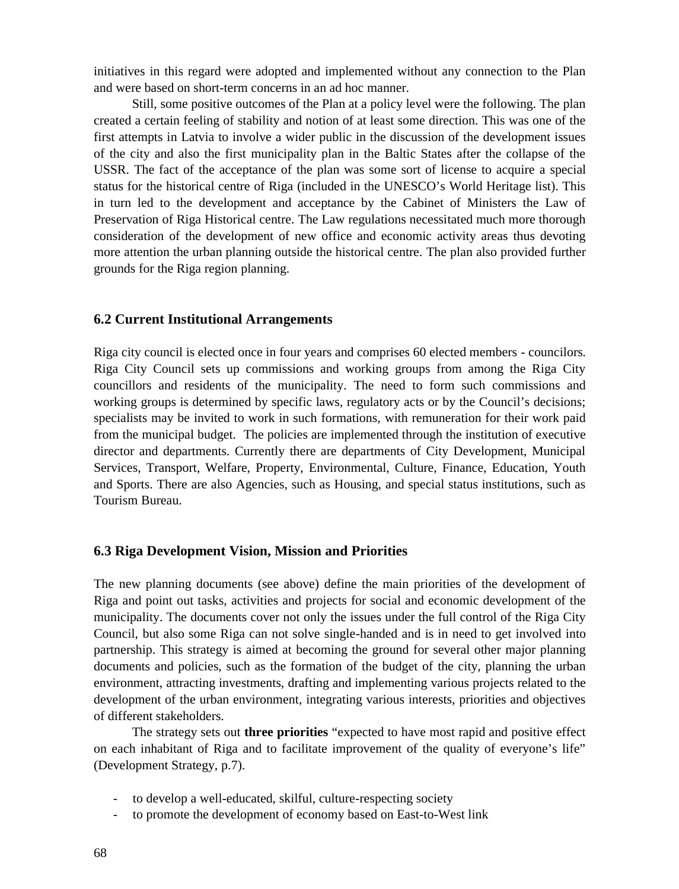initiatives in this regard were adopted and implemented without any connection to the Plan and were based on short-term concerns in an ad hoc manner.

Still, some positive outcomes of the Plan at a policy level were the following. The plan created a certain feeling of stability and notion of at least some direction. This was one of the first attempts in Latvia to involve a wider public in the discussion of the development issues of the city and also the first municipality plan in the Baltic States after the collapse of the USSR. The fact of the acceptance of the plan was some sort of license to acquire a special status for the historical centre of Riga (included in the UNESCO's World Heritage list). This in turn led to the development and acceptance by the Cabinet of Ministers the Law of Preservation of Riga Historical centre. The Law regulations necessitated much more thorough consideration of the development of new office and economic activity areas thus devoting more attention the urban planning outside the historical centre. The plan also provided further grounds for the Riga region planning.

### 6.2 Current Institutional Arrangements

Riga city council is elected once in four years and comprises 60 elected members - councilors. Riga City Council sets up commissions and working groups from among the Riga City councillors and residents of the municipality. The need to form such commissions and working groups is determined by specific laws, regulatory acts or by the Council's decisions; specialists may be invited to work in such formations, with remuneration for their work paid from the municipal budget. The policies are implemented through the institution of executive director and departments. Currently there are departments of City Development, Municipal Services, Transport, Welfare, Property, Environmental, Culture, Finance, Education, Youth and Sports. There are also Agencies, such as Housing, and special status institutions, such as Tourism Bureau.

### 6.3 Riga Development Vision, Mission and Priorities

The new planning documents (see above) define the main priorities of the development of Riga and point out tasks, activities and projects for social and economic development of the municipality. The documents cover not only the issues under the full control of the Riga City Council, but also some Riga can not solve single-handed and is in need to get involved into partnership. This strategy is aimed at becoming the ground for several other major planning documents and policies, such as the formation of the budget of the city, planning the urban environment, attracting investments, drafting and implementing various projects related to the development of the urban environment, integrating various interests, priorities and objectives of different stakeholders.

The strategy sets out **three priorities** "expected to have most rapid and positive effect on each inhabitant of Riga and to facilitate improvement of the quality of everyone's life" (Development Strategy, p.7).

- to develop a well-educated, skilful, culture-respecting society
- to promote the development of economy based on East-to-West link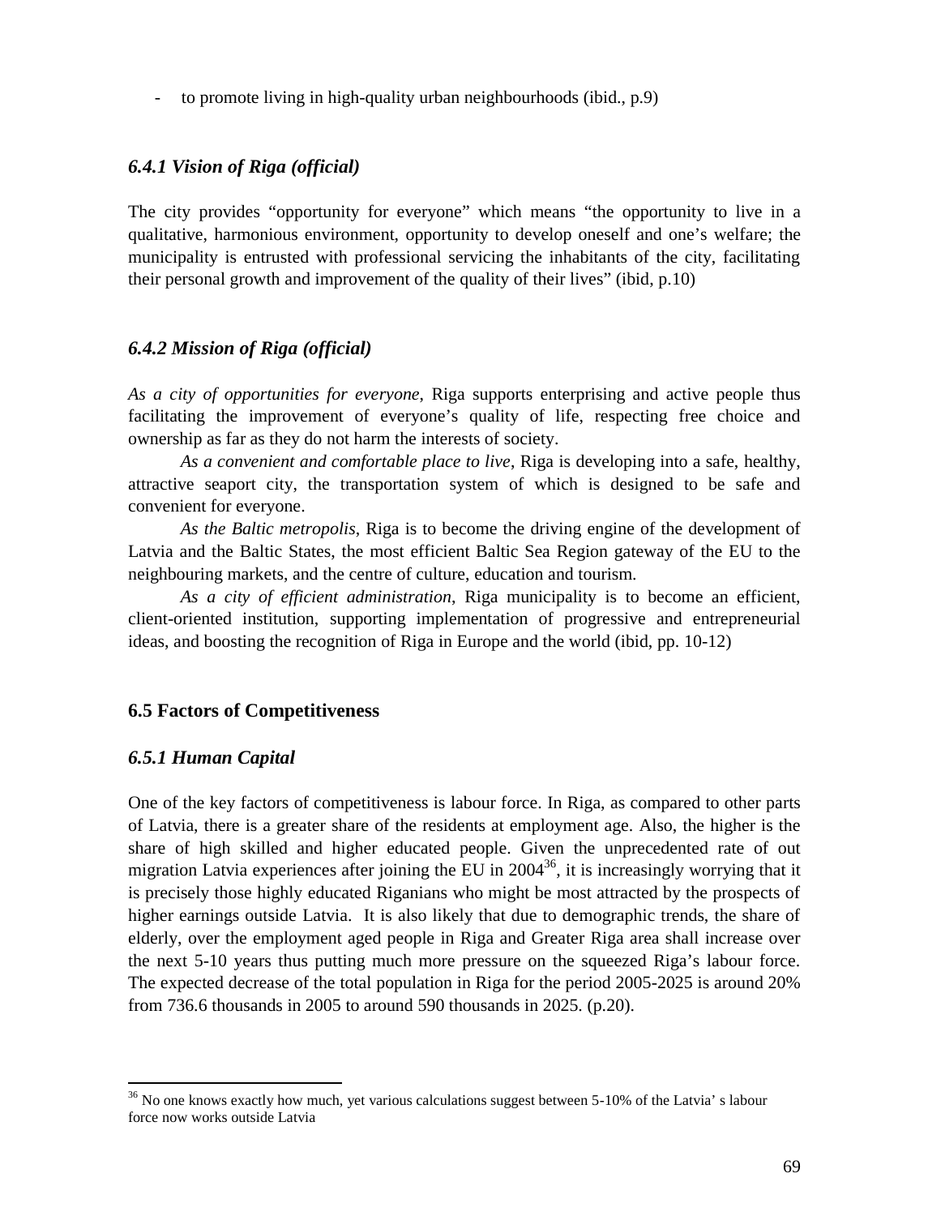- to promote living in high-quality urban neighbourhoods (ibid., p.9)

### *6.4.1 Vision of Riga (official)*

The city provides "opportunity for everyone" which means "the opportunity to live in a qualitative, harmonious environment, opportunity to develop oneself and one's welfare; the municipality is entrusted with professional servicing the inhabitants of the city, facilitating their personal growth and improvement of the quality of their lives" (ibid, p.10)

### *6.4.2 Mission of Riga (official)*

*As a city of opportunities for everyone*, Riga supports enterprising and active people thus facilitating the improvement of everyone's quality of life, respecting free choice and ownership as far as they do not harm the interests of society.

*As a convenient and comfortable place to live*, Riga is developing into a safe, healthy, attractive seaport city, the transportation system of which is designed to be safe and convenient for everyone.

*As the Baltic metropolis*, Riga is to become the driving engine of the development of Latvia and the Baltic States, the most efficient Baltic Sea Region gateway of the EU to the neighbouring markets, and the centre of culture, education and tourism.

*As a city of efficient administration*, Riga municipality is to become an efficient, client-oriented institution, supporting implementation of progressive and entrepreneurial ideas, and boosting the recognition of Riga in Europe and the world (ibid, pp. 10-12)

## 6.5 Factors of Competitiveness

### *6.5.1 Human Capital*

One of the key factors of competitiveness is labour force. In Riga, as compared to other parts of Latvia, there is a greater share of the residents at employment age. Also, the higher is the share of high skilled and higher educated people. Given the unprecedented rate of out migration Latvia experiences after joining the EU in 2004[36], it is increasingly worrying that it is precisely those highly educated Riganians who might be most attracted by the prospects of higher earnings outside Latvia. It is also likely that due to demographic trends, the share of elderly, over the employment aged people in Riga and Greater Riga area shall increase over the next 5-10 years thus putting much more pressure on the squeezed Riga's labour force. The expected decrease of the total population in Riga for the period 2005-2025 is around 20% from 736.6 thousands in 2005 to around 590 thousands in 2025. (p.20).

---

[36] No one knows exactly how much, yet various calculations suggest between 5-10% of the Latvia' s labour force now works outside Latvia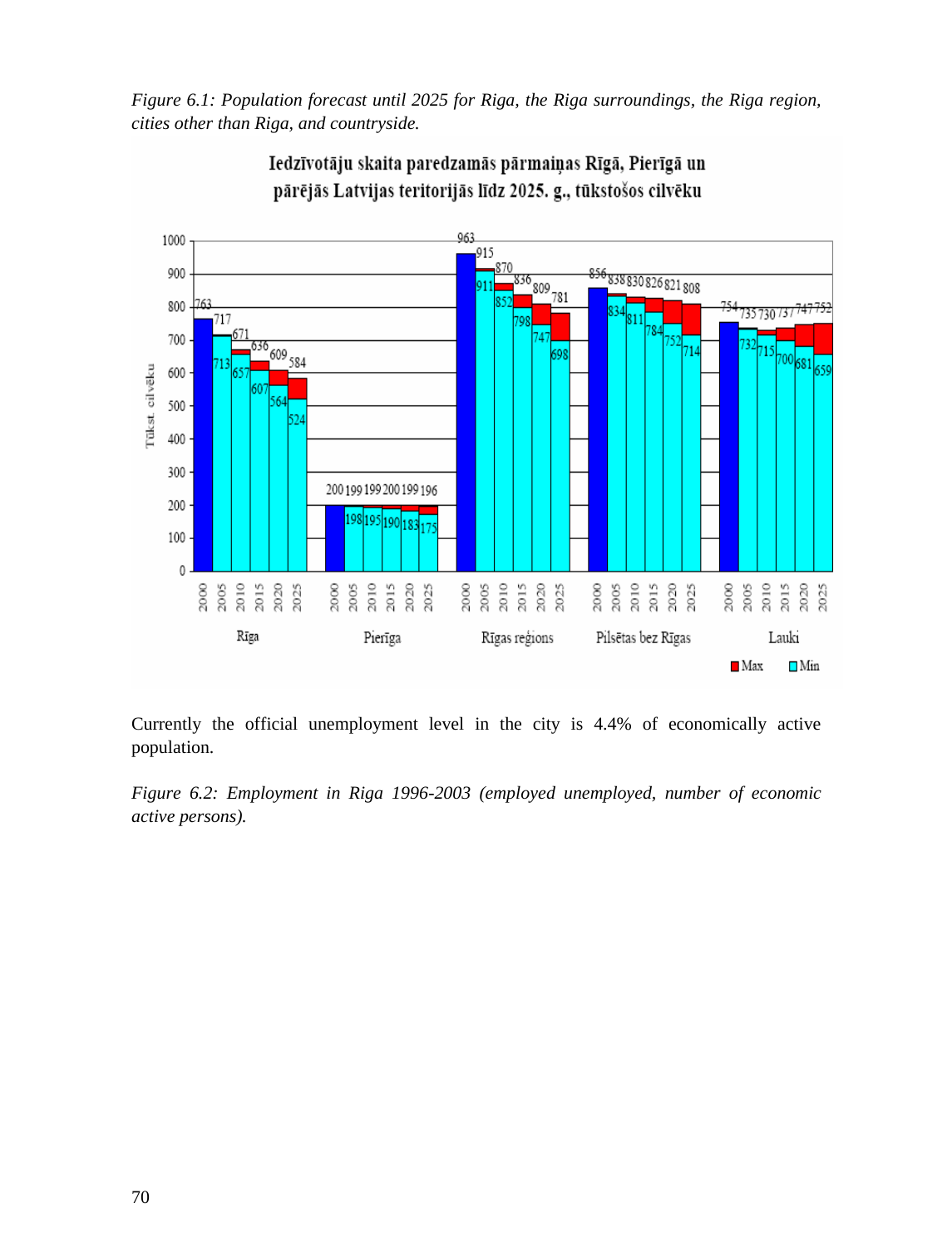*Figure 6.1: Population forecast until 2025 for Riga, the Riga surroundings, the Riga region, cities other than Riga, and countryside.*

**Iedzīvotāju skaita paredzamās pārmaiņas Rīgā, Pierīgā un pārējās Latvijas teritorijās līdz 2025. g., tūkstošos cilvēku**

| Territory | Year | Max (tūkst. cilvēku) | Min (tūkst. cilvēku) |
|---|---|---|---|
| Rīga | 2000 | 763 | |
| Rīga | 2005 | 717 | 713 |
| Rīga | 2010 | 671 | 657 |
| Rīga | 2015 | 636 | 607 |
| Rīga | 2020 | 609 | 564 |
| Rīga | 2025 | 584 | 524 |
| Pierīga | 2000 | 200 | |
| Pierīga | 2005 | 199 | 198 |
| Pierīga | 2010 | 199 | 195 |
| Pierīga | 2015 | 200 | 190 |
| Pierīga | 2020 | 199 | 183 |
| Pierīga | 2025 | 196 | 175 |
| Rīgas reģions | 2000 | 963 | |
| Rīgas reģions | 2005 | 915 | 911 |
| Rīgas reģions | 2010 | 870 | 852 |
| Rīgas reģions | 2015 | 836 | 798 |
| Rīgas reģions | 2020 | 809 | 747 |
| Rīgas reģions | 2025 | 781 | 698 |
| Pilsētas bez Rīgas | 2000 | 856 | |
| Pilsētas bez Rīgas | 2005 | 838 | 834 |
| Pilsētas bez Rīgas | 2010 | 830 | 811 |
| Pilsētas bez Rīgas | 2015 | 826 | 784 |
| Pilsētas bez Rīgas | 2020 | 821 | 752 |
| Pilsētas bez Rīgas | 2025 | 808 | 714 |
| Lauki | 2000 | 754 | |
| Lauki | 2005 | 735 | 732 |
| Lauki | 2010 | 730 | 715 |
| Lauki | 2015 | 737 | 700 |
| Lauki | 2020 | 747 | 681 |
| Lauki | 2025 | 752 | 659 |

Currently the official unemployment level in the city is 4.4% of economically active population.

*Figure 6.2: Employment in Riga 1996-2003 (employed unemployed, number of economic active persons).*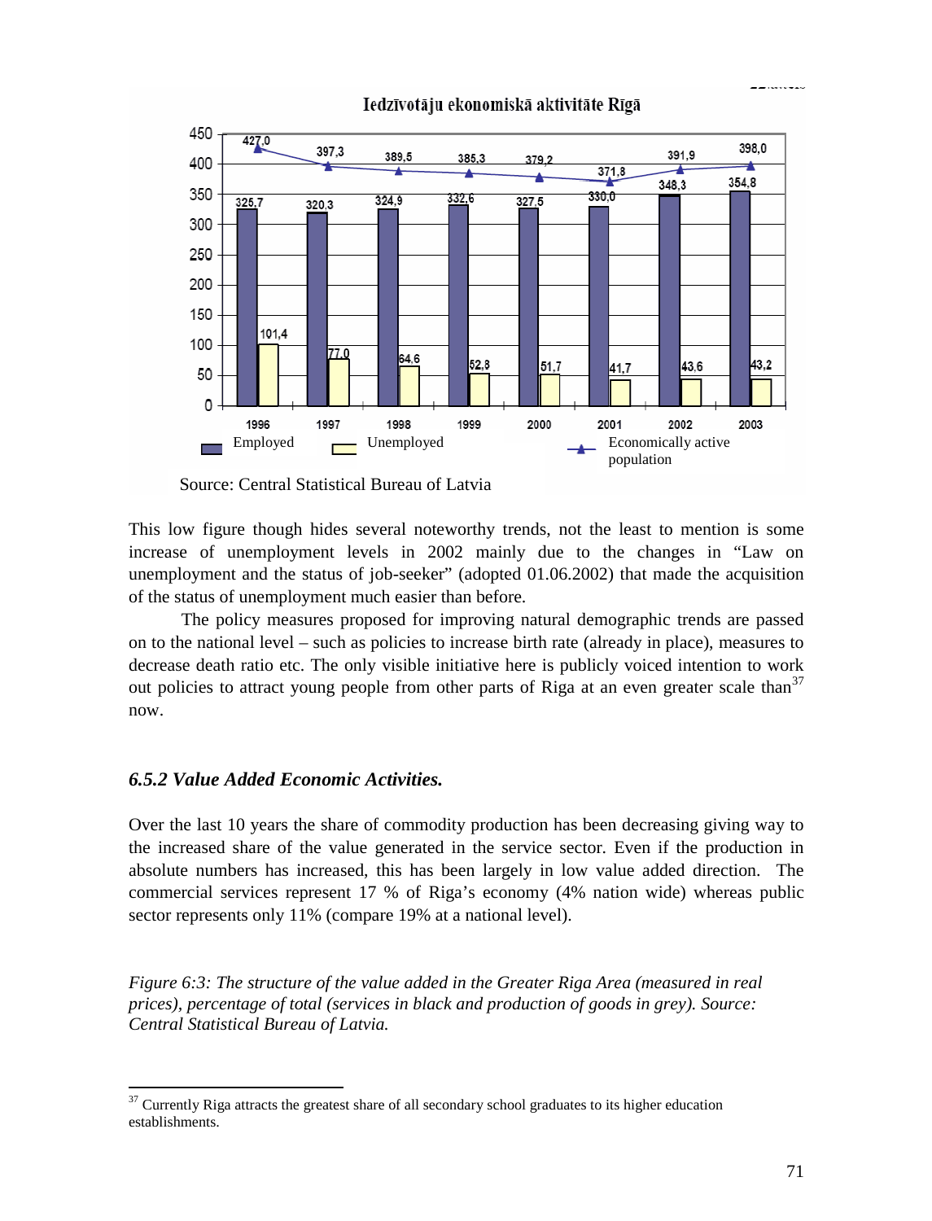Iedzīvotāju ekonomiskā aktivitāte Rīgā

| Year | Employed | Unemployed | Economically active population |
| --- | --- | --- | --- |
| 1996 | 325,7 | 101,4 | 427,0 |
| 1997 | 320,3 | 77,0 | 397,3 |
| 1998 | 324,9 | 64,6 | 389,5 |
| 1999 | 332,6 | 52,8 | 385,3 |
| 2000 | 327,5 | 51,7 | 379,2 |
| 2001 | 330,0 | 41,7 | 371,8 |
| 2002 | 348,3 | 43,6 | 391,9 |
| 2003 | 354,8 | 43,2 | 398,0 |

Source: Central Statistical Bureau of Latvia

This low figure though hides several noteworthy trends, not the least to mention is some increase of unemployment levels in 2002 mainly due to the changes in "Law on unemployment and the status of job-seeker" (adopted 01.06.2002) that made the acquisition of the status of unemployment much easier than before.

The policy measures proposed for improving natural demographic trends are passed on to the national level – such as policies to increase birth rate (already in place), measures to decrease death ratio etc. The only visible initiative here is publicly voiced intention to work out policies to attract young people from other parts of Riga at an even greater scale than[37] now.

### *6.5.2 Value Added Economic Activities.*

Over the last 10 years the share of commodity production has been decreasing giving way to the increased share of the value generated in the service sector. Even if the production in absolute numbers has increased, this has been largely in low value added direction. The commercial services represent 17 % of Riga's economy (4% nation wide) whereas public sector represents only 11% (compare 19% at a national level).

*Figure 6:3: The structure of the value added in the Greater Riga Area (measured in real prices), percentage of total (services in black and production of goods in grey). Source: Central Statistical Bureau of Latvia.*

[37] Currently Riga attracts the greatest share of all secondary school graduates to its higher education establishments.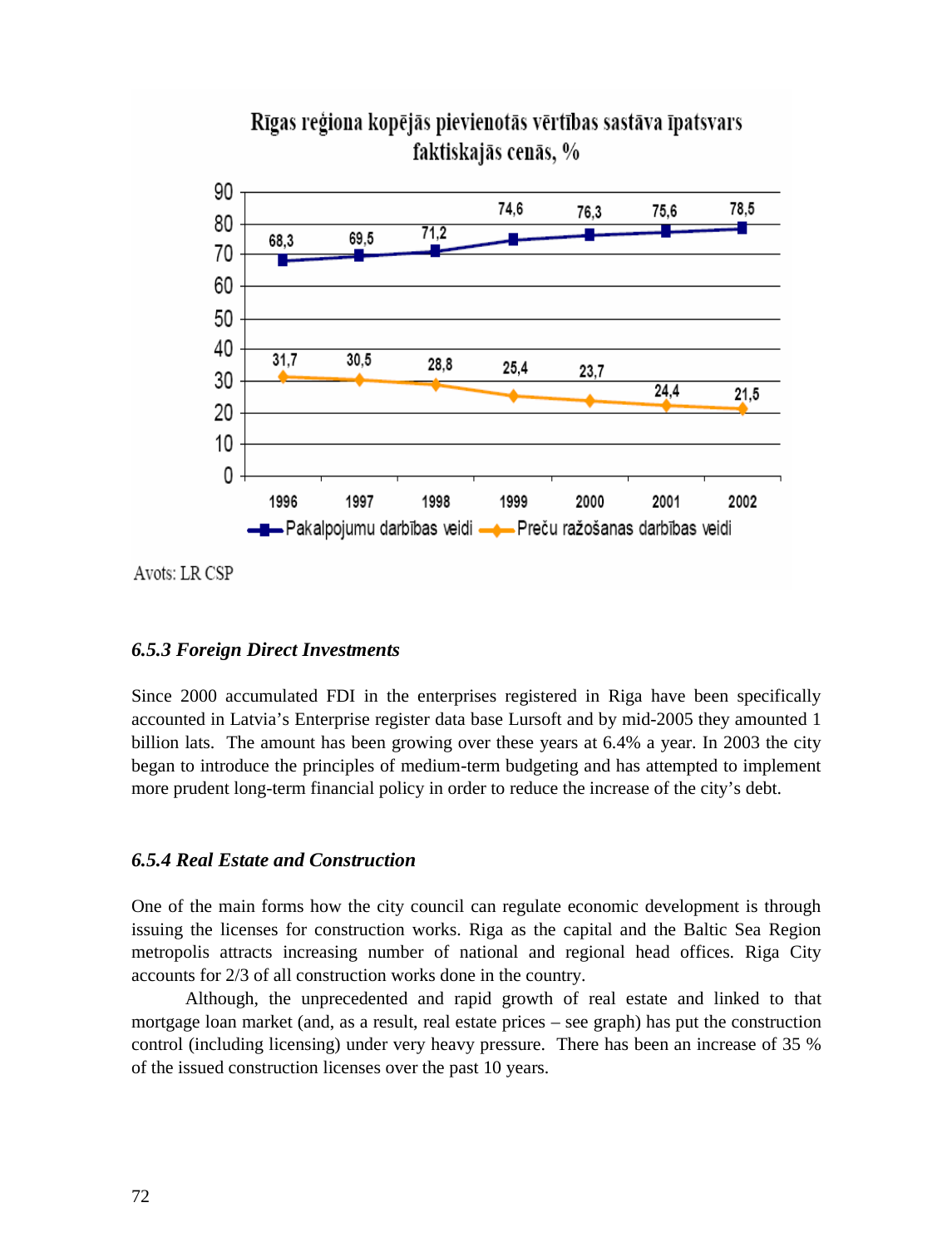Rīgas reģiona kopējās pievienotās vērtības sastāva īpatsvars faktiskajās cenās, %

| | 1996 | 1997 | 1998 | 1999 | 2000 | 2001 | 2002 |
|---|---|---|---|---|---|---|---|
| Pakalpojumu darbības veidi | 68,3 | 69,5 | 71,2 | 74,6 | 76,3 | 75,6 | 78,5 |
| Preču ražošanas darbības veidi | 31,7 | 30,5 | 28,8 | 25,4 | 23,7 | 24,4 | 21,5 |

Avots: LR CSP

### *6.5.3 Foreign Direct Investments*

Since 2000 accumulated FDI in the enterprises registered in Riga have been specifically accounted in Latvia's Enterprise register data base Lursoft and by mid-2005 they amounted 1 billion lats. The amount has been growing over these years at 6.4% a year. In 2003 the city began to introduce the principles of medium-term budgeting and has attempted to implement more prudent long-term financial policy in order to reduce the increase of the city's debt.

### *6.5.4 Real Estate and Construction*

One of the main forms how the city council can regulate economic development is through issuing the licenses for construction works. Riga as the capital and the Baltic Sea Region metropolis attracts increasing number of national and regional head offices. Riga City accounts for 2/3 of all construction works done in the country.

Although, the unprecedented and rapid growth of real estate and linked to that mortgage loan market (and, as a result, real estate prices – see graph) has put the construction control (including licensing) under very heavy pressure. There has been an increase of 35 % of the issued construction licenses over the past 10 years.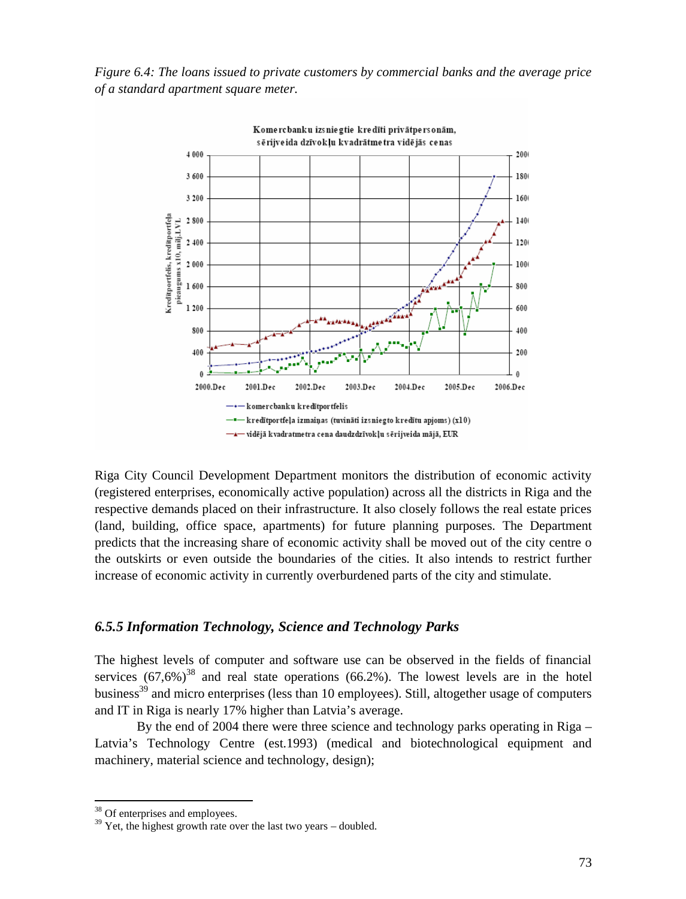*Figure 6.4: The loans issued to private customers by commercial banks and the average price of a standard apartment square meter.*

Riga City Council Development Department monitors the distribution of economic activity (registered enterprises, economically active population) across all the districts in Riga and the respective demands placed on their infrastructure. It also closely follows the real estate prices (land, building, office space, apartments) for future planning purposes. The Department predicts that the increasing share of economic activity shall be moved out of the city centre o the outskirts or even outside the boundaries of the cities. It also intends to restrict further increase of economic activity in currently overburdened parts of the city and stimulate.

### *6.5.5 Information Technology, Science and Technology Parks*

The highest levels of computer and software use can be observed in the fields of financial services (67,6%)[38] and real state operations (66.2%). The lowest levels are in the hotel business[39] and micro enterprises (less than 10 employees). Still, altogether usage of computers and IT in Riga is nearly 17% higher than Latvia's average.

By the end of 2004 there were three science and technology parks operating in Riga – Latvia's Technology Centre (est.1993) (medical and biotechnological equipment and machinery, material science and technology, design);

---

[38] Of enterprises and employees.

[39] Yet, the highest growth rate over the last two years – doubled.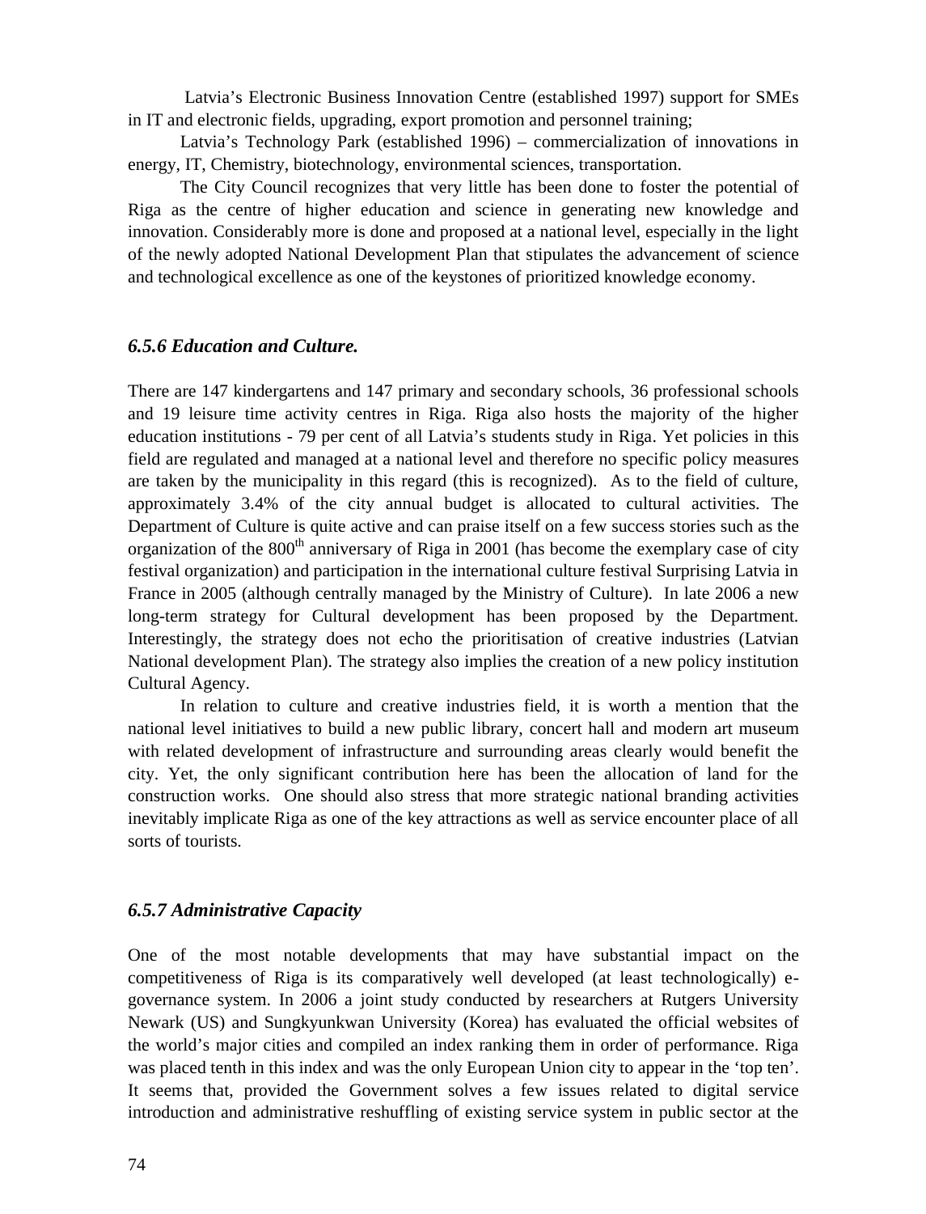Latvia's Electronic Business Innovation Centre (established 1997) support for SMEs in IT and electronic fields, upgrading, export promotion and personnel training;

Latvia's Technology Park (established 1996) – commercialization of innovations in energy, IT, Chemistry, biotechnology, environmental sciences, transportation.

The City Council recognizes that very little has been done to foster the potential of Riga as the centre of higher education and science in generating new knowledge and innovation. Considerably more is done and proposed at a national level, especially in the light of the newly adopted National Development Plan that stipulates the advancement of science and technological excellence as one of the keystones of prioritized knowledge economy.

### *6.5.6 Education and Culture.*

There are 147 kindergartens and 147 primary and secondary schools, 36 professional schools and 19 leisure time activity centres in Riga. Riga also hosts the majority of the higher education institutions - 79 per cent of all Latvia's students study in Riga. Yet policies in this field are regulated and managed at a national level and therefore no specific policy measures are taken by the municipality in this regard (this is recognized). As to the field of culture, approximately 3.4% of the city annual budget is allocated to cultural activities. The Department of Culture is quite active and can praise itself on a few success stories such as the organization of the 800th anniversary of Riga in 2001 (has become the exemplary case of city festival organization) and participation in the international culture festival Surprising Latvia in France in 2005 (although centrally managed by the Ministry of Culture). In late 2006 a new long-term strategy for Cultural development has been proposed by the Department. Interestingly, the strategy does not echo the prioritisation of creative industries (Latvian National development Plan). The strategy also implies the creation of a new policy institution Cultural Agency.

In relation to culture and creative industries field, it is worth a mention that the national level initiatives to build a new public library, concert hall and modern art museum with related development of infrastructure and surrounding areas clearly would benefit the city. Yet, the only significant contribution here has been the allocation of land for the construction works. One should also stress that more strategic national branding activities inevitably implicate Riga as one of the key attractions as well as service encounter place of all sorts of tourists.

### *6.5.7 Administrative Capacity*

One of the most notable developments that may have substantial impact on the competitiveness of Riga is its comparatively well developed (at least technologically) e-governance system. In 2006 a joint study conducted by researchers at Rutgers University Newark (US) and Sungkyunkwan University (Korea) has evaluated the official websites of the world's major cities and compiled an index ranking them in order of performance. Riga was placed tenth in this index and was the only European Union city to appear in the 'top ten'. It seems that, provided the Government solves a few issues related to digital service introduction and administrative reshuffling of existing service system in public sector at the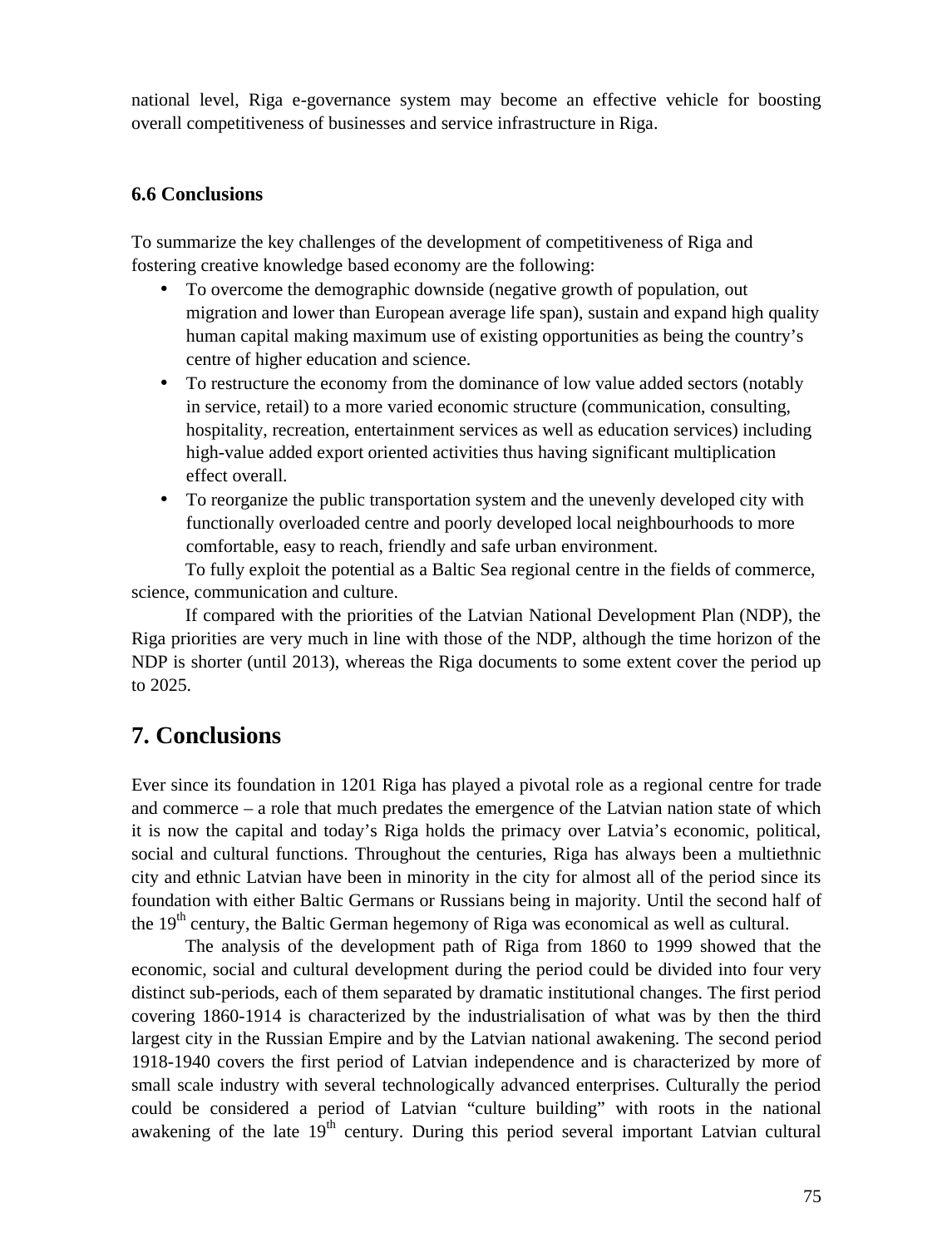national level, Riga e-governance system may become an effective vehicle for boosting overall competitiveness of businesses and service infrastructure in Riga.

### 6.6 Conclusions

To summarize the key challenges of the development of competitiveness of Riga and fostering creative knowledge based economy are the following:

- To overcome the demographic downside (negative growth of population, out migration and lower than European average life span), sustain and expand high quality human capital making maximum use of existing opportunities as being the country's centre of higher education and science.
- To restructure the economy from the dominance of low value added sectors (notably in service, retail) to a more varied economic structure (communication, consulting, hospitality, recreation, entertainment services as well as education services) including high-value added export oriented activities thus having significant multiplication effect overall.
- To reorganize the public transportation system and the unevenly developed city with functionally overloaded centre and poorly developed local neighbourhoods to more comfortable, easy to reach, friendly and safe urban environment.

To fully exploit the potential as a Baltic Sea regional centre in the fields of commerce, science, communication and culture.

If compared with the priorities of the Latvian National Development Plan (NDP), the Riga priorities are very much in line with those of the NDP, although the time horizon of the NDP is shorter (until 2013), whereas the Riga documents to some extent cover the period up to 2025.

## 7. Conclusions

Ever since its foundation in 1201 Riga has played a pivotal role as a regional centre for trade and commerce – a role that much predates the emergence of the Latvian nation state of which it is now the capital and today's Riga holds the primacy over Latvia's economic, political, social and cultural functions. Throughout the centuries, Riga has always been a multiethnic city and ethnic Latvian have been in minority in the city for almost all of the period since its foundation with either Baltic Germans or Russians being in majority. Until the second half of the 19th century, the Baltic German hegemony of Riga was economical as well as cultural.

The analysis of the development path of Riga from 1860 to 1999 showed that the economic, social and cultural development during the period could be divided into four very distinct sub-periods, each of them separated by dramatic institutional changes. The first period covering 1860-1914 is characterized by the industrialisation of what was by then the third largest city in the Russian Empire and by the Latvian national awakening. The second period 1918-1940 covers the first period of Latvian independence and is characterized by more of small scale industry with several technologically advanced enterprises. Culturally the period could be considered a period of Latvian "culture building" with roots in the national awakening of the late 19th century. During this period several important Latvian cultural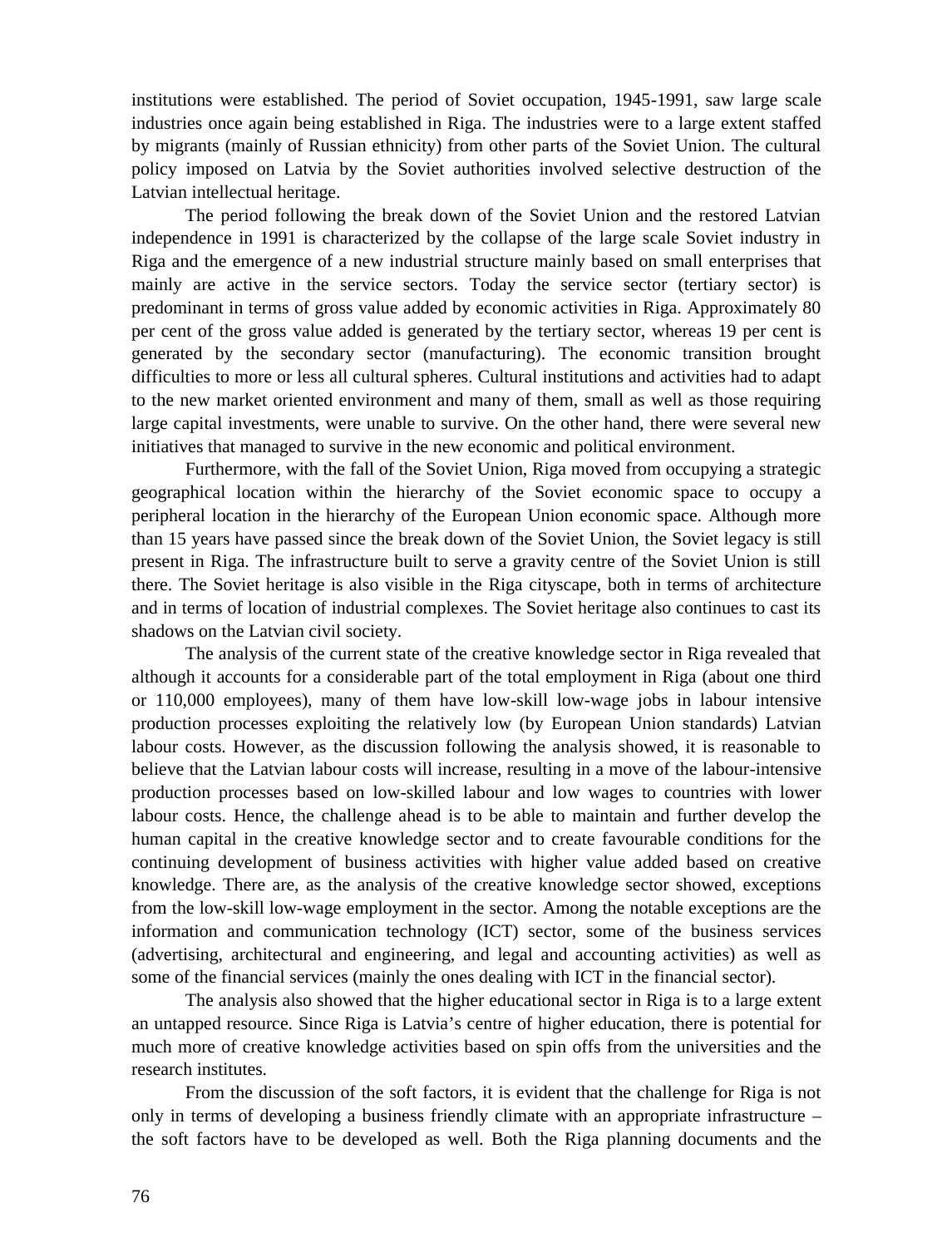institutions were established. The period of Soviet occupation, 1945-1991, saw large scale industries once again being established in Riga. The industries were to a large extent staffed by migrants (mainly of Russian ethnicity) from other parts of the Soviet Union. The cultural policy imposed on Latvia by the Soviet authorities involved selective destruction of the Latvian intellectual heritage.

The period following the break down of the Soviet Union and the restored Latvian independence in 1991 is characterized by the collapse of the large scale Soviet industry in Riga and the emergence of a new industrial structure mainly based on small enterprises that mainly are active in the service sectors. Today the service sector (tertiary sector) is predominant in terms of gross value added by economic activities in Riga. Approximately 80 per cent of the gross value added is generated by the tertiary sector, whereas 19 per cent is generated by the secondary sector (manufacturing). The economic transition brought difficulties to more or less all cultural spheres. Cultural institutions and activities had to adapt to the new market oriented environment and many of them, small as well as those requiring large capital investments, were unable to survive. On the other hand, there were several new initiatives that managed to survive in the new economic and political environment.

Furthermore, with the fall of the Soviet Union, Riga moved from occupying a strategic geographical location within the hierarchy of the Soviet economic space to occupy a peripheral location in the hierarchy of the European Union economic space. Although more than 15 years have passed since the break down of the Soviet Union, the Soviet legacy is still present in Riga. The infrastructure built to serve a gravity centre of the Soviet Union is still there. The Soviet heritage is also visible in the Riga cityscape, both in terms of architecture and in terms of location of industrial complexes. The Soviet heritage also continues to cast its shadows on the Latvian civil society.

The analysis of the current state of the creative knowledge sector in Riga revealed that although it accounts for a considerable part of the total employment in Riga (about one third or 110,000 employees), many of them have low-skill low-wage jobs in labour intensive production processes exploiting the relatively low (by European Union standards) Latvian labour costs. However, as the discussion following the analysis showed, it is reasonable to believe that the Latvian labour costs will increase, resulting in a move of the labour-intensive production processes based on low-skilled labour and low wages to countries with lower labour costs. Hence, the challenge ahead is to be able to maintain and further develop the human capital in the creative knowledge sector and to create favourable conditions for the continuing development of business activities with higher value added based on creative knowledge. There are, as the analysis of the creative knowledge sector showed, exceptions from the low-skill low-wage employment in the sector. Among the notable exceptions are the information and communication technology (ICT) sector, some of the business services (advertising, architectural and engineering, and legal and accounting activities) as well as some of the financial services (mainly the ones dealing with ICT in the financial sector).

The analysis also showed that the higher educational sector in Riga is to a large extent an untapped resource. Since Riga is Latvia's centre of higher education, there is potential for much more of creative knowledge activities based on spin offs from the universities and the research institutes.

From the discussion of the soft factors, it is evident that the challenge for Riga is not only in terms of developing a business friendly climate with an appropriate infrastructure – the soft factors have to be developed as well. Both the Riga planning documents and the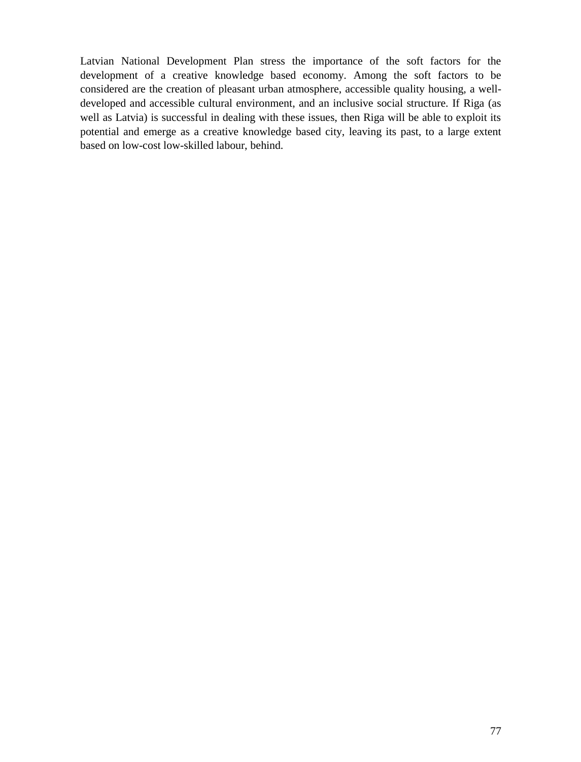Latvian National Development Plan stress the importance of the soft factors for the development of a creative knowledge based economy. Among the soft factors to be considered are the creation of pleasant urban atmosphere, accessible quality housing, a well-developed and accessible cultural environment, and an inclusive social structure. If Riga (as well as Latvia) is successful in dealing with these issues, then Riga will be able to exploit its potential and emerge as a creative knowledge based city, leaving its past, to a large extent based on low-cost low-skilled labour, behind.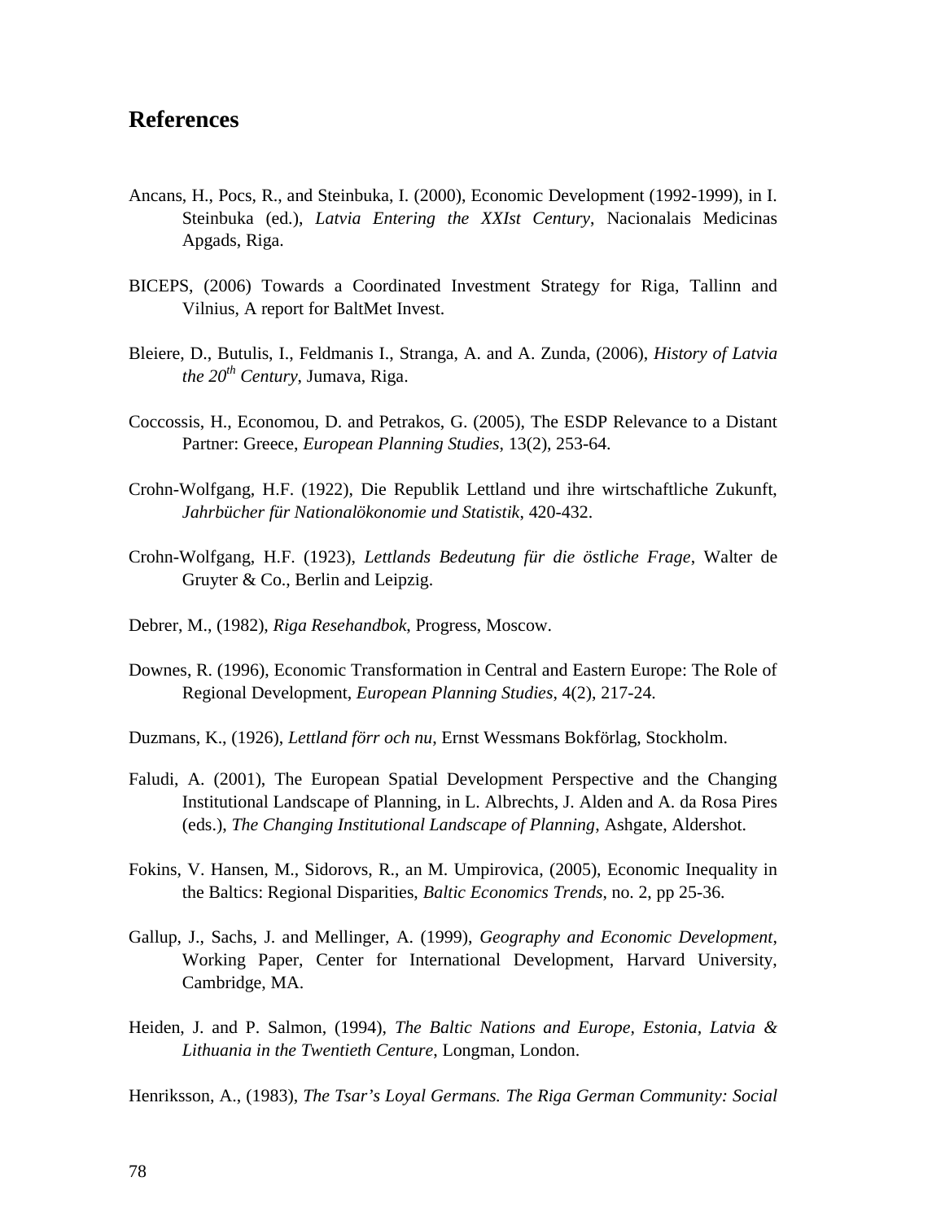## References

Ancans, H., Pocs, R., and Steinbuka, I. (2000), Economic Development (1992-1999), in I. Steinbuka (ed.), *Latvia Entering the XXIst Century*, Nacionalais Medicinas Apgads, Riga.

BICEPS, (2006) Towards a Coordinated Investment Strategy for Riga, Tallinn and Vilnius, A report for BaltMet Invest.

Bleiere, D., Butulis, I., Feldmanis I., Stranga, A. and A. Zunda, (2006), *History of Latvia the 20th Century*, Jumava, Riga.

Coccossis, H., Economou, D. and Petrakos, G. (2005), The ESDP Relevance to a Distant Partner: Greece, *European Planning Studies*, 13(2), 253-64.

Crohn-Wolfgang, H.F. (1922), Die Republik Lettland und ihre wirtschaftliche Zukunft, *Jahrbücher für Nationalökonomie und Statistik*, 420-432.

Crohn-Wolfgang, H.F. (1923), *Lettlands Bedeutung für die östliche Frage*, Walter de Gruyter & Co., Berlin and Leipzig.

Debrer, M., (1982), *Riga Resehandbok*, Progress, Moscow.

Downes, R. (1996), Economic Transformation in Central and Eastern Europe: The Role of Regional Development, *European Planning Studies*, 4(2), 217-24.

Duzmans, K., (1926), *Lettland förr och nu*, Ernst Wessmans Bokförlag, Stockholm.

Faludi, A. (2001), The European Spatial Development Perspective and the Changing Institutional Landscape of Planning, in L. Albrechts, J. Alden and A. da Rosa Pires (eds.), *The Changing Institutional Landscape of Planning*, Ashgate, Aldershot.

Fokins, V. Hansen, M., Sidorovs, R., an M. Umpirovica, (2005), Economic Inequality in the Baltics: Regional Disparities, *Baltic Economics Trends*, no. 2, pp 25-36.

Gallup, J., Sachs, J. and Mellinger, A. (1999), *Geography and Economic Development*, Working Paper, Center for International Development, Harvard University, Cambridge, MA.

Heiden, J. and P. Salmon, (1994), *The Baltic Nations and Europe, Estonia, Latvia & Lithuania in the Twentieth Centure*, Longman, London.

Henriksson, A., (1983), *The Tsar's Loyal Germans. The Riga German Community: Social*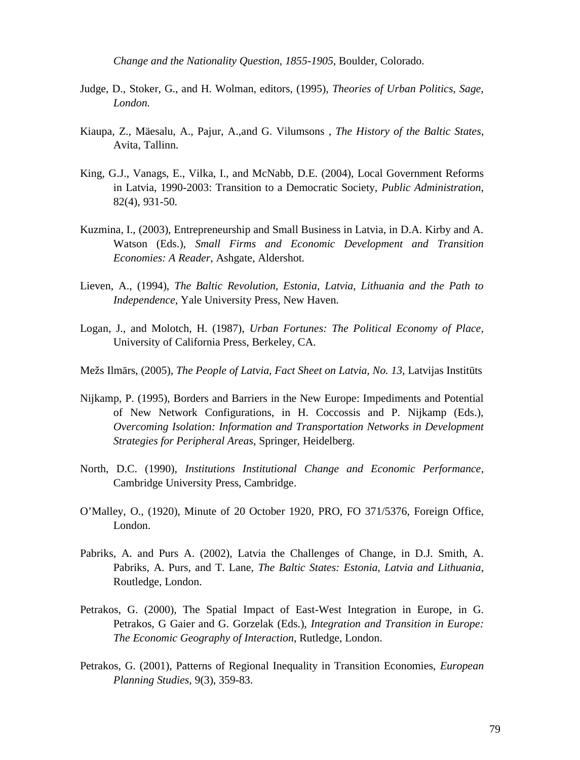*Change and the Nationality Question, 1855-1905*, Boulder, Colorado.

Judge, D., Stoker, G., and H. Wolman, editors, (1995), *Theories of Urban Politics, Sage, London.*

Kiaupa, Z., Mäesalu, A., Pajur, A.,and G. Vilumsons , *The History of the Baltic States*, Avita, Tallinn.

King, G.J., Vanags, E., Vilka, I., and McNabb, D.E. (2004), Local Government Reforms in Latvia, 1990-2003: Transition to a Democratic Society, *Public Administration*, 82(4), 931-50.

Kuzmina, I., (2003), Entrepreneurship and Small Business in Latvia, in D.A. Kirby and A. Watson (Eds.), *Small Firms and Economic Development and Transition Economies: A Reader*, Ashgate, Aldershot.

Lieven, A., (1994), *The Baltic Revolution, Estonia, Latvia, Lithuania and the Path to Independence*, Yale University Press, New Haven.

Logan, J., and Molotch, H. (1987), *Urban Fortunes: The Political Economy of Place*, University of California Press, Berkeley, CA.

Mežs Ilmārs, (2005), *The People of Latvia, Fact Sheet on Latvia, No. 13*, Latvijas Institūts

Nijkamp, P. (1995), Borders and Barriers in the New Europe: Impediments and Potential of New Network Configurations, in H. Coccossis and P. Nijkamp (Eds.), *Overcoming Isolation: Information and Transportation Networks in Development Strategies for Peripheral Areas*, Springer, Heidelberg.

North, D.C. (1990), *Institutions Institutional Change and Economic Performance*, Cambridge University Press, Cambridge.

O'Malley, O., (1920), Minute of 20 October 1920, PRO, FO 371/5376, Foreign Office, London.

Pabriks, A. and Purs A. (2002), Latvia the Challenges of Change, in D.J. Smith, A. Pabriks, A. Purs, and T. Lane, *The Baltic States: Estonia, Latvia and Lithuania*, Routledge, London.

Petrakos, G. (2000), The Spatial Impact of East-West Integration in Europe, in G. Petrakos, G Gaier and G. Gorzelak (Eds.), *Integration and Transition in Europe: The Economic Geography of Interaction*, Rutledge, London.

Petrakos, G. (2001), Patterns of Regional Inequality in Transition Economies, *European Planning Studies*, 9(3), 359-83.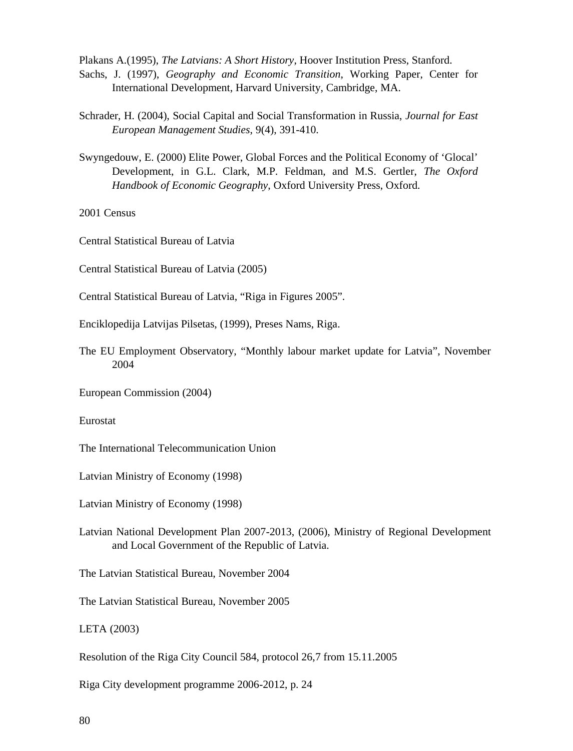Plakans A.(1995), *The Latvians: A Short History*, Hoover Institution Press, Stanford.

Sachs, J. (1997), *Geography and Economic Transition*, Working Paper, Center for International Development, Harvard University, Cambridge, MA.

Schrader, H. (2004), Social Capital and Social Transformation in Russia, *Journal for East European Management Studies*, 9(4), 391-410.

Swyngedouw, E. (2000) Elite Power, Global Forces and the Political Economy of 'Glocal' Development, in G.L. Clark, M.P. Feldman, and M.S. Gertler, *The Oxford Handbook of Economic Geography*, Oxford University Press, Oxford.

2001 Census

Central Statistical Bureau of Latvia

Central Statistical Bureau of Latvia (2005)

Central Statistical Bureau of Latvia, "Riga in Figures 2005".

Enciklopedija Latvijas Pilsetas, (1999), Preses Nams, Riga.

The EU Employment Observatory, "Monthly labour market update for Latvia", November 2004

European Commission (2004)

Eurostat

The International Telecommunication Union

Latvian Ministry of Economy (1998)

Latvian Ministry of Economy (1998)

Latvian National Development Plan 2007-2013, (2006), Ministry of Regional Development and Local Government of the Republic of Latvia.

The Latvian Statistical Bureau, November 2004

The Latvian Statistical Bureau, November 2005

LETA (2003)

Resolution of the Riga City Council 584, protocol 26,7 from 15.11.2005

Riga City development programme 2006-2012, p. 24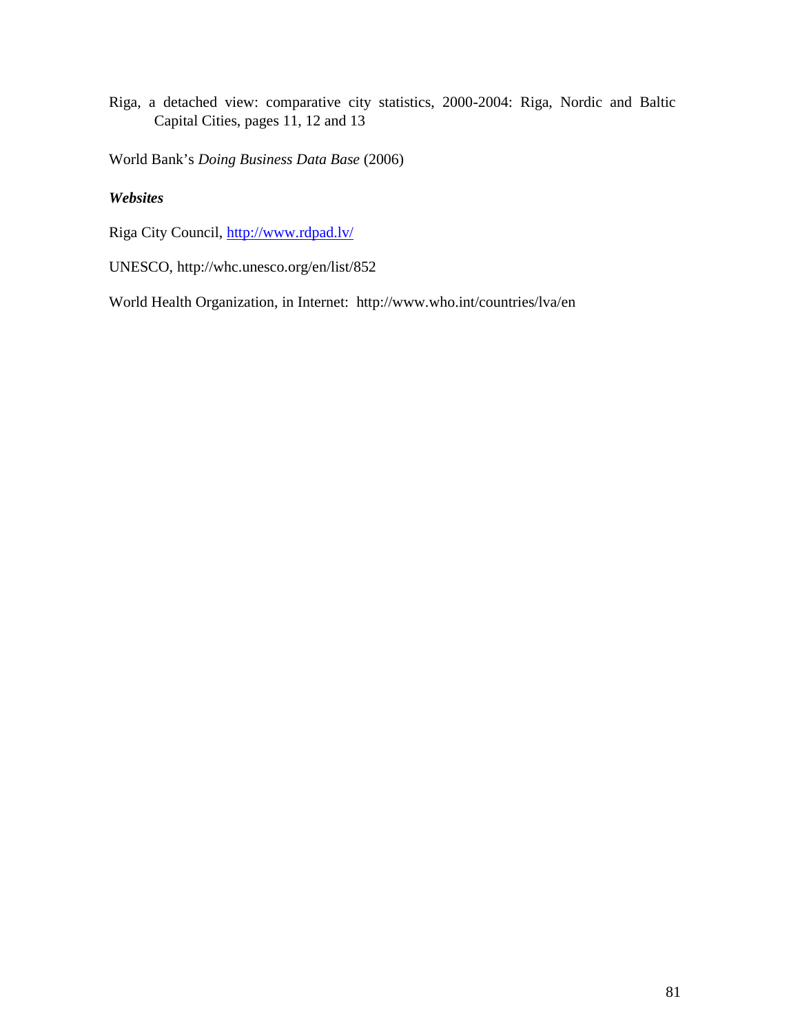Riga, a detached view: comparative city statistics, 2000-2004: Riga, Nordic and Baltic Capital Cities, pages 11, 12 and 13

World Bank's *Doing Business Data Base* (2006)

***Websites***

Riga City Council, http://www.rdpad.lv/

UNESCO, http://whc.unesco.org/en/list/852

World Health Organization, in Internet: http://www.who.int/countries/lva/en